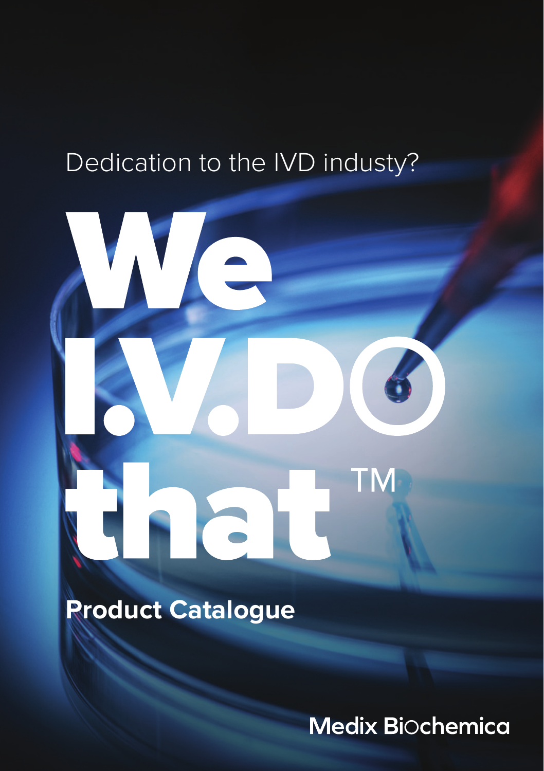Dedication to the IVD industy?

# We I.V.DO that™

## Product Catalogue

Medix Biochemica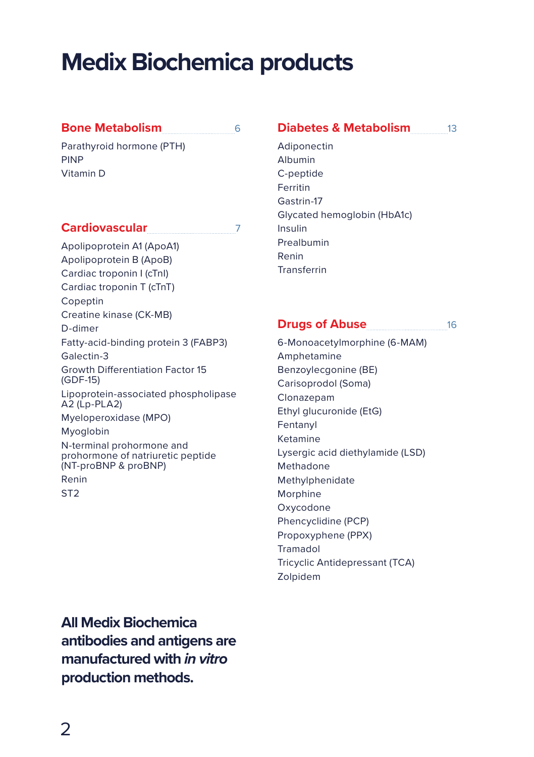# Medix Biochemica products

## Bone Metabolism ........ 6

Parathyroid hormone (PTH)
PINP
Vitamin D

## Cardiovascular ........ 7

Apolipoprotein A1 (ApoA1)
Apolipoprotein B (ApoB)
Cardiac troponin I (cTnI)
Cardiac troponin T (cTnT)
Copeptin
Creatine kinase (CK-MB)
D-dimer
Fatty-acid-binding protein 3 (FABP3)
Galectin-3
Growth Differentiation Factor 15 (GDF-15)
Lipoprotein-associated phospholipase A2 (Lp-PLA2)
Myeloperoxidase (MPO)
Myoglobin
N-terminal prohormone and prohormone of natriuretic peptide (NT-proBNP & proBNP)
Renin
ST2

## Diabetes & Metabolism ........ 13

Adiponectin
Albumin
C-peptide
Ferritin
Gastrin-17
Glycated hemoglobin (HbA1c)
Insulin
Prealbumin
Renin
Transferrin

## Drugs of Abuse ........ 16

6-Monoacetylmorphine (6-MAM)
Amphetamine
Benzoylecgonine (BE)
Carisoprodol (Soma)
Clonazepam
Ethyl glucuronide (EtG)
Fentanyl
Ketamine
Lysergic acid diethylamide (LSD)
Methadone
Methylphenidate
Morphine
Oxycodone
Phencyclidine (PCP)
Propoxyphene (PPX)
Tramadol
Tricyclic Antidepressant (TCA)
Zolpidem

**All Medix Biochemica antibodies and antigens are manufactured with *in vitro* production methods.**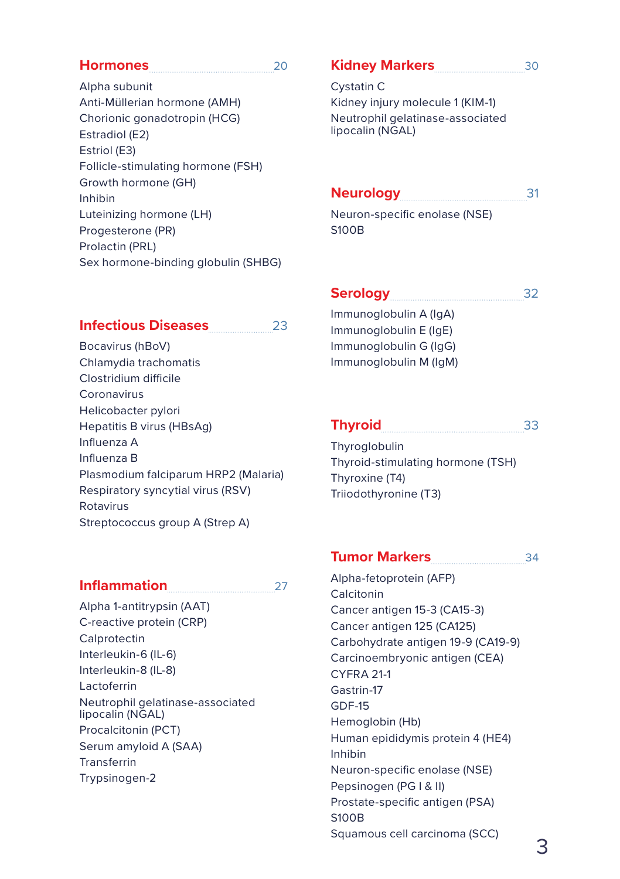## Hormones 20

- Alpha subunit
- Anti-Müllerian hormone (AMH)
- Chorionic gonadotropin (HCG)
- Estradiol (E2)
- Estriol (E3)
- Follicle-stimulating hormone (FSH)
- Growth hormone (GH)
- Inhibin
- Luteinizing hormone (LH)
- Progesterone (PR)
- Prolactin (PRL)
- Sex hormone-binding globulin (SHBG)

## Infectious Diseases 23

- Bocavirus (hBoV)
- Chlamydia trachomatis
- Clostridium difficile
- Coronavirus
- Helicobacter pylori
- Hepatitis B virus (HBsAg)
- Influenza A
- Influenza B
- Plasmodium falciparum HRP2 (Malaria)
- Respiratory syncytial virus (RSV)
- Rotavirus
- Streptococcus group A (Strep A)

## Inflammation 27

- Alpha 1-antitrypsin (AAT)
- C-reactive protein (CRP)
- Calprotectin
- Interleukin-6 (IL-6)
- Interleukin-8 (IL-8)
- Lactoferrin
- Neutrophil gelatinase-associated lipocalin (NGAL)
- Procalcitonin (PCT)
- Serum amyloid A (SAA)
- Transferrin
- Trypsinogen-2

## Kidney Markers 30

- Cystatin C
- Kidney injury molecule 1 (KIM-1)
- Neutrophil gelatinase-associated lipocalin (NGAL)

## Neurology 31

- Neuron-specific enolase (NSE)
- S100B

## Serology 32

- Immunoglobulin A (IgA)
- Immunoglobulin E (IgE)
- Immunoglobulin G (IgG)
- Immunoglobulin M (IgM)

## Thyroid 33

- Thyroglobulin
- Thyroid-stimulating hormone (TSH)
- Thyroxine (T4)
- Triiodothyronine (T3)

## Tumor Markers 34

- Alpha-fetoprotein (AFP)
- Calcitonin
- Cancer antigen 15-3 (CA15-3)
- Cancer antigen 125 (CA125)
- Carbohydrate antigen 19-9 (CA19-9)
- Carcinoembryonic antigen (CEA)
- CYFRA 21-1
- Gastrin-17
- GDF-15
- Hemoglobin (Hb)
- Human epididymis protein 4 (HE4)
- Inhibin
- Neuron-specific enolase (NSE)
- Pepsinogen (PG I & II)
- Prostate-specific antigen (PSA)
- S100B
- Squamous cell carcinoma (SCC)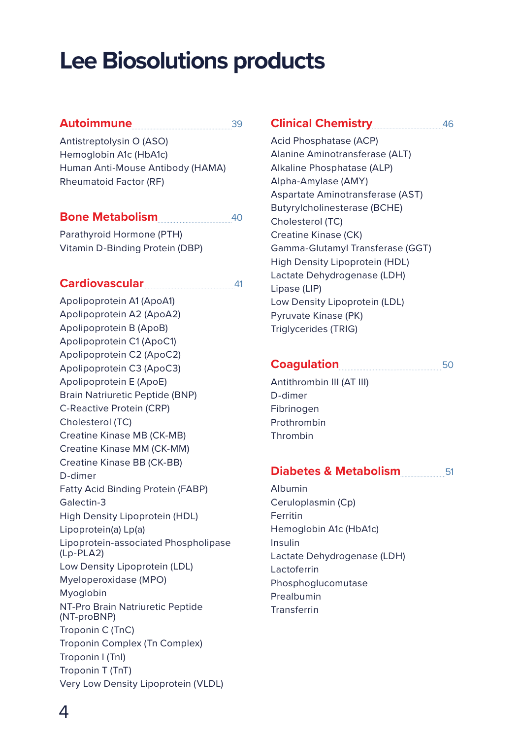# Lee Biosolutions products

## Autoimmune ........ 39

Antistreptolysin O (ASO)
Hemoglobin A1c (HbA1c)
Human Anti-Mouse Antibody (HAMA)
Rheumatoid Factor (RF)

## Bone Metabolism ........ 40

Parathyroid Hormone (PTH)
Vitamin D-Binding Protein (DBP)

## Cardiovascular ........ 41

Apolipoprotein A1 (ApoA1)
Apolipoprotein A2 (ApoA2)
Apolipoprotein B (ApoB)
Apolipoprotein C1 (ApoC1)
Apolipoprotein C2 (ApoC2)
Apolipoprotein C3 (ApoC3)
Apolipoprotein E (ApoE)
Brain Natriuretic Peptide (BNP)
C-Reactive Protein (CRP)
Cholesterol (TC)
Creatine Kinase MB (CK-MB)
Creatine Kinase MM (CK-MM)
Creatine Kinase BB (CK-BB)
D-dimer
Fatty Acid Binding Protein (FABP)
Galectin-3
High Density Lipoprotein (HDL)
Lipoprotein(a) Lp(a)
Lipoprotein-associated Phospholipase (Lp-PLA2)
Low Density Lipoprotein (LDL)
Myeloperoxidase (MPO)
Myoglobin
NT-Pro Brain Natriuretic Peptide (NT-proBNP)
Troponin C (TnC)
Troponin Complex (Tn Complex)
Troponin I (TnI)
Troponin T (TnT)
Very Low Density Lipoprotein (VLDL)

## Clinical Chemistry ........ 46

Acid Phosphatase (ACP)
Alanine Aminotransferase (ALT)
Alkaline Phosphatase (ALP)
Alpha-Amylase (AMY)
Aspartate Aminotransferase (AST)
Butyrylcholinesterase (BCHE)
Cholesterol (TC)
Creatine Kinase (CK)
Gamma-Glutamyl Transferase (GGT)
High Density Lipoprotein (HDL)
Lactate Dehydrogenase (LDH)
Lipase (LIP)
Low Density Lipoprotein (LDL)
Pyruvate Kinase (PK)
Triglycerides (TRIG)

## Coagulation ........ 50

Antithrombin III (AT III)
D-dimer
Fibrinogen
Prothrombin
Thrombin

## Diabetes & Metabolism ........ 51

Albumin
Ceruloplasmin (Cp)
Ferritin
Hemoglobin A1c (HbA1c)
Insulin
Lactate Dehydrogenase (LDH)
Lactoferrin
Phosphoglucomutase
Prealbumin
Transferrin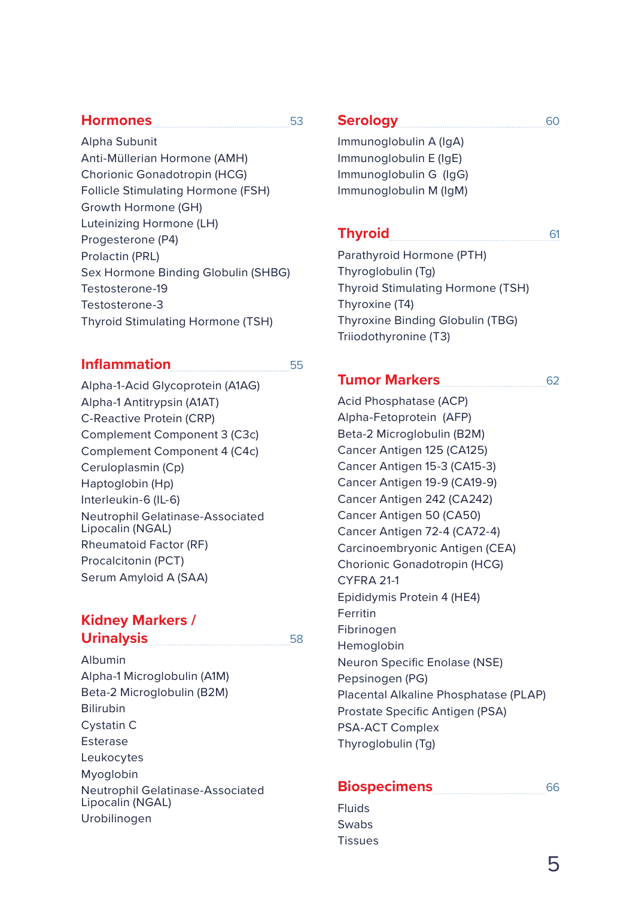## Hormones 53

Alpha Subunit
Anti-Müllerian Hormone (AMH)
Chorionic Gonadotropin (HCG)
Follicle Stimulating Hormone (FSH)
Growth Hormone (GH)
Luteinizing Hormone (LH)
Progesterone (P4)
Prolactin (PRL)
Sex Hormone Binding Globulin (SHBG)
Testosterone-19
Testosterone-3
Thyroid Stimulating Hormone (TSH)

## Inflammation 55

Alpha-1-Acid Glycoprotein (A1AG)
Alpha-1 Antitrypsin (A1AT)
C-Reactive Protein (CRP)
Complement Component 3 (C3c)
Complement Component 4 (C4c)
Ceruloplasmin (Cp)
Haptoglobin (Hp)
Interleukin-6 (IL-6)
Neutrophil Gelatinase-Associated Lipocalin (NGAL)
Rheumatoid Factor (RF)
Procalcitonin (PCT)
Serum Amyloid A (SAA)

## Kidney Markers / Urinalysis 58

Albumin
Alpha-1 Microglobulin (A1M)
Beta-2 Microglobulin (B2M)
Bilirubin
Cystatin C
Esterase
Leukocytes
Myoglobin
Neutrophil Gelatinase-Associated Lipocalin (NGAL)
Urobilinogen

## Serology 60

Immunoglobulin A (IgA)
Immunoglobulin E (IgE)
Immunoglobulin G (IgG)
Immunoglobulin M (IgM)

## Thyroid 61

Parathyroid Hormone (PTH)
Thyroglobulin (Tg)
Thyroid Stimulating Hormone (TSH)
Thyroxine (T4)
Thyroxine Binding Globulin (TBG)
Triiodothyronine (T3)

## Tumor Markers 62

Acid Phosphatase (ACP)
Alpha-Fetoprotein (AFP)
Beta-2 Microglobulin (B2M)
Cancer Antigen 125 (CA125)
Cancer Antigen 15-3 (CA15-3)
Cancer Antigen 19-9 (CA19-9)
Cancer Antigen 242 (CA242)
Cancer Antigen 50 (CA50)
Cancer Antigen 72-4 (CA72-4)
Carcinoembryonic Antigen (CEA)
Chorionic Gonadotropin (HCG)
CYFRA 21-1
Epididymis Protein 4 (HE4)
Ferritin
Fibrinogen
Hemoglobin
Neuron Specific Enolase (NSE)
Pepsinogen (PG)
Placental Alkaline Phosphatase (PLAP)
Prostate Specific Antigen (PSA)
PSA-ACT Complex
Thyroglobulin (Tg)

## Biospecimens 66

Fluids
Swabs
Tissues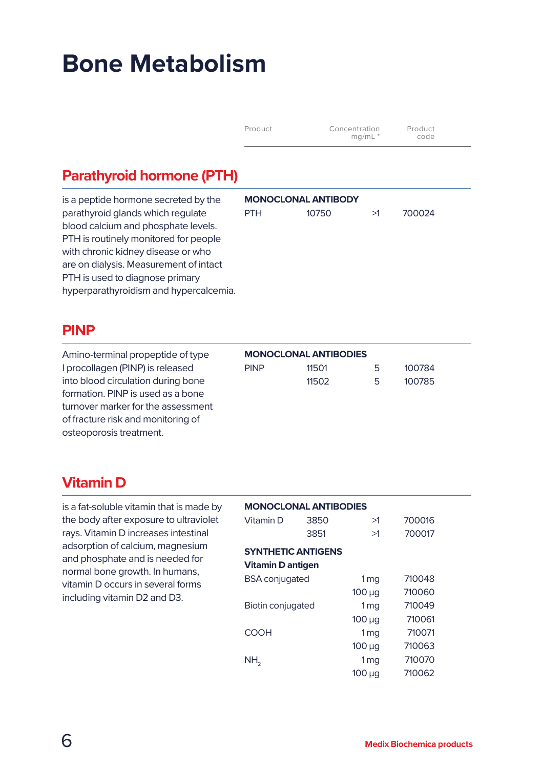# Bone Metabolism

| Product | | Concentration mg/mL * | Product code |
|---|---|---|---|

## Parathyroid hormone (PTH)

is a peptide hormone secreted by the parathyroid glands which regulate blood calcium and phosphate levels. PTH is routinely monitored for people with chronic kidney disease or who are on dialysis. Measurement of intact PTH is used to diagnose primary hyperparathyroidism and hypercalcemia.

| Product | | Concentration mg/mL * | Product code |
|---|---|---|---|
| **MONOCLONAL ANTIBODY** | | | |
| PTH | 10750 | >1 | 700024 |

## PINP

Amino-terminal propeptide of type I procollagen (PINP) is released into blood circulation during bone formation. PINP is used as a bone turnover marker for the assessment of fracture risk and monitoring of osteoporosis treatment.

| Product | | Concentration mg/mL * | Product code |
|---|---|---|---|
| **MONOCLONAL ANTIBODIES** | | | |
| PINP | 11501 | 5 | 100784 |
| | 11502 | 5 | 100785 |

## Vitamin D

is a fat-soluble vitamin that is made by the body after exposure to ultraviolet rays. Vitamin D increases intestinal adsorption of calcium, magnesium and phosphate and is needed for normal bone growth. In humans, vitamin D occurs in several forms including vitamin D2 and D3.

| Product | | Concentration mg/mL * | Product code |
|---|---|---|---|
| **MONOCLONAL ANTIBODIES** | | | |
| Vitamin D | 3850 | >1 | 700016 |
| | 3851 | >1 | 700017 |
| **SYNTHETIC ANTIGENS** | | | |
| **Vitamin D antigen** | | | |
| BSA conjugated | | 1 mg | 710048 |
| | | 100 µg | 710060 |
| Biotin conjugated | | 1 mg | 710049 |
| | | 100 µg | 710061 |
| COOH | | 1 mg | 710071 |
| | | 100 µg | 710063 |
| $NH_2$ | | 1 mg | 710070 |
| | | 100 µg | 710062 |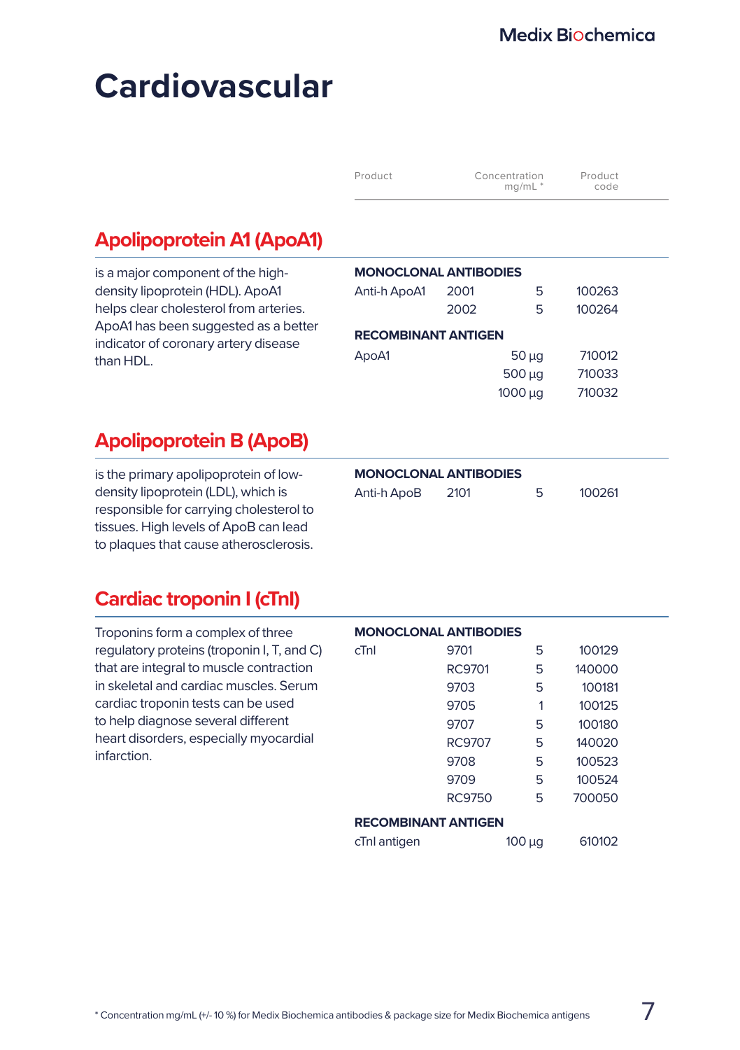# Cardiovascular

| Product | | Concentration mg/mL * | Product code |
|---|---|---|---|

## Apolipoprotein A1 (ApoA1)

is a major component of the high-density lipoprotein (HDL). ApoA1 helps clear cholesterol from arteries. ApoA1 has been suggested as a better indicator of coronary artery disease than HDL.

| Product | | Concentration mg/mL * | Product code |
|---|---|---|---|
| **MONOCLONAL ANTIBODIES** | | | |
| Anti-h ApoA1 | 2001 | 5 | 100263 |
| | 2002 | 5 | 100264 |
| **RECOMBINANT ANTIGEN** | | | |
| ApoA1 | | 50 µg | 710012 |
| | | 500 µg | 710033 |
| | | 1000 µg | 710032 |

## Apolipoprotein B (ApoB)

is the primary apolipoprotein of low-density lipoprotein (LDL), which is responsible for carrying cholesterol to tissues. High levels of ApoB can lead to plaques that cause atherosclerosis.

| Product | | Concentration mg/mL * | Product code |
|---|---|---|---|
| **MONOCLONAL ANTIBODIES** | | | |
| Anti-h ApoB | 2101 | 5 | 100261 |

## Cardiac troponin I (cTnI)

Troponins form a complex of three regulatory proteins (troponin I, T, and C) that are integral to muscle contraction in skeletal and cardiac muscles. Serum cardiac troponin tests can be used to help diagnose several different heart disorders, especially myocardial infarction.

| Product | | Concentration mg/mL * | Product code |
|---|---|---|---|
| **MONOCLONAL ANTIBODIES** | | | |
| cTnI | 9701 | 5 | 100129 |
| | RC9701 | 5 | 140000 |
| | 9703 | 5 | 100181 |
| | 9705 | 1 | 100125 |
| | 9707 | 5 | 100180 |
| | RC9707 | 5 | 140020 |
| | 9708 | 5 | 100523 |
| | 9709 | 5 | 100524 |
| | RC9750 | 5 | 700050 |
| **RECOMBINANT ANTIGEN** | | | |
| cTnI antigen | | 100 µg | 610102 |

* Concentration mg/mL (+/- 10 %) for Medix Biochemica antibodies & package size for Medix Biochemica antigens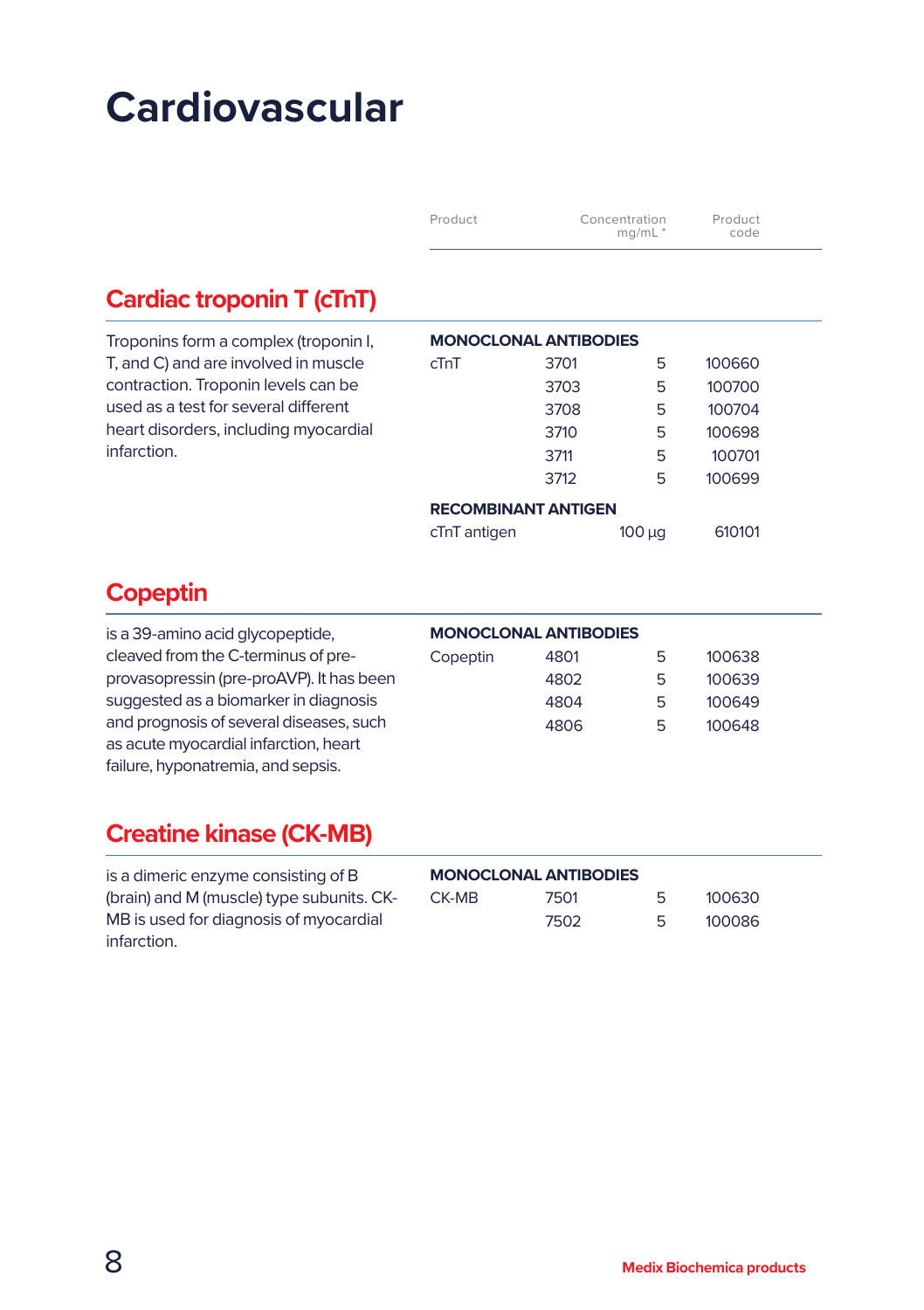# Cardiovascular

## Cardiac troponin T (cTnT)

Troponins form a complex (troponin I, T, and C) and are involved in muscle contraction. Troponin levels can be used as a test for several different heart disorders, including myocardial infarction.

| Product | | Concentration mg/mL * | Product code |
|---|---|---|---|
| **MONOCLONAL ANTIBODIES** | | | |
| cTnT | 3701 | 5 | 100660 |
| | 3703 | 5 | 100700 |
| | 3708 | 5 | 100704 |
| | 3710 | 5 | 100698 |
| | 3711 | 5 | 100701 |
| | 3712 | 5 | 100699 |
| **RECOMBINANT ANTIGEN** | | | |
| cTnT antigen | | 100 µg | 610101 |

## Copeptin

is a 39-amino acid glycopeptide, cleaved from the C-terminus of pre-provasopressin (pre-proAVP). It has been suggested as a biomarker in diagnosis and prognosis of several diseases, such as acute myocardial infarction, heart failure, hyponatremia, and sepsis.

| Product | | Concentration mg/mL * | Product code |
|---|---|---|---|
| **MONOCLONAL ANTIBODIES** | | | |
| Copeptin | 4801 | 5 | 100638 |
| | 4802 | 5 | 100639 |
| | 4804 | 5 | 100649 |
| | 4806 | 5 | 100648 |

## Creatine kinase (CK-MB)

is a dimeric enzyme consisting of B (brain) and M (muscle) type subunits. CK-MB is used for diagnosis of myocardial infarction.

| Product | | Concentration mg/mL * | Product code |
|---|---|---|---|
| **MONOCLONAL ANTIBODIES** | | | |
| CK-MB | 7501 | 5 | 100630 |
| | 7502 | 5 | 100086 |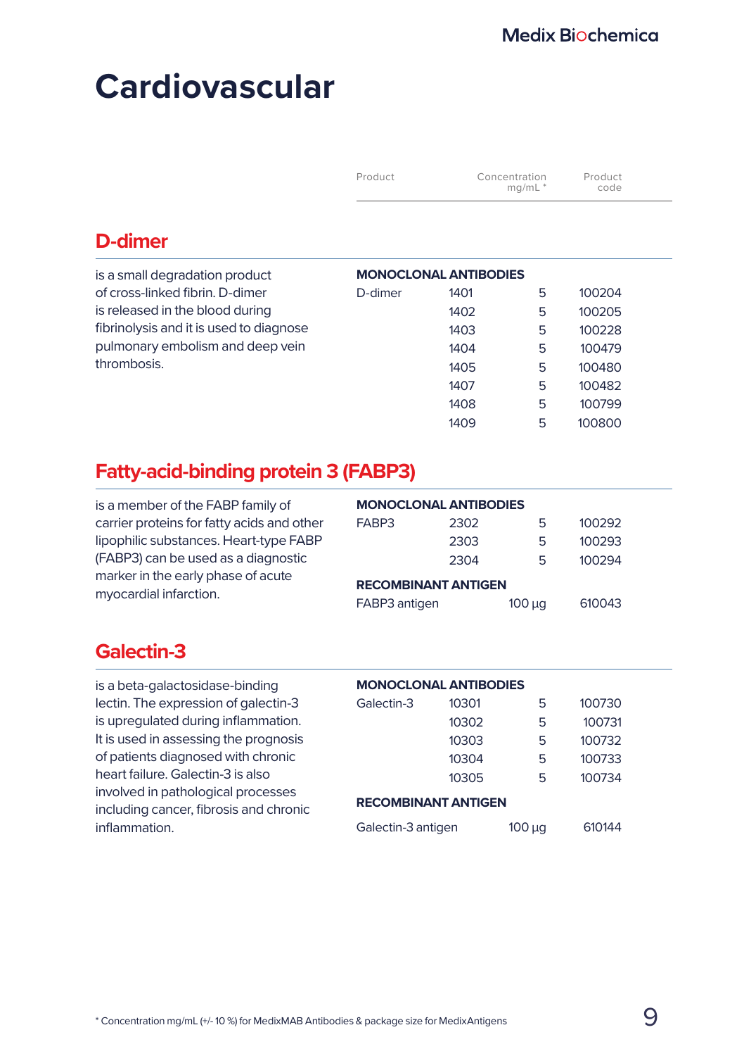# Cardiovascular

| Product | | Concentration mg/mL * | Product code |
|---|---|---|---|

## D-dimer

is a small degradation product of cross-linked fibrin. D-dimer is released in the blood during fibrinolysis and it is used to diagnose pulmonary embolism and deep vein thrombosis.

| **MONOCLONAL ANTIBODIES** | | | |
|---|---|---|---|
| D-dimer | 1401 | 5 | 100204 |
| | 1402 | 5 | 100205 |
| | 1403 | 5 | 100228 |
| | 1404 | 5 | 100479 |
| | 1405 | 5 | 100480 |
| | 1407 | 5 | 100482 |
| | 1408 | 5 | 100799 |
| | 1409 | 5 | 100800 |

## Fatty-acid-binding protein 3 (FABP3)

is a member of the FABP family of carrier proteins for fatty acids and other lipophilic substances. Heart-type FABP (FABP3) can be used as a diagnostic marker in the early phase of acute myocardial infarction.

| **MONOCLONAL ANTIBODIES** | | | |
|---|---|---|---|
| FABP3 | 2302 | 5 | 100292 |
| | 2303 | 5 | 100293 |
| | 2304 | 5 | 100294 |
| **RECOMBINANT ANTIGEN** | | | |
| FABP3 antigen | | 100 µg | 610043 |

## Galectin-3

is a beta-galactosidase-binding lectin. The expression of galectin-3 is upregulated during inflammation. It is used in assessing the prognosis of patients diagnosed with chronic heart failure. Galectin-3 is also involved in pathological processes including cancer, fibrosis and chronic inflammation.

| **MONOCLONAL ANTIBODIES** | | | |
|---|---|---|---|
| Galectin-3 | 10301 | 5 | 100730 |
| | 10302 | 5 | 100731 |
| | 10303 | 5 | 100732 |
| | 10304 | 5 | 100733 |
| | 10305 | 5 | 100734 |
| **RECOMBINANT ANTIGEN** | | | |
| Galectin-3 antigen | | 100 µg | 610144 |

* Concentration mg/mL (+/- 10 %) for MedixMAB Antibodies & package size for MedixAntigens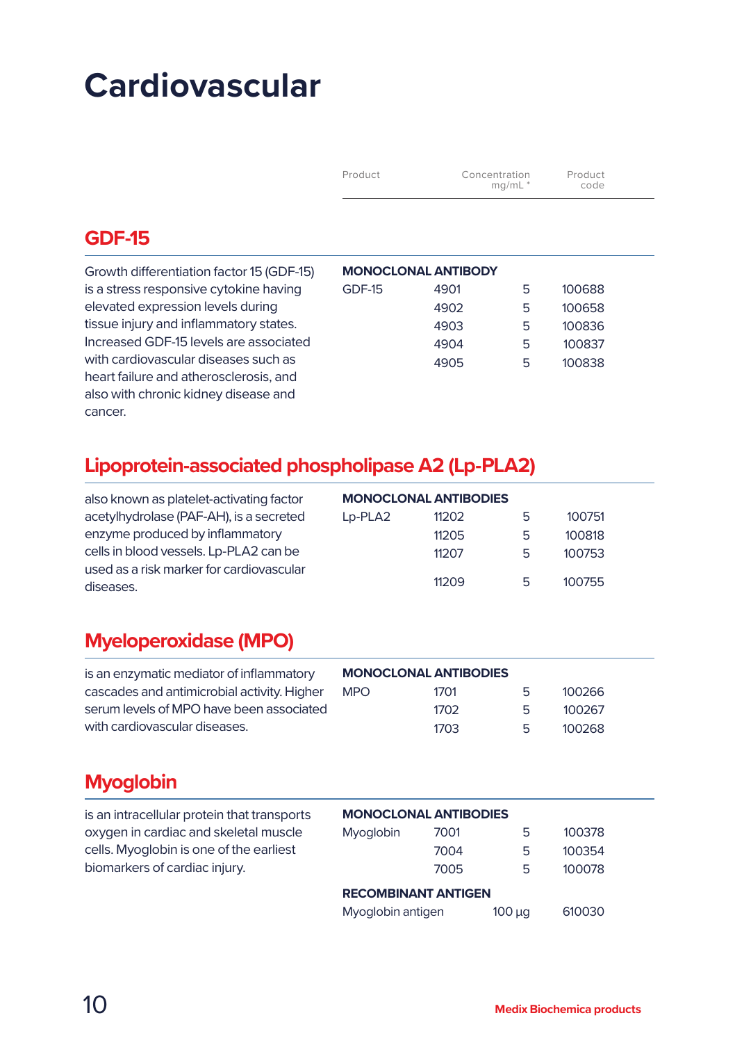# Cardiovascular

## GDF-15

Growth differentiation factor 15 (GDF-15) is a stress responsive cytokine having elevated expression levels during tissue injury and inflammatory states. Increased GDF-15 levels are associated with cardiovascular diseases such as heart failure and atherosclerosis, and also with chronic kidney disease and cancer.

| Product | | Concentration mg/mL * | Product code |
|---|---|---|---|
| **MONOCLONAL ANTIBODY** | | | |
| GDF-15 | 4901 | 5 | 100688 |
| | 4902 | 5 | 100658 |
| | 4903 | 5 | 100836 |
| | 4904 | 5 | 100837 |
| | 4905 | 5 | 100838 |

## Lipoprotein-associated phospholipase A2 (Lp-PLA2)

also known as platelet-activating factor acetylhydrolase (PAF-AH), is a secreted enzyme produced by inflammatory cells in blood vessels. Lp-PLA2 can be used as a risk marker for cardiovascular diseases.

| Product | | Concentration mg/mL * | Product code |
|---|---|---|---|
| **MONOCLONAL ANTIBODIES** | | | |
| Lp-PLA2 | 11202 | 5 | 100751 |
| | 11205 | 5 | 100818 |
| | 11207 | 5 | 100753 |
| | 11209 | 5 | 100755 |

## Myeloperoxidase (MPO)

is an enzymatic mediator of inflammatory cascades and antimicrobial activity. Higher serum levels of MPO have been associated with cardiovascular diseases.

| Product | | Concentration mg/mL * | Product code |
|---|---|---|---|
| **MONOCLONAL ANTIBODIES** | | | |
| MPO | 1701 | 5 | 100266 |
| | 1702 | 5 | 100267 |
| | 1703 | 5 | 100268 |

## Myoglobin

is an intracellular protein that transports oxygen in cardiac and skeletal muscle cells. Myoglobin is one of the earliest biomarkers of cardiac injury.

| Product | | Concentration mg/mL * | Product code |
|---|---|---|---|
| **MONOCLONAL ANTIBODIES** | | | |
| Myoglobin | 7001 | 5 | 100378 |
| | 7004 | 5 | 100354 |
| | 7005 | 5 | 100078 |
| **RECOMBINANT ANTIGEN** | | | |
| Myoglobin antigen | | 100 µg | 610030 |

Medix Biochemica products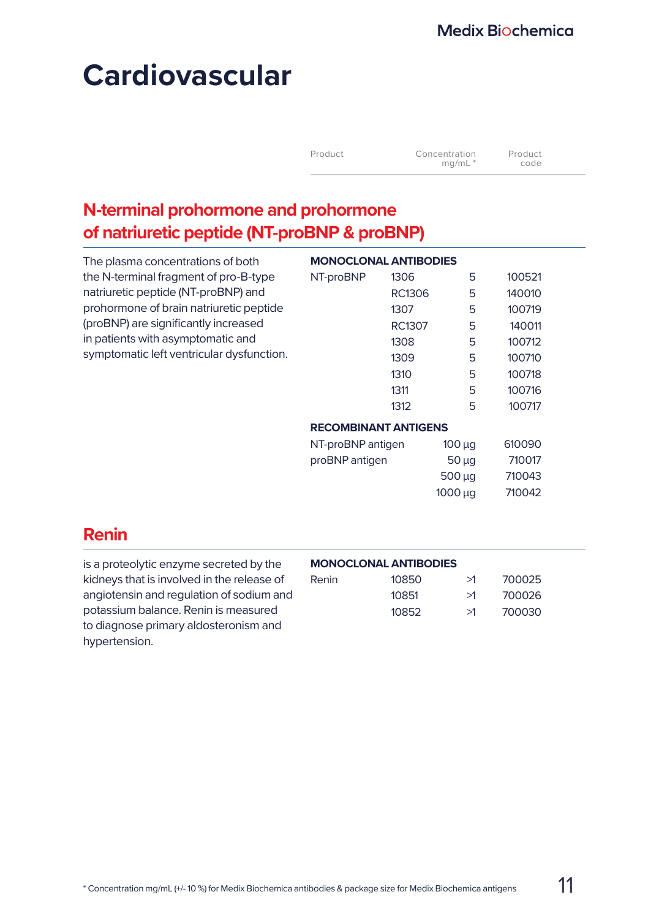# Cardiovascular

| Product | | Concentration mg/mL * | Product code |
|---|---|---|---|

## N-terminal prohormone and prohormone of natriuretic peptide (NT-proBNP & proBNP)

The plasma concentrations of both the N-terminal fragment of pro-B-type natriuretic peptide (NT-proBNP) and prohormone of brain natriuretic peptide (proBNP) are significantly increased in patients with asymptomatic and symptomatic left ventricular dysfunction.

**MONOCLONAL ANTIBODIES**

| Product | | Concentration mg/mL * | Product code |
|---|---|---|---|
| NT-proBNP | 1306 | 5 | 100521 |
| | RC1306 | 5 | 140010 |
| | 1307 | 5 | 100719 |
| | RC1307 | 5 | 140011 |
| | 1308 | 5 | 100712 |
| | 1309 | 5 | 100710 |
| | 1310 | 5 | 100718 |
| | 1311 | 5 | 100716 |
| | 1312 | 5 | 100717 |

**RECOMBINANT ANTIGENS**

| Product | Concentration mg/mL * | Product code |
|---|---|---|
| NT-proBNP antigen | 100 µg | 610090 |
| proBNP antigen | 50 µg | 710017 |
| | 500 µg | 710043 |
| | 1000 µg | 710042 |

## Renin

is a proteolytic enzyme secreted by the kidneys that is involved in the release of angiotensin and regulation of sodium and potassium balance. Renin is measured to diagnose primary aldosteronism and hypertension.

**MONOCLONAL ANTIBODIES**

| Product | | Concentration mg/mL * | Product code |
|---|---|---|---|
| Renin | 10850 | >1 | 700025 |
| | 10851 | >1 | 700026 |
| | 10852 | >1 | 700030 |

* Concentration mg/mL (+/- 10 %) for Medix Biochemica antibodies & package size for Medix Biochemica antigens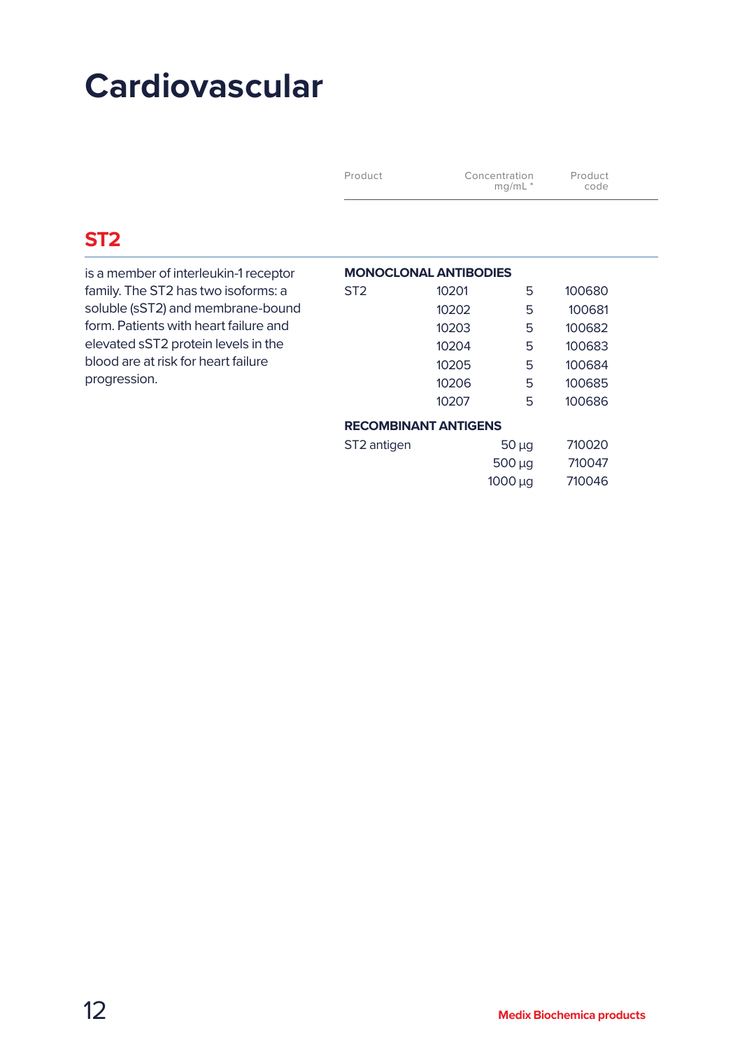# Cardiovascular

## ST2

is a member of interleukin-1 receptor family. The ST2 has two isoforms: a soluble (sST2) and membrane-bound form. Patients with heart failure and elevated sST2 protein levels in the blood are at risk for heart failure progression.

| Product | | Concentration mg/mL * | Product code |
|---|---|---|---|
| **MONOCLONAL ANTIBODIES** | | | |
| ST2 | 10201 | 5 | 100680 |
| | 10202 | 5 | 100681 |
| | 10203 | 5 | 100682 |
| | 10204 | 5 | 100683 |
| | 10205 | 5 | 100684 |
| | 10206 | 5 | 100685 |
| | 10207 | 5 | 100686 |
| **RECOMBINANT ANTIGENS** | | | |
| ST2 antigen | | 50 µg | 710020 |
| | | 500 µg | 710047 |
| | | 1000 µg | 710046 |

Medix Biochemica products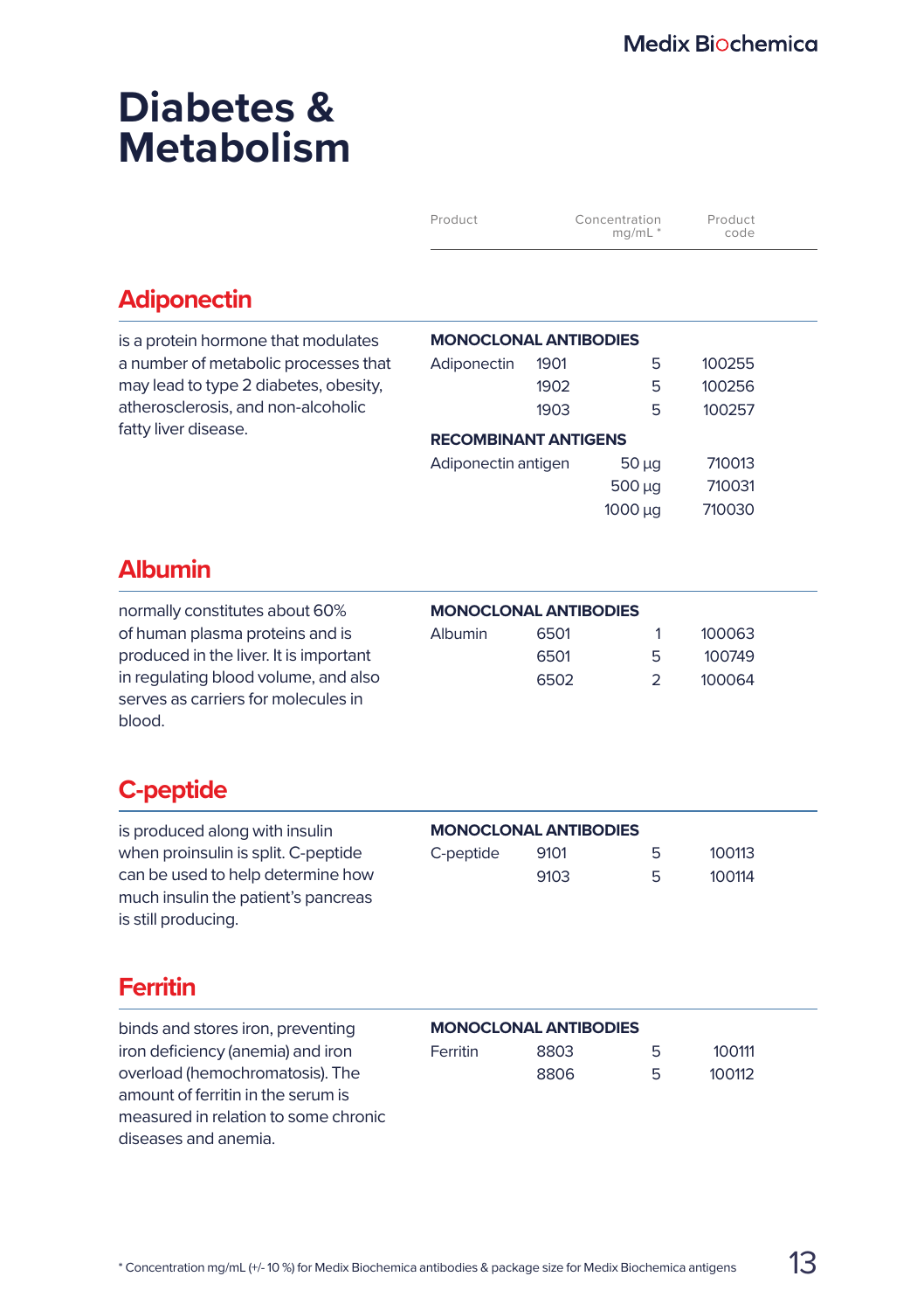# Diabetes & Metabolism

| Product | | Concentration mg/mL * | Product code |
|---|---|---|---|

## Adiponectin

is a protein hormone that modulates a number of metabolic processes that may lead to type 2 diabetes, obesity, atherosclerosis, and non-alcoholic fatty liver disease.

| Product | | Concentration mg/mL * | Product code |
|---|---|---|---|
| **MONOCLONAL ANTIBODIES** | | | |
| Adiponectin | 1901 | 5 | 100255 |
| | 1902 | 5 | 100256 |
| | 1903 | 5 | 100257 |
| **RECOMBINANT ANTIGENS** | | | |
| Adiponectin antigen | | 50 µg | 710013 |
| | | 500 µg | 710031 |
| | | 1000 µg | 710030 |

## Albumin

normally constitutes about 60% of human plasma proteins and is produced in the liver. It is important in regulating blood volume, and also serves as carriers for molecules in blood.

| Product | | Concentration mg/mL * | Product code |
|---|---|---|---|
| **MONOCLONAL ANTIBODIES** | | | |
| Albumin | 6501 | 1 | 100063 |
| | 6501 | 5 | 100749 |
| | 6502 | 2 | 100064 |

## C-peptide

is produced along with insulin when proinsulin is split. C-peptide can be used to help determine how much insulin the patient's pancreas is still producing.

| Product | | Concentration mg/mL * | Product code |
|---|---|---|---|
| **MONOCLONAL ANTIBODIES** | | | |
| C-peptide | 9101 | 5 | 100113 |
| | 9103 | 5 | 100114 |

## Ferritin

binds and stores iron, preventing iron deficiency (anemia) and iron overload (hemochromatosis). The amount of ferritin in the serum is measured in relation to some chronic diseases and anemia.

| Product | | Concentration mg/mL * | Product code |
|---|---|---|---|
| **MONOCLONAL ANTIBODIES** | | | |
| Ferritin | 8803 | 5 | 100111 |
| | 8806 | 5 | 100112 |

* Concentration mg/mL (+/- 10 %) for Medix Biochemica antibodies & package size for Medix Biochemica antigens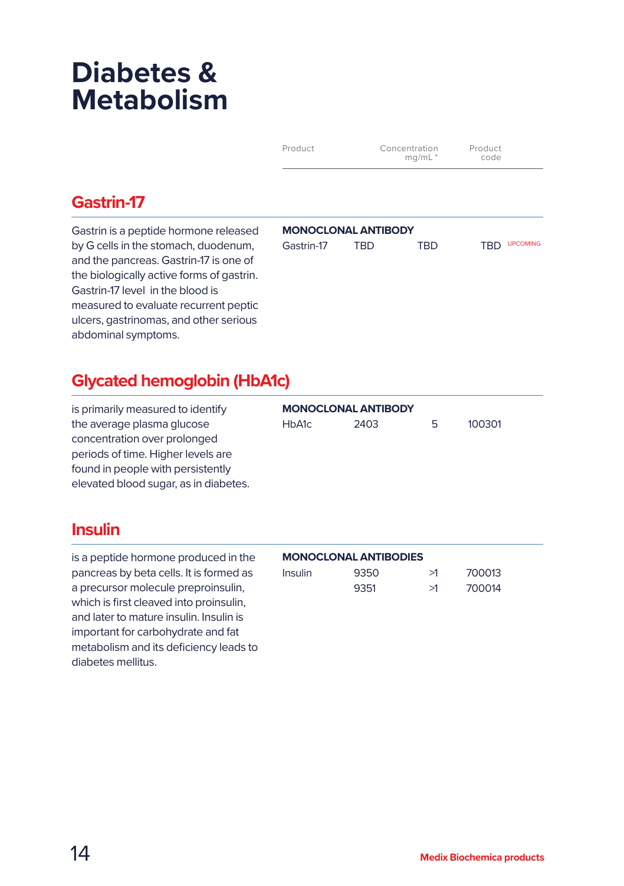# Diabetes & Metabolism

| Product | | Concentration mg/mL * | Product code |
|---|---|---|---|

## Gastrin-17

Gastrin is a peptide hormone released by G cells in the stomach, duodenum, and the pancreas. Gastrin-17 is one of the biologically active forms of gastrin. Gastrin-17 level in the blood is measured to evaluate recurrent peptic ulcers, gastrinomas, and other serious abdominal symptoms.

| **MONOCLONAL ANTIBODY** | | | |
|---|---|---|---|
| Gastrin-17 | TBD | TBD | TBD UPCOMING |

## Glycated hemoglobin (HbA1c)

is primarily measured to identify the average plasma glucose concentration over prolonged periods of time. Higher levels are found in people with persistently elevated blood sugar, as in diabetes.

| **MONOCLONAL ANTIBODY** | | | |
|---|---|---|---|
| HbA1c | 2403 | 5 | 100301 |

## Insulin

is a peptide hormone produced in the pancreas by beta cells. It is formed as a precursor molecule preproinsulin, which is first cleaved into proinsulin, and later to mature insulin. Insulin is important for carbohydrate and fat metabolism and its deficiency leads to diabetes mellitus.

| **MONOCLONAL ANTIBODIES** | | | |
|---|---|---|---|
| Insulin | 9350 | >1 | 700013 |
| | 9351 | >1 | 700014 |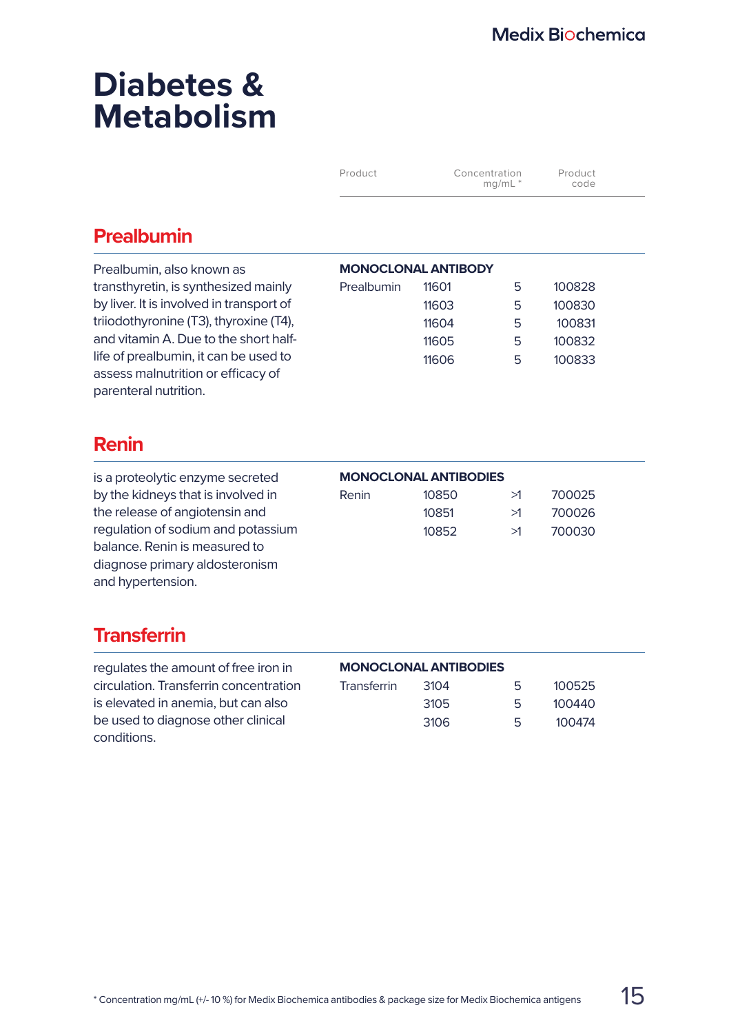# Diabetes & Metabolism

## Prealbumin

Prealbumin, also known as transthyretin, is synthesized mainly by liver. It is involved in transport of triiodothyronine (T3), thyroxine (T4), and vitamin A. Due to the short half-life of prealbumin, it can be used to assess malnutrition or efficacy of parenteral nutrition.

| Product | | Concentration mg/mL * | Product code |
|---|---|---|---|
| **MONOCLONAL ANTIBODY** | | | |
| Prealbumin | 11601 | 5 | 100828 |
| | 11603 | 5 | 100830 |
| | 11604 | 5 | 100831 |
| | 11605 | 5 | 100832 |
| | 11606 | 5 | 100833 |

## Renin

is a proteolytic enzyme secreted by the kidneys that is involved in the release of angiotensin and regulation of sodium and potassium balance. Renin is measured to diagnose primary aldosteronism and hypertension.

| Product | | Concentration mg/mL * | Product code |
|---|---|---|---|
| **MONOCLONAL ANTIBODIES** | | | |
| Renin | 10850 | >1 | 700025 |
| | 10851 | >1 | 700026 |
| | 10852 | >1 | 700030 |

## Transferrin

regulates the amount of free iron in circulation. Transferrin concentration is elevated in anemia, but can also be used to diagnose other clinical conditions.

| Product | | Concentration mg/mL * | Product code |
|---|---|---|---|
| **MONOCLONAL ANTIBODIES** | | | |
| Transferrin | 3104 | 5 | 100525 |
| | 3105 | 5 | 100440 |
| | 3106 | 5 | 100474 |

* Concentration mg/mL (+/- 10 %) for Medix Biochemica antibodies & package size for Medix Biochemica antigens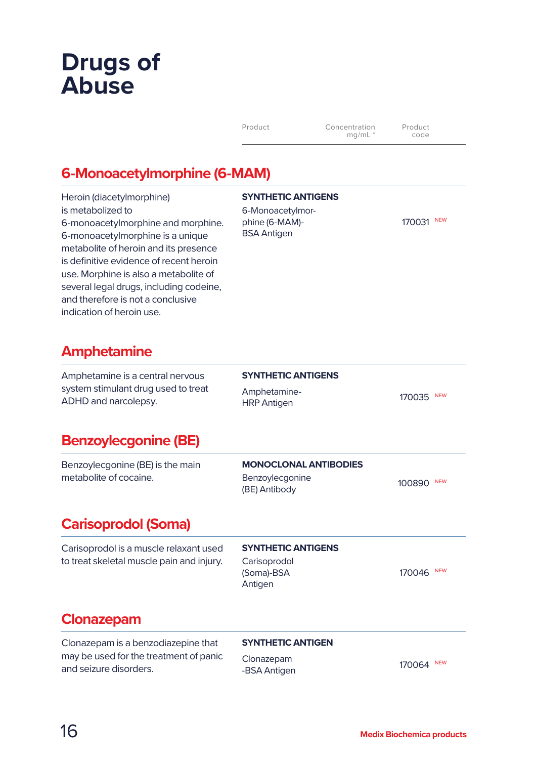# Drugs of Abuse

| Product | Concentration mg/mL * | Product code |
|---|---|---|

## 6-Monoacetylmorphine (6-MAM)

Heroin (diacetylmorphine) is metabolized to 6-monoacetylmorphine and morphine. 6-monoacetylmorphine is a unique metabolite of heroin and its presence is definitive evidence of recent heroin use. Morphine is also a metabolite of several legal drugs, including codeine, and therefore is not a conclusive indication of heroin use.

**SYNTHETIC ANTIGENS**

| Product | Concentration mg/mL * | Product code |
|---|---|---|
| 6-Monoacetylmorphine (6-MAM)-BSA Antigen | | 170031 NEW |

## Amphetamine

Amphetamine is a central nervous system stimulant drug used to treat ADHD and narcolepsy.

**SYNTHETIC ANTIGENS**

| Product | Concentration mg/mL * | Product code |
|---|---|---|
| Amphetamine-HRP Antigen | | 170035 NEW |

## Benzoylecgonine (BE)

Benzoylecgonine (BE) is the main metabolite of cocaine.

**MONOCLONAL ANTIBODIES**

| Product | Concentration mg/mL * | Product code |
|---|---|---|
| Benzoylecgonine (BE) Antibody | | 100890 NEW |

## Carisoprodol (Soma)

Carisoprodol is a muscle relaxant used to treat skeletal muscle pain and injury.

**SYNTHETIC ANTIGENS**

| Product | Concentration mg/mL * | Product code |
|---|---|---|
| Carisoprodol (Soma)-BSA Antigen | | 170046 NEW |

## Clonazepam

Clonazepam is a benzodiazepine that may be used for the treatment of panic and seizure disorders.

**SYNTHETIC ANTIGEN**

| Product | Concentration mg/mL * | Product code |
|---|---|---|
| Clonazepam-BSA Antigen | | 170064 NEW |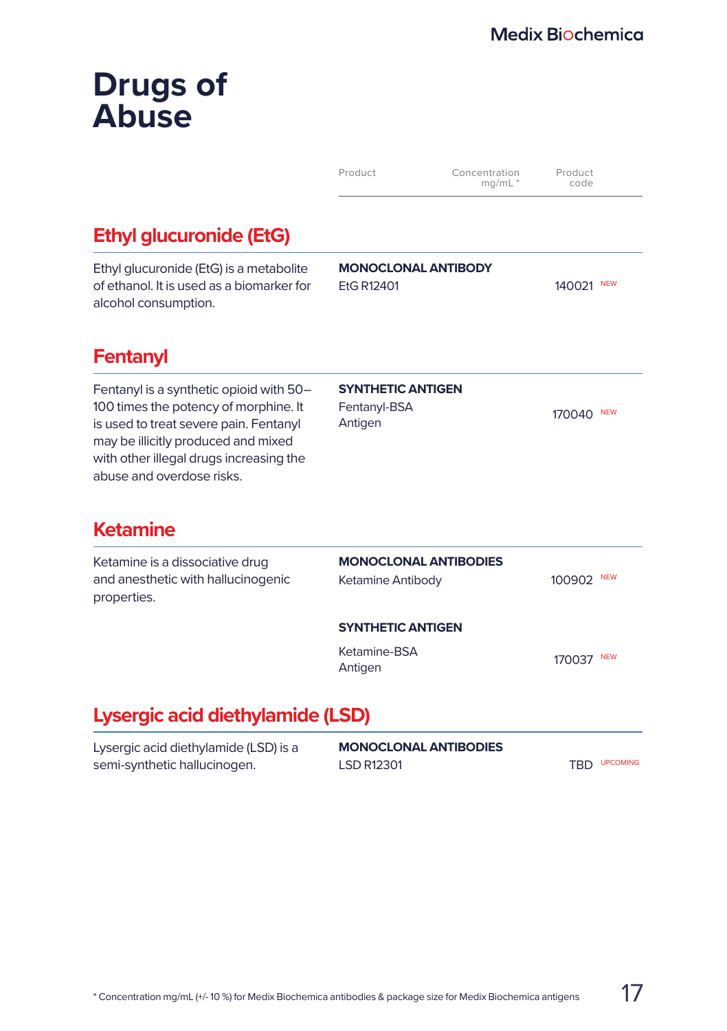# Drugs of Abuse

| Product | Concentration mg/mL * | Product code |
|---|---|---|

## Ethyl glucuronide (EtG)

Ethyl glucuronide (EtG) is a metabolite of ethanol. It is used as a biomarker for alcohol consumption.

| Product | Concentration mg/mL * | Product code |
|---|---|---|
| **MONOCLONAL ANTIBODY** | | |
| EtG R12401 | | 140021 NEW |

## Fentanyl

Fentanyl is a synthetic opioid with 50–100 times the potency of morphine. It is used to treat severe pain. Fentanyl may be illicitly produced and mixed with other illegal drugs increasing the abuse and overdose risks.

| Product | Concentration mg/mL * | Product code |
|---|---|---|
| **SYNTHETIC ANTIGEN** | | |
| Fentanyl-BSA Antigen | | 170040 NEW |

## Ketamine

Ketamine is a dissociative drug and anesthetic with hallucinogenic properties.

| Product | Concentration mg/mL * | Product code |
|---|---|---|
| **MONOCLONAL ANTIBODIES** | | |
| Ketamine Antibody | | 100902 NEW |
| **SYNTHETIC ANTIGEN** | | |
| Ketamine-BSA Antigen | | 170037 NEW |

## Lysergic acid diethylamide (LSD)

Lysergic acid diethylamide (LSD) is a semi-synthetic hallucinogen.

| Product | Concentration mg/mL * | Product code |
|---|---|---|
| **MONOCLONAL ANTIBODIES** | | |
| LSD R12301 | | TBD UPCOMING |

* Concentration mg/mL (+/- 10 %) for Medix Biochemica antibodies & package size for Medix Biochemica antigens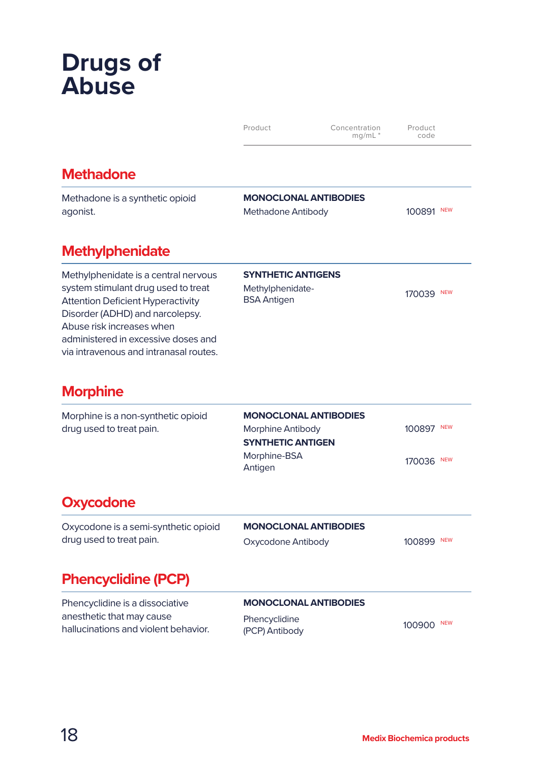# Drugs of Abuse

| Product | Concentration mg/mL * | Product code |
|---|---|---|

## Methadone

Methadone is a synthetic opioid agonist.

| Product | Concentration mg/mL * | Product code |
|---|---|---|
| **MONOCLONAL ANTIBODIES** | | |
| Methadone Antibody | | 100891 NEW |

## Methylphenidate

Methylphenidate is a central nervous system stimulant drug used to treat Attention Deficient Hyperactivity Disorder (ADHD) and narcolepsy. Abuse risk increases when administered in excessive doses and via intravenous and intranasal routes.

| Product | Concentration mg/mL * | Product code |
|---|---|---|
| **SYNTHETIC ANTIGENS** | | |
| Methylphenidate-BSA Antigen | | 170039 NEW |

## Morphine

Morphine is a non-synthetic opioid drug used to treat pain.

| Product | Concentration mg/mL * | Product code |
|---|---|---|
| **MONOCLONAL ANTIBODIES** | | |
| Morphine Antibody | | 100897 NEW |
| **SYNTHETIC ANTIGEN** | | |
| Morphine-BSA Antigen | | 170036 NEW |

## Oxycodone

Oxycodone is a semi-synthetic opioid drug used to treat pain.

| Product | Concentration mg/mL * | Product code |
|---|---|---|
| **MONOCLONAL ANTIBODIES** | | |
| Oxycodone Antibody | | 100899 NEW |

## Phencyclidine (PCP)

Phencyclidine is a dissociative anesthetic that may cause hallucinations and violent behavior.

| Product | Concentration mg/mL * | Product code |
|---|---|---|
| **MONOCLONAL ANTIBODIES** | | |
| Phencyclidine (PCP) Antibody | | 100900 NEW |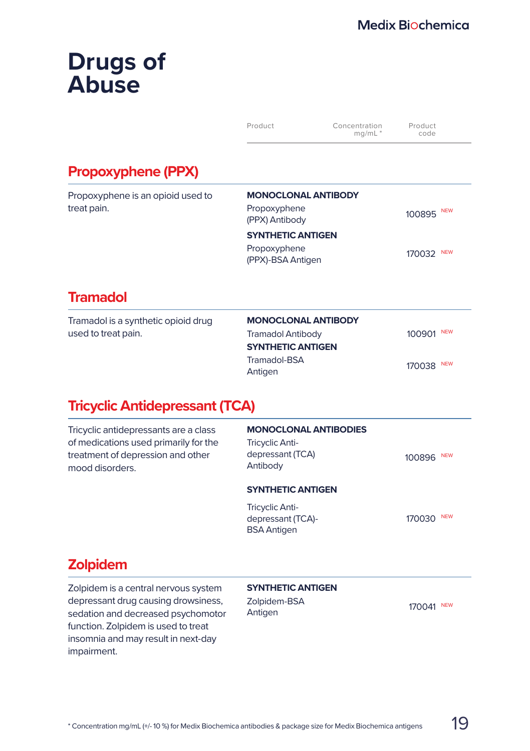# Drugs of Abuse

| Product | Concentration mg/mL * | Product code |
|---|---|---|

## Propoxyphene (PPX)

Propoxyphene is an opioid used to treat pain.

| Product | Concentration mg/mL * | Product code |
|---|---|---|
| **MONOCLONAL ANTIBODY** | | |
| Propoxyphene (PPX) Antibody | | 100895 NEW |
| **SYNTHETIC ANTIGEN** | | |
| Propoxyphene (PPX)-BSA Antigen | | 170032 NEW |

## Tramadol

Tramadol is a synthetic opioid drug used to treat pain.

| Product | Concentration mg/mL * | Product code |
|---|---|---|
| **MONOCLONAL ANTIBODY** | | |
| Tramadol Antibody | | 100901 NEW |
| **SYNTHETIC ANTIGEN** | | |
| Tramadol-BSA Antigen | | 170038 NEW |

## Tricyclic Antidepressant (TCA)

Tricyclic antidepressants are a class of medications used primarily for the treatment of depression and other mood disorders.

| Product | Concentration mg/mL * | Product code |
|---|---|---|
| **MONOCLONAL ANTIBODIES** | | |
| Tricyclic Anti-depressant (TCA) Antibody | | 100896 NEW |
| **SYNTHETIC ANTIGEN** | | |
| Tricyclic Anti-depressant (TCA)-BSA Antigen | | 170030 NEW |

## Zolpidem

Zolpidem is a central nervous system depressant drug causing drowsiness, sedation and decreased psychomotor function. Zolpidem is used to treat insomnia and may result in next-day impairment.

| Product | Concentration mg/mL * | Product code |
|---|---|---|
| **SYNTHETIC ANTIGEN** | | |
| Zolpidem-BSA Antigen | | 170041 NEW |

* Concentration mg/mL (+/- 10 %) for Medix Biochemica antibodies & package size for Medix Biochemica antigens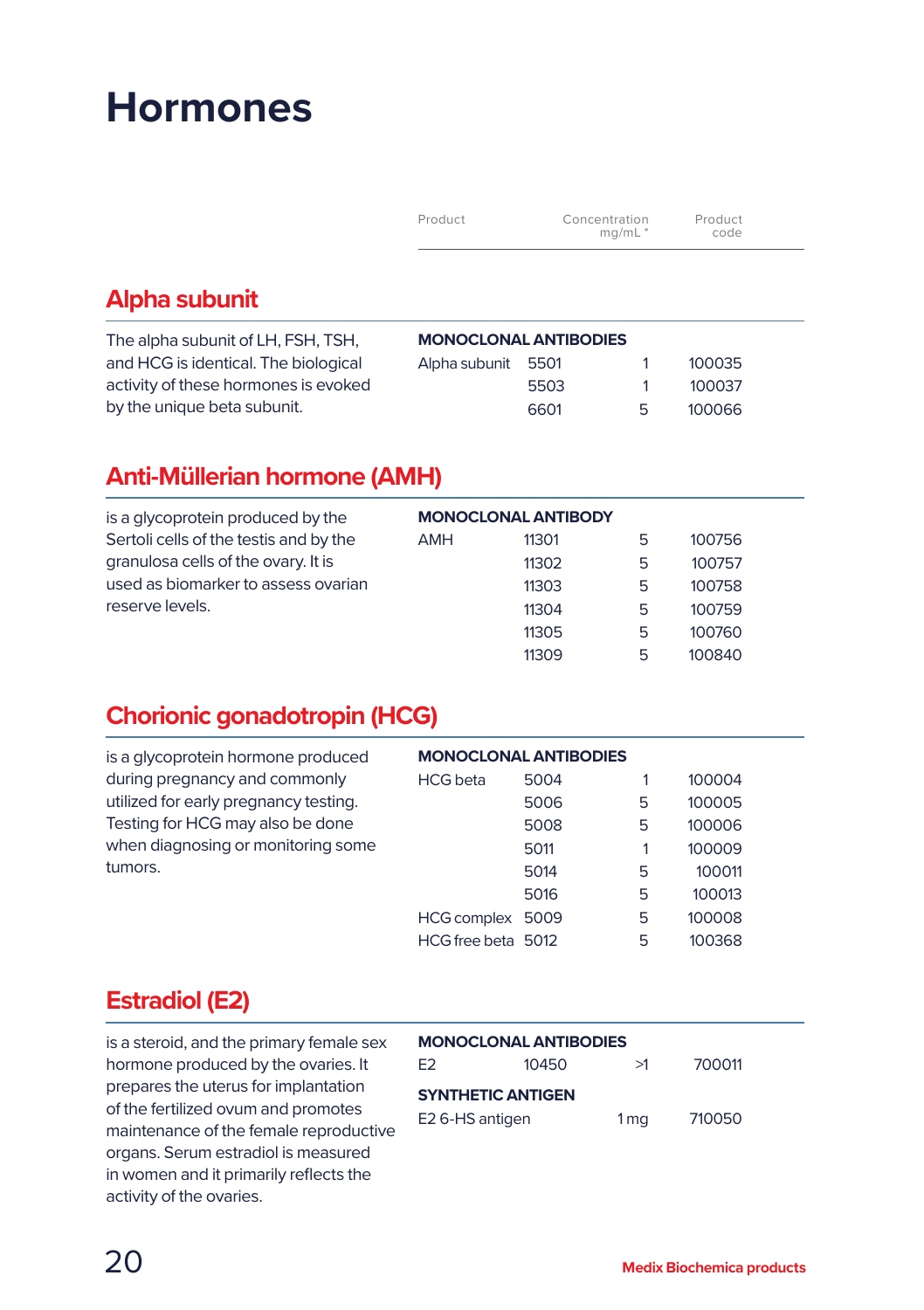# Hormones

## Alpha subunit

The alpha subunit of LH, FSH, TSH, and HCG is identical. The biological activity of these hormones is evoked by the unique beta subunit.

| Product | | Concentration mg/mL * | Product code |
|---|---|---|---|
| **MONOCLONAL ANTIBODIES** | | | |
| Alpha subunit | 5501 | 1 | 100035 |
| | 5503 | 1 | 100037 |
| | 6601 | 5 | 100066 |

## Anti-Müllerian hormone (AMH)

is a glycoprotein produced by the Sertoli cells of the testis and by the granulosa cells of the ovary. It is used as biomarker to assess ovarian reserve levels.

| Product | | Concentration mg/mL * | Product code |
|---|---|---|---|
| **MONOCLONAL ANTIBODY** | | | |
| AMH | 11301 | 5 | 100756 |
| | 11302 | 5 | 100757 |
| | 11303 | 5 | 100758 |
| | 11304 | 5 | 100759 |
| | 11305 | 5 | 100760 |
| | 11309 | 5 | 100840 |

## Chorionic gonadotropin (HCG)

is a glycoprotein hormone produced during pregnancy and commonly utilized for early pregnancy testing. Testing for HCG may also be done when diagnosing or monitoring some tumors.

| Product | | Concentration mg/mL * | Product code |
|---|---|---|---|
| **MONOCLONAL ANTIBODIES** | | | |
| HCG beta | 5004 | 1 | 100004 |
| | 5006 | 5 | 100005 |
| | 5008 | 5 | 100006 |
| | 5011 | 1 | 100009 |
| | 5014 | 5 | 100011 |
| | 5016 | 5 | 100013 |
| HCG complex | 5009 | 5 | 100008 |
| HCG free beta | 5012 | 5 | 100368 |

## Estradiol (E2)

is a steroid, and the primary female sex hormone produced by the ovaries. It prepares the uterus for implantation of the fertilized ovum and promotes maintenance of the female reproductive organs. Serum estradiol is measured in women and it primarily reflects the activity of the ovaries.

| Product | | Concentration mg/mL * | Product code |
|---|---|---|---|
| **MONOCLONAL ANTIBODIES** | | | |
| E2 | 10450 | >1 | 700011 |
| **SYNTHETIC ANTIGEN** | | | |
| E2 6-HS antigen | | 1 mg | 710050 |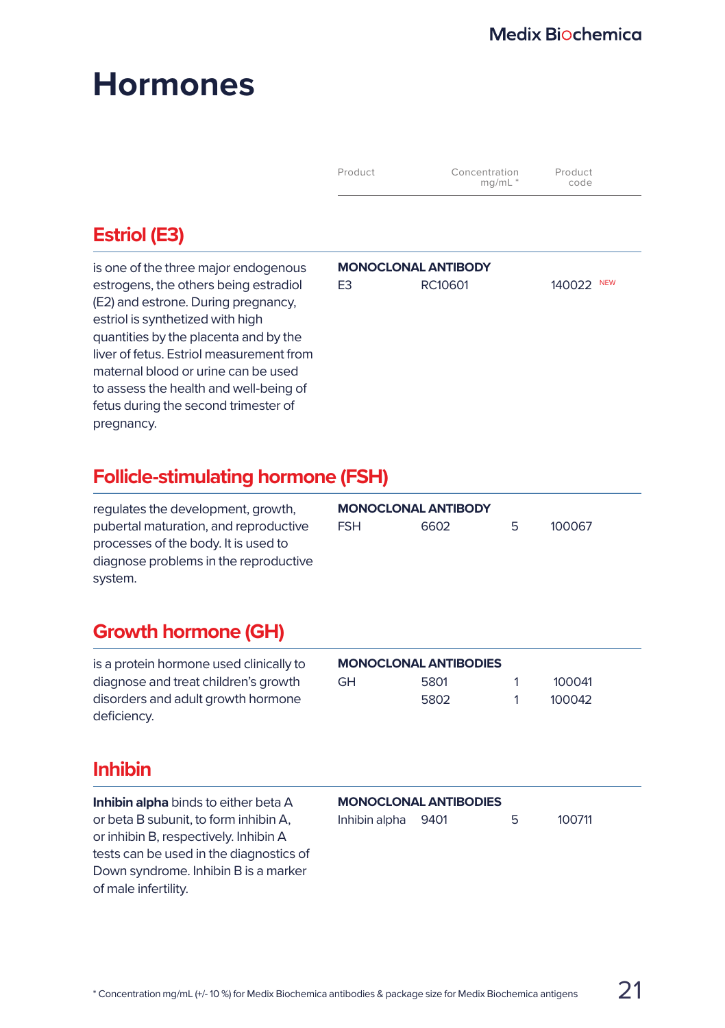# Hormones

| Product | | Concentration mg/mL * | Product code |
|---|---|---|---|

## Estriol (E3)

is one of the three major endogenous estrogens, the others being estradiol (E2) and estrone. During pregnancy, estriol is synthetized with high quantities by the placenta and by the liver of fetus. Estriol measurement from maternal blood or urine can be used to assess the health and well-being of fetus during the second trimester of pregnancy.

| **MONOCLONAL ANTIBODY** | | | |
|---|---|---|---|
| E3 | RC10601 | | 140022 NEW |

## Follicle-stimulating hormone (FSH)

regulates the development, growth, pubertal maturation, and reproductive processes of the body. It is used to diagnose problems in the reproductive system.

| **MONOCLONAL ANTIBODY** | | | |
|---|---|---|---|
| FSH | 6602 | 5 | 100067 |

## Growth hormone (GH)

is a protein hormone used clinically to diagnose and treat children's growth disorders and adult growth hormone deficiency.

| **MONOCLONAL ANTIBODIES** | | | |
|---|---|---|---|
| GH | 5801 | 1 | 100041 |
| | 5802 | 1 | 100042 |

## Inhibin

**Inhibin alpha** binds to either beta A or beta B subunit, to form inhibin A, or inhibin B, respectively. Inhibin A tests can be used in the diagnostics of Down syndrome. Inhibin B is a marker of male infertility.

| **MONOCLONAL ANTIBODIES** | | | |
|---|---|---|---|
| Inhibin alpha | 9401 | 5 | 100711 |

* Concentration mg/mL (+/- 10 %) for Medix Biochemica antibodies & package size for Medix Biochemica antigens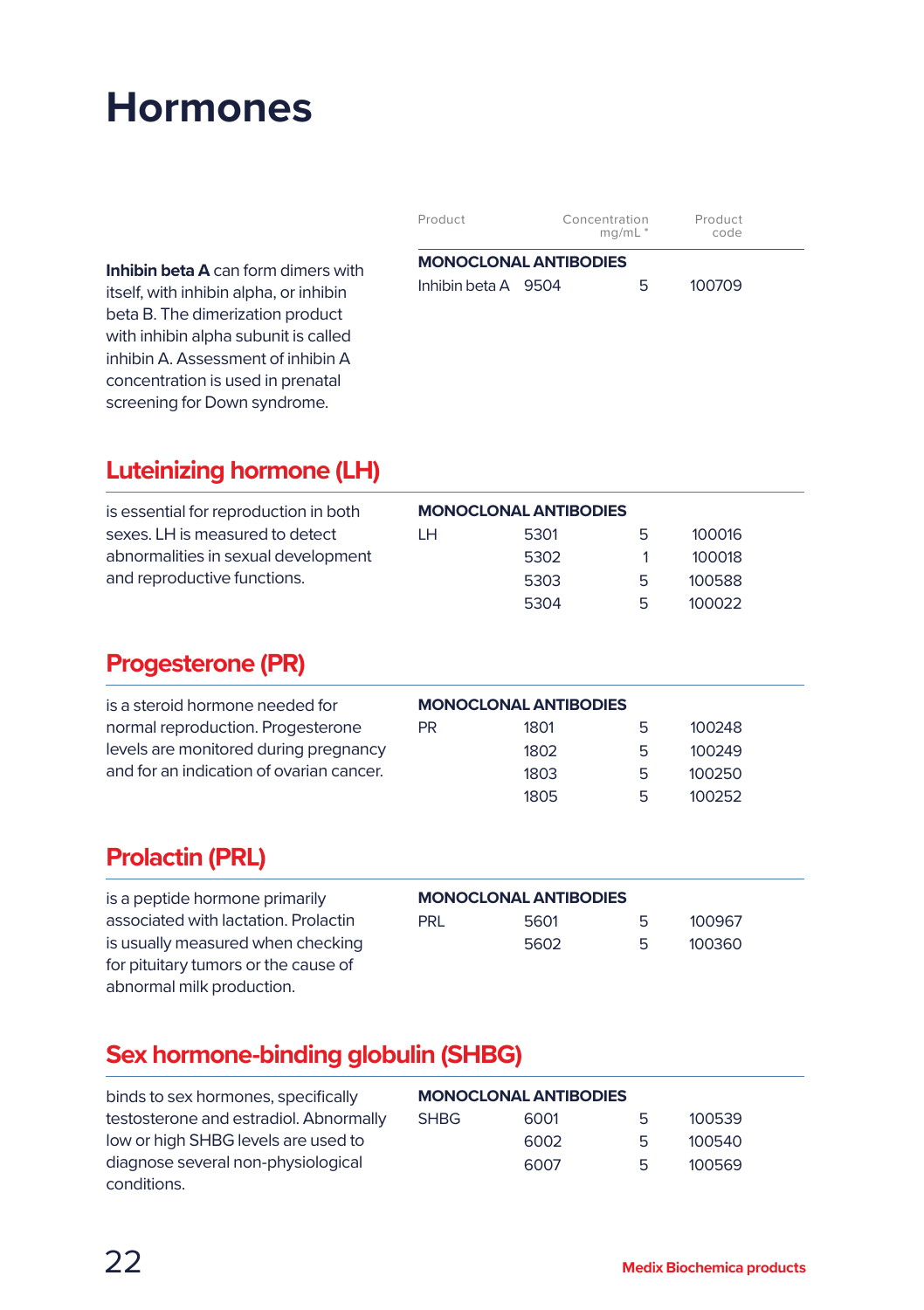# Hormones

**Inhibin beta A** can form dimers with itself, with inhibin alpha, or inhibin beta B. The dimerization product with inhibin alpha subunit is called inhibin A. Assessment of inhibin A concentration is used in prenatal screening for Down syndrome.

| Product | | Concentration mg/mL * | Product code |
|---|---|---|---|
| **MONOCLONAL ANTIBODIES** | | | |
| Inhibin beta A | 9504 | 5 | 100709 |

## Luteinizing hormone (LH)

is essential for reproduction in both sexes. LH is measured to detect abnormalities in sexual development and reproductive functions.

| **MONOCLONAL ANTIBODIES** | | | |
|---|---|---|---|
| LH | 5301 | 5 | 100016 |
| | 5302 | 1 | 100018 |
| | 5303 | 5 | 100588 |
| | 5304 | 5 | 100022 |

## Progesterone (PR)

is a steroid hormone needed for normal reproduction. Progesterone levels are monitored during pregnancy and for an indication of ovarian cancer.

| **MONOCLONAL ANTIBODIES** | | | |
|---|---|---|---|
| PR | 1801 | 5 | 100248 |
| | 1802 | 5 | 100249 |
| | 1803 | 5 | 100250 |
| | 1805 | 5 | 100252 |

## Prolactin (PRL)

is a peptide hormone primarily associated with lactation. Prolactin is usually measured when checking for pituitary tumors or the cause of abnormal milk production.

| **MONOCLONAL ANTIBODIES** | | | |
|---|---|---|---|
| PRL | 5601 | 5 | 100967 |
| | 5602 | 5 | 100360 |

## Sex hormone-binding globulin (SHBG)

binds to sex hormones, specifically testosterone and estradiol. Abnormally low or high SHBG levels are used to diagnose several non-physiological conditions.

| **MONOCLONAL ANTIBODIES** | | | |
|---|---|---|---|
| SHBG | 6001 | 5 | 100539 |
| | 6002 | 5 | 100540 |
| | 6007 | 5 | 100569 |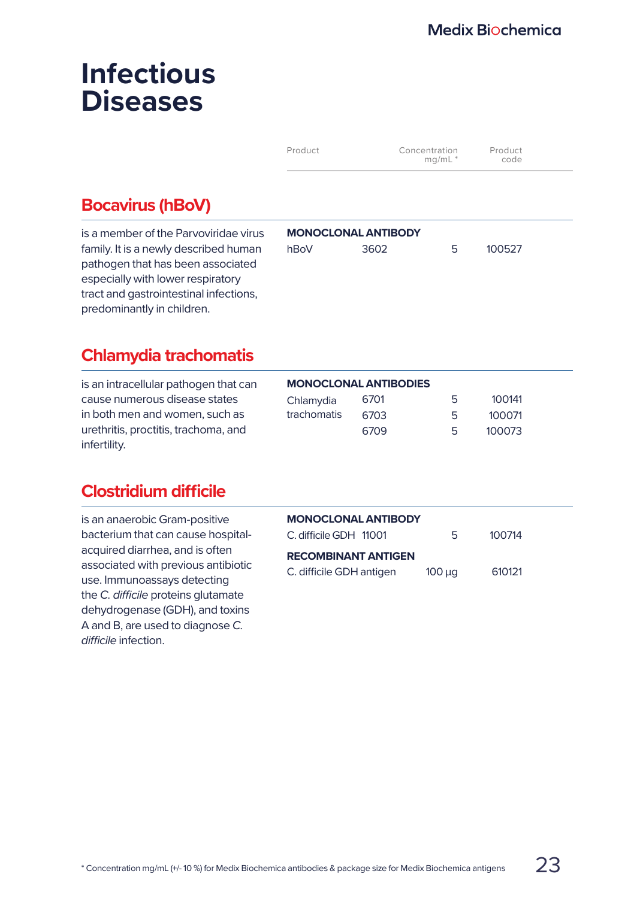# Infectious Diseases

| Product | | Concentration mg/mL * | Product code |
|---|---|---|---|

## Bocavirus (hBoV)

is a member of the Parvoviridae virus family. It is a newly described human pathogen that has been associated especially with lower respiratory tract and gastrointestinal infections, predominantly in children.

| **MONOCLONAL ANTIBODY** | | | |
|---|---|---|---|
| hBoV | 3602 | 5 | 100527 |

## Chlamydia trachomatis

is an intracellular pathogen that can cause numerous disease states in both men and women, such as urethritis, proctitis, trachoma, and infertility.

| **MONOCLONAL ANTIBODIES** | | | |
|---|---|---|---|
| Chlamydia trachomatis | 6701 | 5 | 100141 |
| | 6703 | 5 | 100071 |
| | 6709 | 5 | 100073 |

## Clostridium difficile

is an anaerobic Gram-positive bacterium that can cause hospital-acquired diarrhea, and is often associated with previous antibiotic use. Immunoassays detecting the *C. difficile* proteins glutamate dehydrogenase (GDH), and toxins A and B, are used to diagnose *C. difficile* infection.

| **MONOCLONAL ANTIBODY** | | | |
|---|---|---|---|
| C. difficile GDH | 11001 | 5 | 100714 |
| **RECOMBINANT ANTIGEN** | | | |
| C. difficile GDH antigen | | 100 µg | 610121 |

* Concentration mg/mL (+/- 10 %) for Medix Biochemica antibodies & package size for Medix Biochemica antigens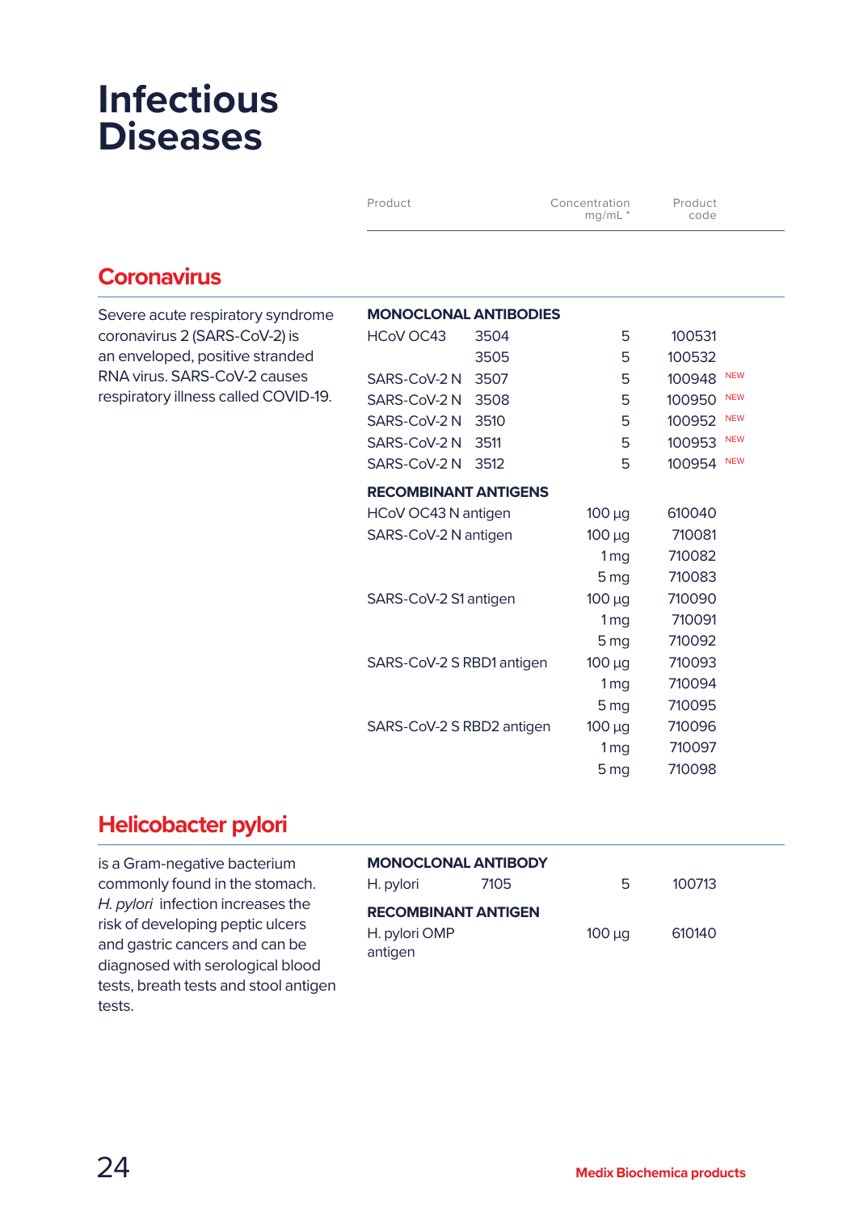# Infectious Diseases

## Coronavirus

Severe acute respiratory syndrome coronavirus 2 (SARS-CoV-2) is an enveloped, positive stranded RNA virus. SARS-CoV-2 causes respiratory illness called COVID-19.

| Product | | Concentration mg/mL * | Product code |
|---|---|---|---|
| **MONOCLONAL ANTIBODIES** | | | |
| HCoV OC43 | 3504 | 5 | 100531 |
| | 3505 | 5 | 100532 |
| SARS-CoV-2 N | 3507 | 5 | 100948 NEW |
| SARS-CoV-2 N | 3508 | 5 | 100950 NEW |
| SARS-CoV-2 N | 3510 | 5 | 100952 NEW |
| SARS-CoV-2 N | 3511 | 5 | 100953 NEW |
| SARS-CoV-2 N | 3512 | 5 | 100954 NEW |
| **RECOMBINANT ANTIGENS** | | | |
| HCoV OC43 N antigen | | 100 µg | 610040 |
| SARS-CoV-2 N antigen | | 100 µg | 710081 |
| | | 1 mg | 710082 |
| | | 5 mg | 710083 |
| SARS-CoV-2 S1 antigen | | 100 µg | 710090 |
| | | 1 mg | 710091 |
| | | 5 mg | 710092 |
| SARS-CoV-2 S RBD1 antigen | | 100 µg | 710093 |
| | | 1 mg | 710094 |
| | | 5 mg | 710095 |
| SARS-CoV-2 S RBD2 antigen | | 100 µg | 710096 |
| | | 1 mg | 710097 |
| | | 5 mg | 710098 |

## Helicobacter pylori

is a Gram-negative bacterium commonly found in the stomach. *H. pylori* infection increases the risk of developing peptic ulcers and gastric cancers and can be diagnosed with serological blood tests, breath tests and stool antigen tests.

| Product | | Concentration mg/mL * | Product code |
|---|---|---|---|
| **MONOCLONAL ANTIBODY** | | | |
| H. pylori | 7105 | 5 | 100713 |
| **RECOMBINANT ANTIGEN** | | | |
| H. pylori OMP antigen | | 100 µg | 610140 |

Medix Biochemica products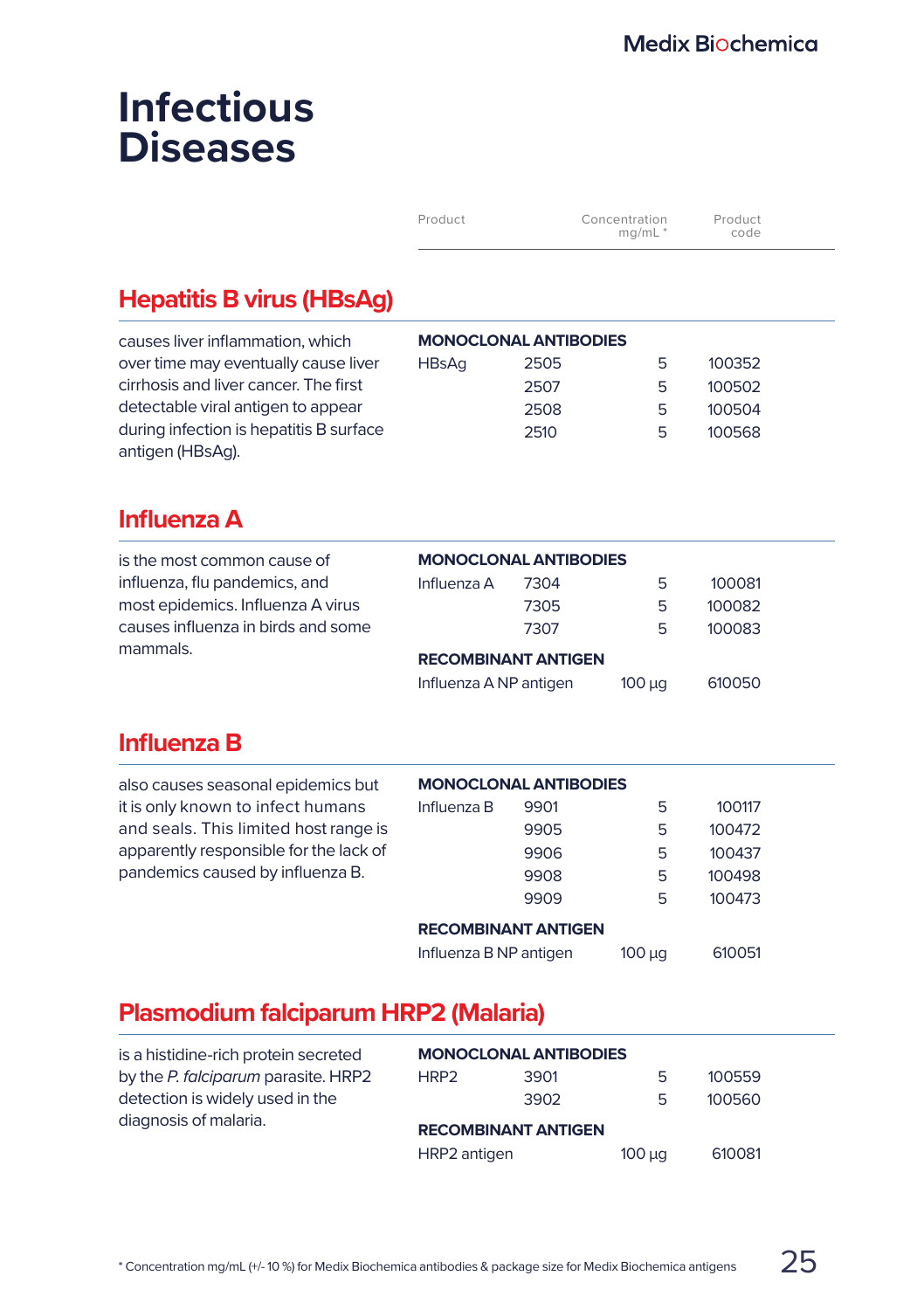# Infectious Diseases

## Hepatitis B virus (HBsAg)

causes liver inflammation, which over time may eventually cause liver cirrhosis and liver cancer. The first detectable viral antigen to appear during infection is hepatitis B surface antigen (HBsAg).

| Product | | Concentration mg/mL * | Product code |
|---|---|---|---|
| **MONOCLONAL ANTIBODIES** | | | |
| HBsAg | 2505 | 5 | 100352 |
| | 2507 | 5 | 100502 |
| | 2508 | 5 | 100504 |
| | 2510 | 5 | 100568 |

## Influenza A

is the most common cause of influenza, flu pandemics, and most epidemics. Influenza A virus causes influenza in birds and some mammals.

| Product | | Concentration mg/mL * | Product code |
|---|---|---|---|
| **MONOCLONAL ANTIBODIES** | | | |
| Influenza A | 7304 | 5 | 100081 |
| | 7305 | 5 | 100082 |
| | 7307 | 5 | 100083 |
| **RECOMBINANT ANTIGEN** | | | |
| Influenza A NP antigen | | 100 µg | 610050 |

## Influenza B

also causes seasonal epidemics but it is only known to infect humans and seals. This limited host range is apparently responsible for the lack of pandemics caused by influenza B.

| Product | | Concentration mg/mL * | Product code |
|---|---|---|---|
| **MONOCLONAL ANTIBODIES** | | | |
| Influenza B | 9901 | 5 | 100117 |
| | 9905 | 5 | 100472 |
| | 9906 | 5 | 100437 |
| | 9908 | 5 | 100498 |
| | 9909 | 5 | 100473 |
| **RECOMBINANT ANTIGEN** | | | |
| Influenza B NP antigen | | 100 µg | 610051 |

## Plasmodium falciparum HRP2 (Malaria)

is a histidine-rich protein secreted by the *P. falciparum* parasite. HRP2 detection is widely used in the diagnosis of malaria.

| Product | | Concentration mg/mL * | Product code |
|---|---|---|---|
| **MONOCLONAL ANTIBODIES** | | | |
| HRP2 | 3901 | 5 | 100559 |
| | 3902 | 5 | 100560 |
| **RECOMBINANT ANTIGEN** | | | |
| HRP2 antigen | | 100 µg | 610081 |

* Concentration mg/mL (+/- 10 %) for Medix Biochemica antibodies & package size for Medix Biochemica antigens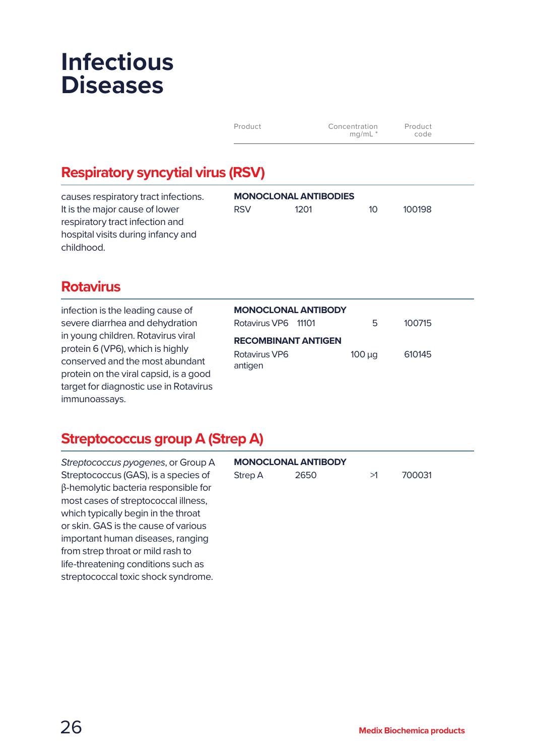# Infectious Diseases

| Product | | Concentration mg/mL * | Product code |
|---|---|---|---|

## Respiratory syncytial virus (RSV)

causes respiratory tract infections. It is the major cause of lower respiratory tract infection and hospital visits during infancy and childhood.

| **MONOCLONAL ANTIBODIES** | | | |
|---|---|---|---|
| RSV | 1201 | 10 | 100198 |

## Rotavirus

infection is the leading cause of severe diarrhea and dehydration in young children. Rotavirus viral protein 6 (VP6), which is highly conserved and the most abundant protein on the viral capsid, is a good target for diagnostic use in Rotavirus immunoassays.

| **MONOCLONAL ANTIBODY** | | | |
|---|---|---|---|
| Rotavirus VP6 | 11101 | 5 | 100715 |
| **RECOMBINANT ANTIGEN** | | | |
| Rotavirus VP6 antigen | | 100 µg | 610145 |

## Streptococcus group A (Strep A)

*Streptococcus pyogenes*, or Group A Streptococcus (GAS), is a species of β-hemolytic bacteria responsible for most cases of streptococcal illness, which typically begin in the throat or skin. GAS is the cause of various important human diseases, ranging from strep throat or mild rash to life-threatening conditions such as streptococcal toxic shock syndrome.

| **MONOCLONAL ANTIBODY** | | | |
|---|---|---|---|
| Strep A | 2650 | >1 | 700031 |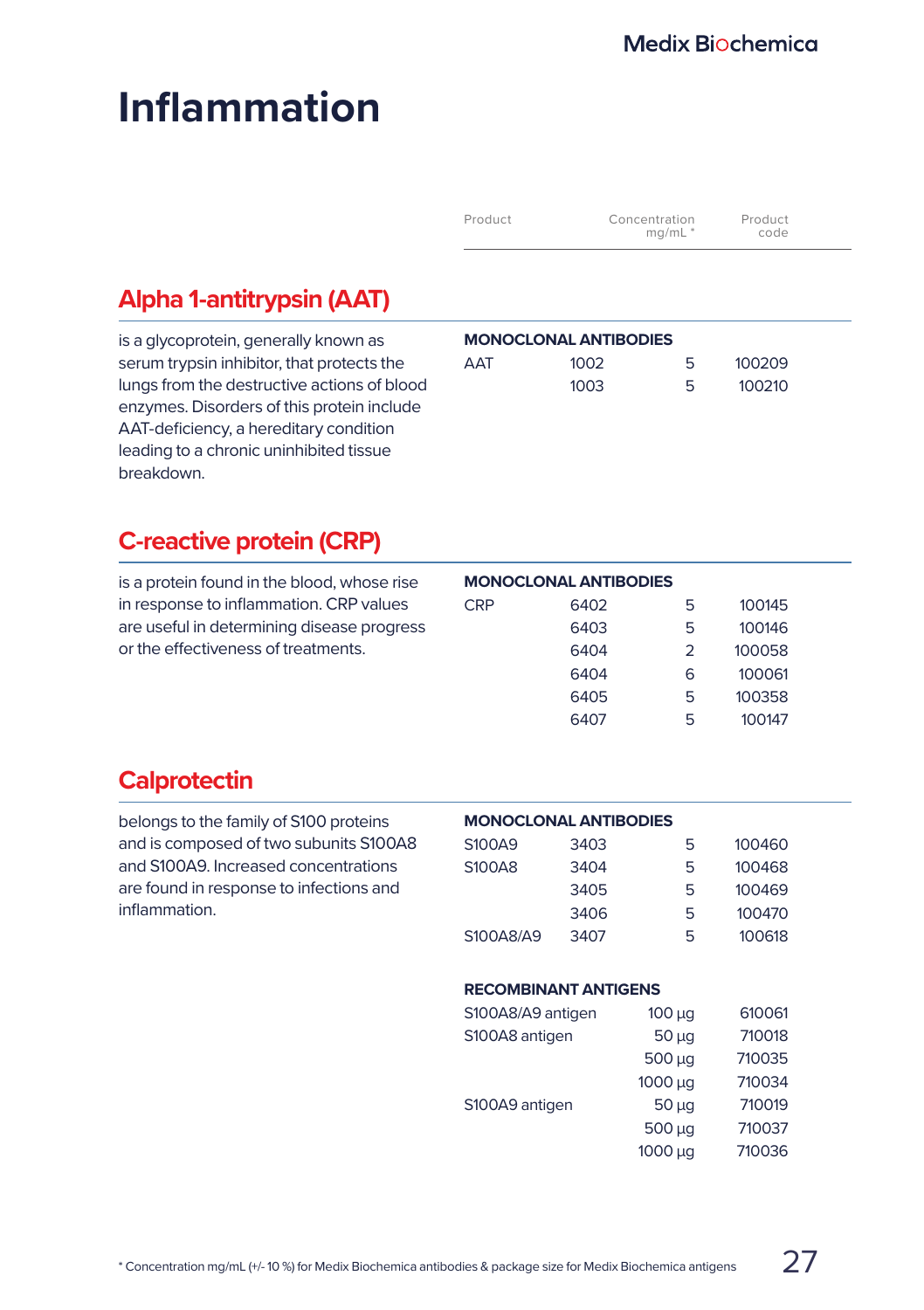# Inflammation

| Product | | Concentration mg/mL * | Product code |
|---|---|---|---|

## Alpha 1-antitrypsin (AAT)

is a glycoprotein, generally known as serum trypsin inhibitor, that protects the lungs from the destructive actions of blood enzymes. Disorders of this protein include AAT-deficiency, a hereditary condition leading to a chronic uninhibited tissue breakdown.

| **MONOCLONAL ANTIBODIES** | | | |
|---|---|---|---|
| AAT | 1002 | 5 | 100209 |
| | 1003 | 5 | 100210 |

## C-reactive protein (CRP)

is a protein found in the blood, whose rise in response to inflammation. CRP values are useful in determining disease progress or the effectiveness of treatments.

| **MONOCLONAL ANTIBODIES** | | | |
|---|---|---|---|
| CRP | 6402 | 5 | 100145 |
| | 6403 | 5 | 100146 |
| | 6404 | 2 | 100058 |
| | 6404 | 6 | 100061 |
| | 6405 | 5 | 100358 |
| | 6407 | 5 | 100147 |

## Calprotectin

belongs to the family of S100 proteins and is composed of two subunits S100A8 and S100A9. Increased concentrations are found in response to infections and inflammation.

| **MONOCLONAL ANTIBODIES** | | | |
|---|---|---|---|
| S100A9 | 3403 | 5 | 100460 |
| S100A8 | 3404 | 5 | 100468 |
| | 3405 | 5 | 100469 |
| | 3406 | 5 | 100470 |
| S100A8/A9 | 3407 | 5 | 100618 |

| **RECOMBINANT ANTIGENS** | | |
|---|---|---|
| S100A8/A9 antigen | 100 µg | 610061 |
| S100A8 antigen | 50 µg | 710018 |
| | 500 µg | 710035 |
| | 1000 µg | 710034 |
| S100A9 antigen | 50 µg | 710019 |
| | 500 µg | 710037 |
| | 1000 µg | 710036 |

* Concentration mg/mL (+/- 10 %) for Medix Biochemica antibodies & package size for Medix Biochemica antigens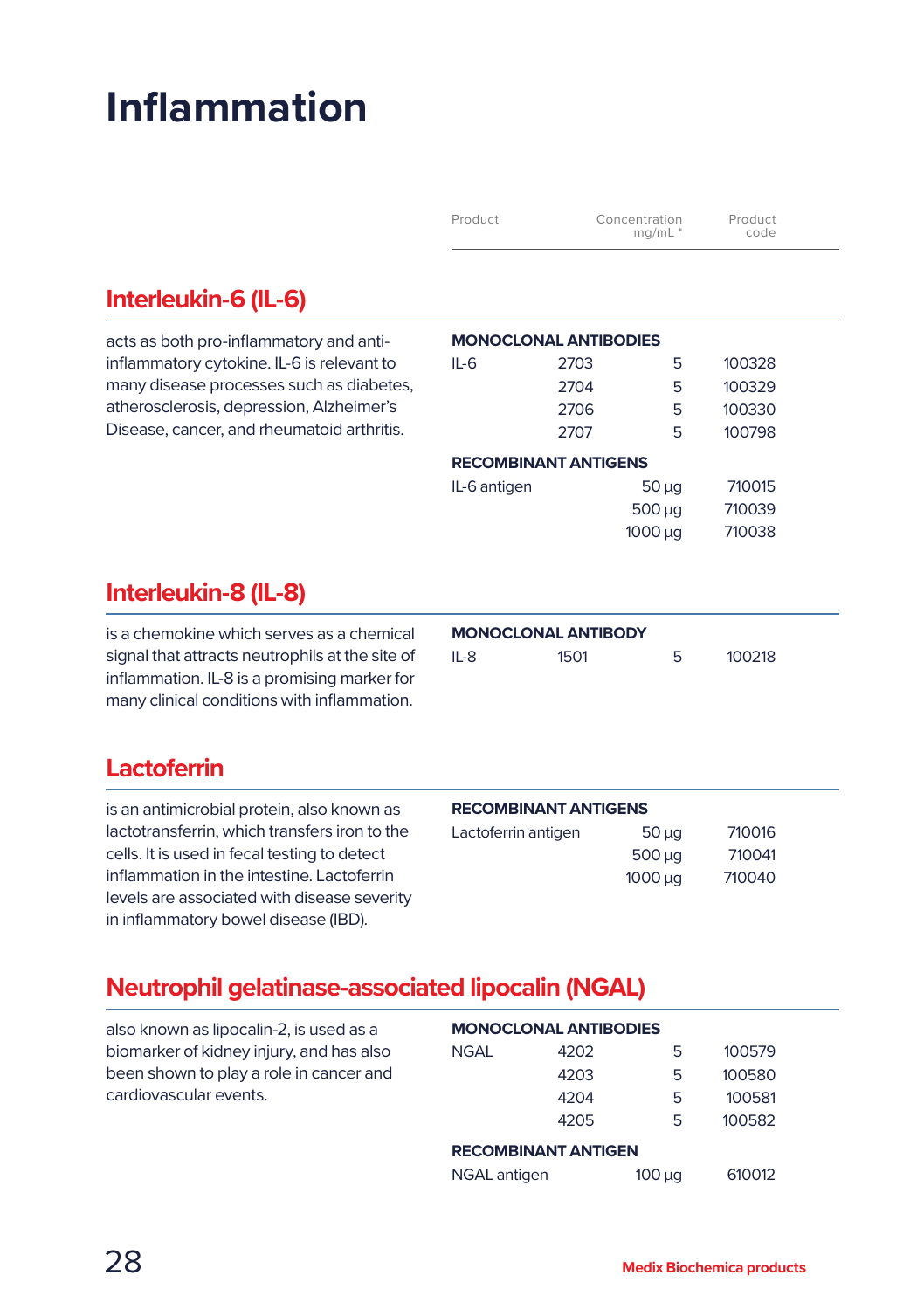# Inflammation

## Interleukin-6 (IL-6)

acts as both pro-inflammatory and anti-inflammatory cytokine. IL-6 is relevant to many disease processes such as diabetes, atherosclerosis, depression, Alzheimer's Disease, cancer, and rheumatoid arthritis.

| Product | | Concentration mg/mL * | Product code |
|---|---|---|---|
| **MONOCLONAL ANTIBODIES** | | | |
| IL-6 | 2703 | 5 | 100328 |
| | 2704 | 5 | 100329 |
| | 2706 | 5 | 100330 |
| | 2707 | 5 | 100798 |
| **RECOMBINANT ANTIGENS** | | | |
| IL-6 antigen | | 50 µg | 710015 |
| | | 500 µg | 710039 |
| | | 1000 µg | 710038 |

## Interleukin-8 (IL-8)

is a chemokine which serves as a chemical signal that attracts neutrophils at the site of inflammation. IL-8 is a promising marker for many clinical conditions with inflammation.

| Product | | Concentration mg/mL * | Product code |
|---|---|---|---|
| **MONOCLONAL ANTIBODY** | | | |
| IL-8 | 1501 | 5 | 100218 |

## Lactoferrin

is an antimicrobial protein, also known as lactotransferrin, which transfers iron to the cells. It is used in fecal testing to detect inflammation in the intestine. Lactoferrin levels are associated with disease severity in inflammatory bowel disease (IBD).

| Product | | Concentration mg/mL * | Product code |
|---|---|---|---|
| **RECOMBINANT ANTIGENS** | | | |
| Lactoferrin antigen | | 50 µg | 710016 |
| | | 500 µg | 710041 |
| | | 1000 µg | 710040 |

## Neutrophil gelatinase-associated lipocalin (NGAL)

also known as lipocalin-2, is used as a biomarker of kidney injury, and has also been shown to play a role in cancer and cardiovascular events.

| Product | | Concentration mg/mL * | Product code |
|---|---|---|---|
| **MONOCLONAL ANTIBODIES** | | | |
| NGAL | 4202 | 5 | 100579 |
| | 4203 | 5 | 100580 |
| | 4204 | 5 | 100581 |
| | 4205 | 5 | 100582 |
| **RECOMBINANT ANTIGEN** | | | |
| NGAL antigen | | 100 µg | 610012 |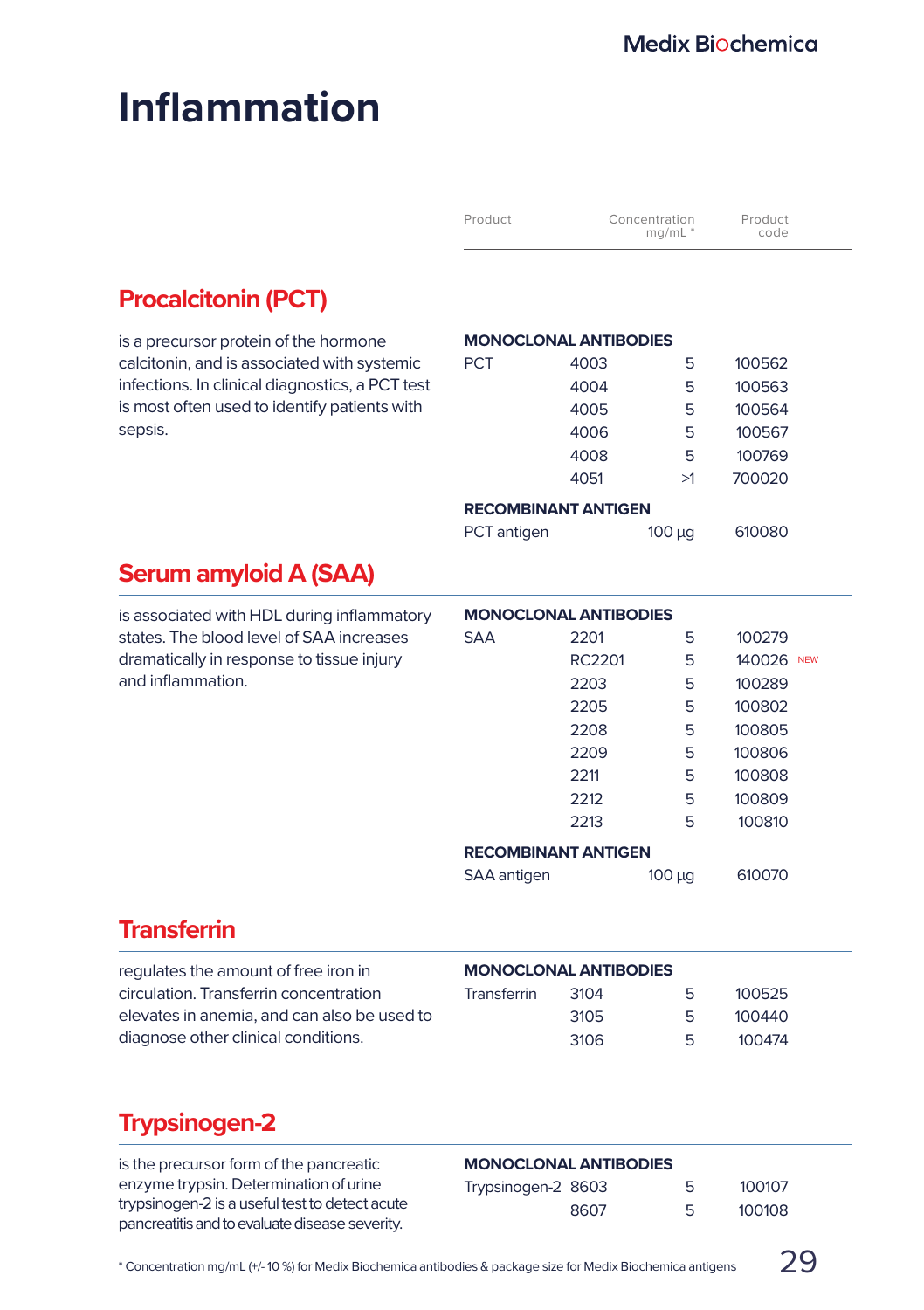# Inflammation

| Product | | Concentration mg/mL * | Product code |
|---|---|---|---|

## Procalcitonin (PCT)

is a precursor protein of the hormone calcitonin, and is associated with systemic infections. In clinical diagnostics, a PCT test is most often used to identify patients with sepsis.

| **MONOCLONAL ANTIBODIES** | | | |
|---|---|---|---|
| PCT | 4003 | 5 | 100562 |
| | 4004 | 5 | 100563 |
| | 4005 | 5 | 100564 |
| | 4006 | 5 | 100567 |
| | 4008 | 5 | 100769 |
| | 4051 | >1 | 700020 |
| **RECOMBINANT ANTIGEN** | | | |
| PCT antigen | | 100 µg | 610080 |

## Serum amyloid A (SAA)

is associated with HDL during inflammatory states. The blood level of SAA increases dramatically in response to tissue injury and inflammation.

| **MONOCLONAL ANTIBODIES** | | | |
|---|---|---|---|
| SAA | 2201 | 5 | 100279 |
| | RC2201 | 5 | 140026 NEW |
| | 2203 | 5 | 100289 |
| | 2205 | 5 | 100802 |
| | 2208 | 5 | 100805 |
| | 2209 | 5 | 100806 |
| | 2211 | 5 | 100808 |
| | 2212 | 5 | 100809 |
| | 2213 | 5 | 100810 |
| **RECOMBINANT ANTIGEN** | | | |
| SAA antigen | | 100 µg | 610070 |

## Transferrin

regulates the amount of free iron in circulation. Transferrin concentration elevates in anemia, and can also be used to diagnose other clinical conditions.

| **MONOCLONAL ANTIBODIES** | | | |
|---|---|---|---|
| Transferrin | 3104 | 5 | 100525 |
| | 3105 | 5 | 100440 |
| | 3106 | 5 | 100474 |

## Trypsinogen-2

is the precursor form of the pancreatic enzyme trypsin. Determination of urine trypsinogen-2 is a useful test to detect acute pancreatitis and to evaluate disease severity.

| **MONOCLONAL ANTIBODIES** | | | |
|---|---|---|---|
| Trypsinogen-2 | 8603 | 5 | 100107 |
| | 8607 | 5 | 100108 |

* Concentration mg/mL (+/- 10 %) for Medix Biochemica antibodies & package size for Medix Biochemica antigens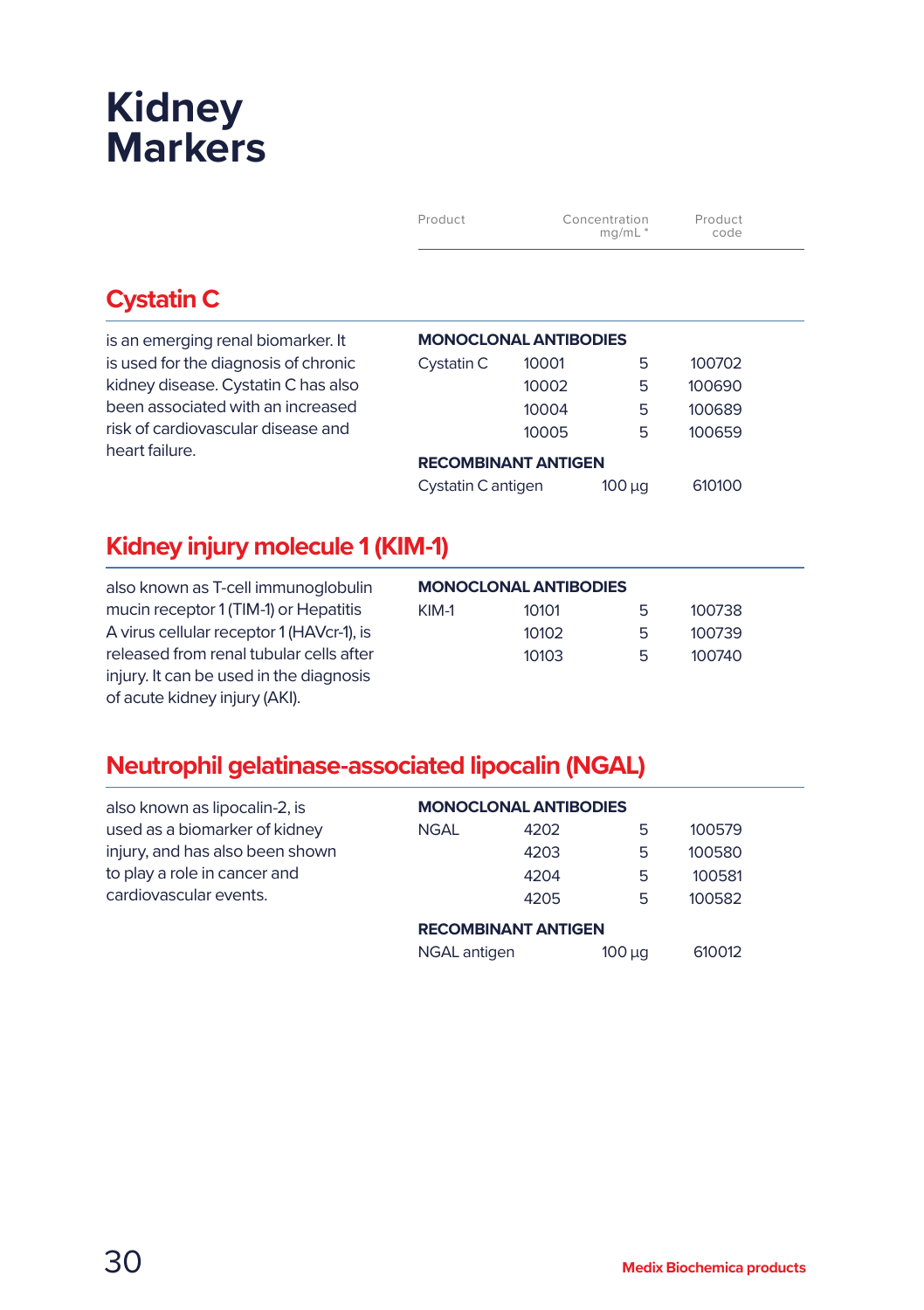# Kidney Markers

## Cystatin C

is an emerging renal biomarker. It is used for the diagnosis of chronic kidney disease. Cystatin C has also been associated with an increased risk of cardiovascular disease and heart failure.

| Product | | Concentration mg/mL * | Product code |
|---|---|---|---|
| **MONOCLONAL ANTIBODIES** | | | |
| Cystatin C | 10001 | 5 | 100702 |
| | 10002 | 5 | 100690 |
| | 10004 | 5 | 100689 |
| | 10005 | 5 | 100659 |
| **RECOMBINANT ANTIGEN** | | | |
| Cystatin C antigen | | 100 µg | 610100 |

## Kidney injury molecule 1 (KIM-1)

also known as T-cell immunoglobulin mucin receptor 1 (TIM-1) or Hepatitis A virus cellular receptor 1 (HAVcr-1), is released from renal tubular cells after injury. It can be used in the diagnosis of acute kidney injury (AKI).

| Product | | Concentration mg/mL * | Product code |
|---|---|---|---|
| **MONOCLONAL ANTIBODIES** | | | |
| KIM-1 | 10101 | 5 | 100738 |
| | 10102 | 5 | 100739 |
| | 10103 | 5 | 100740 |

## Neutrophil gelatinase-associated lipocalin (NGAL)

also known as lipocalin-2, is used as a biomarker of kidney injury, and has also been shown to play a role in cancer and cardiovascular events.

| Product | | Concentration mg/mL * | Product code |
|---|---|---|---|
| **MONOCLONAL ANTIBODIES** | | | |
| NGAL | 4202 | 5 | 100579 |
| | 4203 | 5 | 100580 |
| | 4204 | 5 | 100581 |
| | 4205 | 5 | 100582 |
| **RECOMBINANT ANTIGEN** | | | |
| NGAL antigen | | 100 µg | 610012 |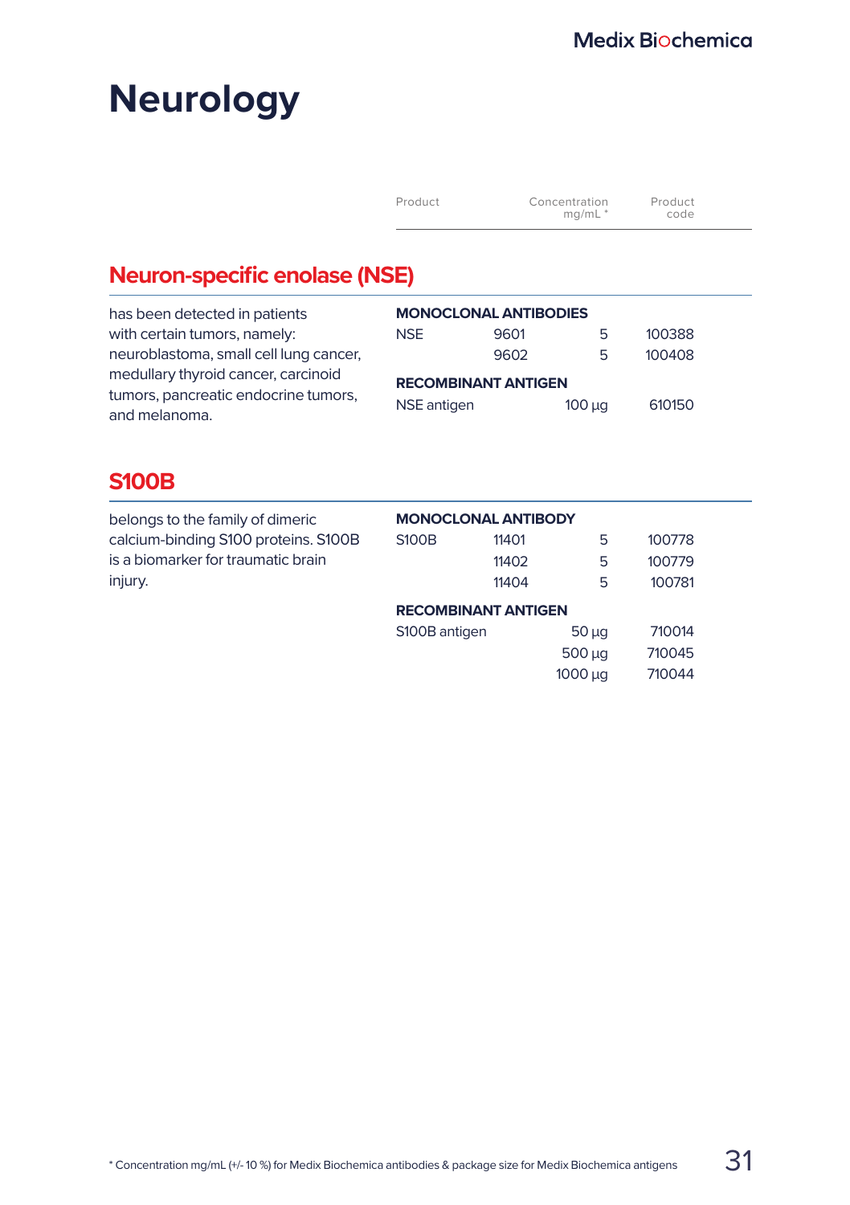# Neurology

## Neuron-specific enolase (NSE)

has been detected in patients with certain tumors, namely: neuroblastoma, small cell lung cancer, medullary thyroid cancer, carcinoid tumors, pancreatic endocrine tumors, and melanoma.

| Product | | Concentration mg/mL * | Product code |
|---|---|---|---|
| **MONOCLONAL ANTIBODIES** | | | |
| NSE | 9601 | 5 | 100388 |
| | 9602 | 5 | 100408 |
| **RECOMBINANT ANTIGEN** | | | |
| NSE antigen | | 100 µg | 610150 |

## S100B

belongs to the family of dimeric calcium-binding S100 proteins. S100B is a biomarker for traumatic brain injury.

| Product | | Concentration mg/mL * | Product code |
|---|---|---|---|
| **MONOCLONAL ANTIBODY** | | | |
| S100B | 11401 | 5 | 100778 |
| | 11402 | 5 | 100779 |
| | 11404 | 5 | 100781 |
| **RECOMBINANT ANTIGEN** | | | |
| S100B antigen | | 50 µg | 710014 |
| | | 500 µg | 710045 |
| | | 1000 µg | 710044 |

* Concentration mg/mL (+/- 10 %) for Medix Biochemica antibodies & package size for Medix Biochemica antigens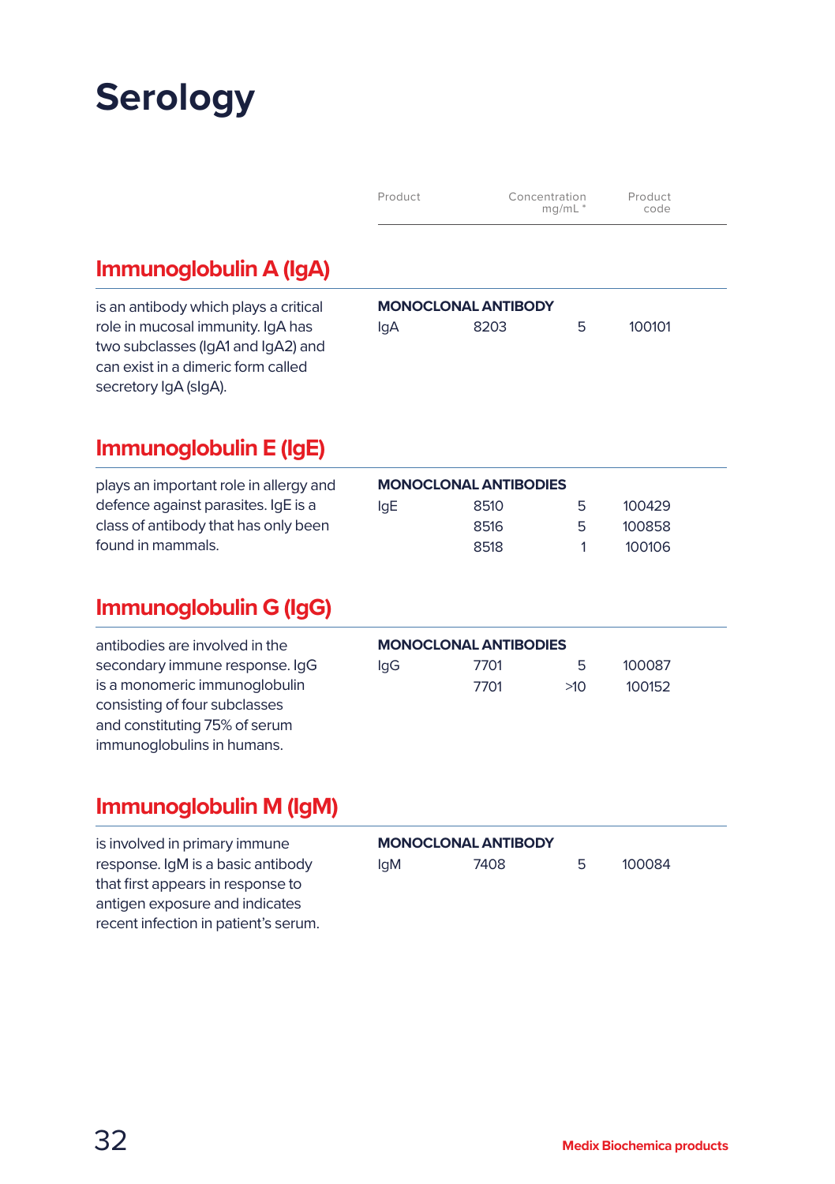# Serology

| Product | | Concentration mg/mL * | Product code |
|---|---|---|---|

## Immunoglobulin A (IgA)

is an antibody which plays a critical role in mucosal immunity. IgA has two subclasses (IgA1 and IgA2) and can exist in a dimeric form called secretory IgA (sIgA).

| **MONOCLONAL ANTIBODY** | | | |
|---|---|---|---|
| IgA | 8203 | 5 | 100101 |

## Immunoglobulin E (IgE)

plays an important role in allergy and defence against parasites. IgE is a class of antibody that has only been found in mammals.

| **MONOCLONAL ANTIBODIES** | | | |
|---|---|---|---|
| IgE | 8510 | 5 | 100429 |
| | 8516 | 5 | 100858 |
| | 8518 | 1 | 100106 |

## Immunoglobulin G (IgG)

antibodies are involved in the secondary immune response. IgG is a monomeric immunoglobulin consisting of four subclasses and constituting 75% of serum immunoglobulins in humans.

| **MONOCLONAL ANTIBODIES** | | | |
|---|---|---|---|
| IgG | 7701 | 5 | 100087 |
| | 7701 | >10 | 100152 |

## Immunoglobulin M (IgM)

is involved in primary immune response. IgM is a basic antibody that first appears in response to antigen exposure and indicates recent infection in patient's serum.

| **MONOCLONAL ANTIBODY** | | | |
|---|---|---|---|
| IgM | 7408 | 5 | 100084 |

Medix Biochemica products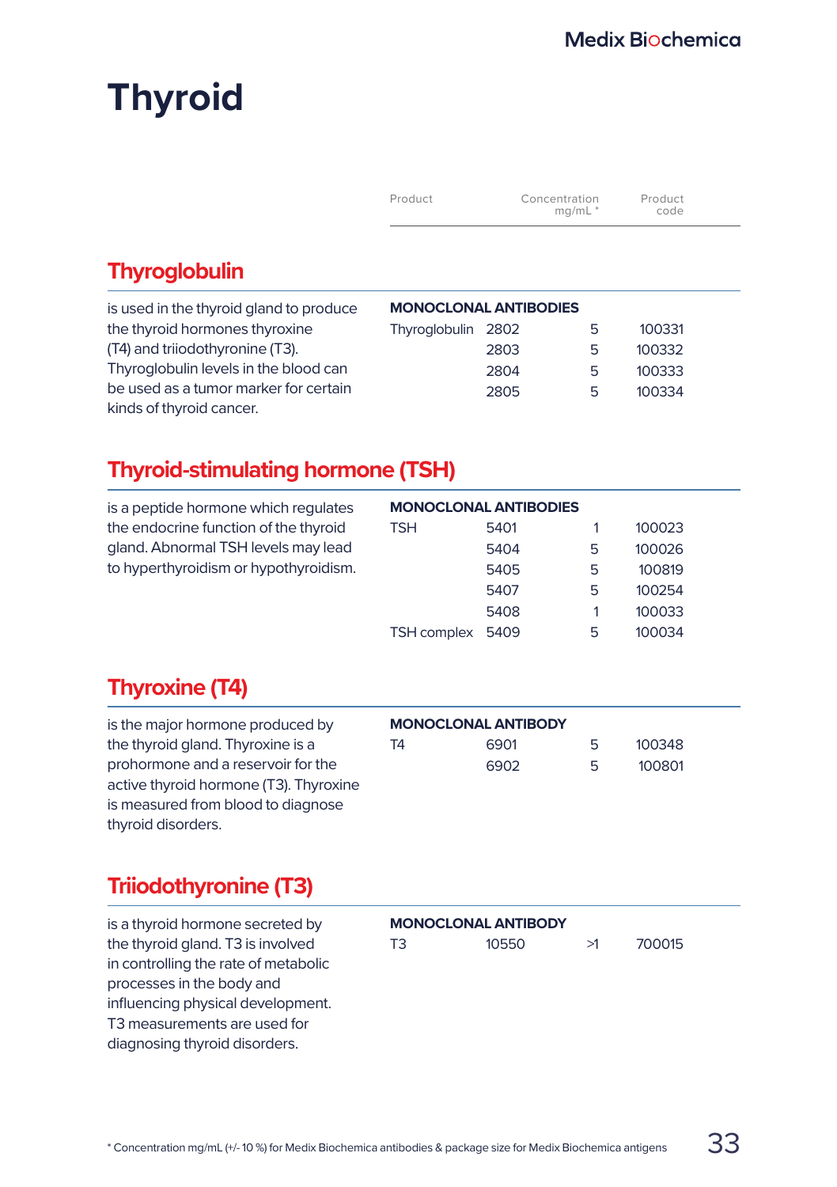# Thyroid

| Product | | Concentration mg/mL * | Product code |
|---|---|---|---|

## Thyroglobulin

is used in the thyroid gland to produce the thyroid hormones thyroxine (T4) and triiodothyronine (T3). Thyroglobulin levels in the blood can be used as a tumor marker for certain kinds of thyroid cancer.

| **MONOCLONAL ANTIBODIES** | | | |
|---|---|---|---|
| Thyroglobulin | 2802 | 5 | 100331 |
| | 2803 | 5 | 100332 |
| | 2804 | 5 | 100333 |
| | 2805 | 5 | 100334 |

## Thyroid-stimulating hormone (TSH)

is a peptide hormone which regulates the endocrine function of the thyroid gland. Abnormal TSH levels may lead to hyperthyroidism or hypothyroidism.

| **MONOCLONAL ANTIBODIES** | | | |
|---|---|---|---|
| TSH | 5401 | 1 | 100023 |
| | 5404 | 5 | 100026 |
| | 5405 | 5 | 100819 |
| | 5407 | 5 | 100254 |
| | 5408 | 1 | 100033 |
| TSH complex | 5409 | 5 | 100034 |

## Thyroxine (T4)

is the major hormone produced by the thyroid gland. Thyroxine is a prohormone and a reservoir for the active thyroid hormone (T3). Thyroxine is measured from blood to diagnose thyroid disorders.

| **MONOCLONAL ANTIBODY** | | | |
|---|---|---|---|
| T4 | 6901 | 5 | 100348 |
| | 6902 | 5 | 100801 |

## Triiodothyronine (T3)

is a thyroid hormone secreted by the thyroid gland. T3 is involved in controlling the rate of metabolic processes in the body and influencing physical development. T3 measurements are used for diagnosing thyroid disorders.

| **MONOCLONAL ANTIBODY** | | | |
|---|---|---|---|
| T3 | 10550 | >1 | 700015 |

* Concentration mg/mL (+/- 10 %) for Medix Biochemica antibodies & package size for Medix Biochemica antigens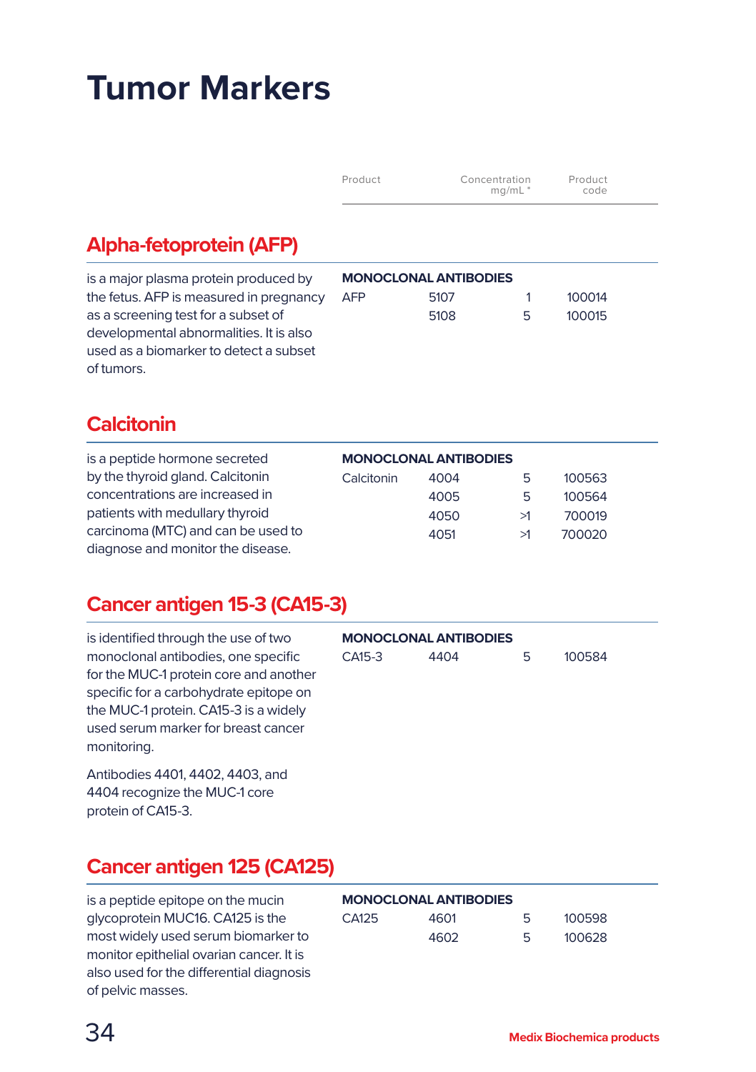# Tumor Markers

| Product | | Concentration mg/mL * | Product code |
|---|---|---|---|

## Alpha-fetoprotein (AFP)

is a major plasma protein produced by the fetus. AFP is measured in pregnancy as a screening test for a subset of developmental abnormalities. It is also used as a biomarker to detect a subset of tumors.

| **MONOCLONAL ANTIBODIES** | | | |
|---|---|---|---|
| AFP | 5107 | 1 | 100014 |
| | 5108 | 5 | 100015 |

## Calcitonin

is a peptide hormone secreted by the thyroid gland. Calcitonin concentrations are increased in patients with medullary thyroid carcinoma (MTC) and can be used to diagnose and monitor the disease.

| **MONOCLONAL ANTIBODIES** | | | |
|---|---|---|---|
| Calcitonin | 4004 | 5 | 100563 |
| | 4005 | 5 | 100564 |
| | 4050 | >1 | 700019 |
| | 4051 | >1 | 700020 |

## Cancer antigen 15-3 (CA15-3)

is identified through the use of two monoclonal antibodies, one specific for the MUC-1 protein core and another specific for a carbohydrate epitope on the MUC-1 protein. CA15-3 is a widely used serum marker for breast cancer monitoring.

Antibodies 4401, 4402, 4403, and 4404 recognize the MUC-1 core protein of CA15-3.

| **MONOCLONAL ANTIBODIES** | | | |
|---|---|---|---|
| CA15-3 | 4404 | 5 | 100584 |

## Cancer antigen 125 (CA125)

is a peptide epitope on the mucin glycoprotein MUC16. CA125 is the most widely used serum biomarker to monitor epithelial ovarian cancer. It is also used for the differential diagnosis of pelvic masses.

| **MONOCLONAL ANTIBODIES** | | | |
|---|---|---|---|
| CA125 | 4601 | 5 | 100598 |
| | 4602 | 5 | 100628 |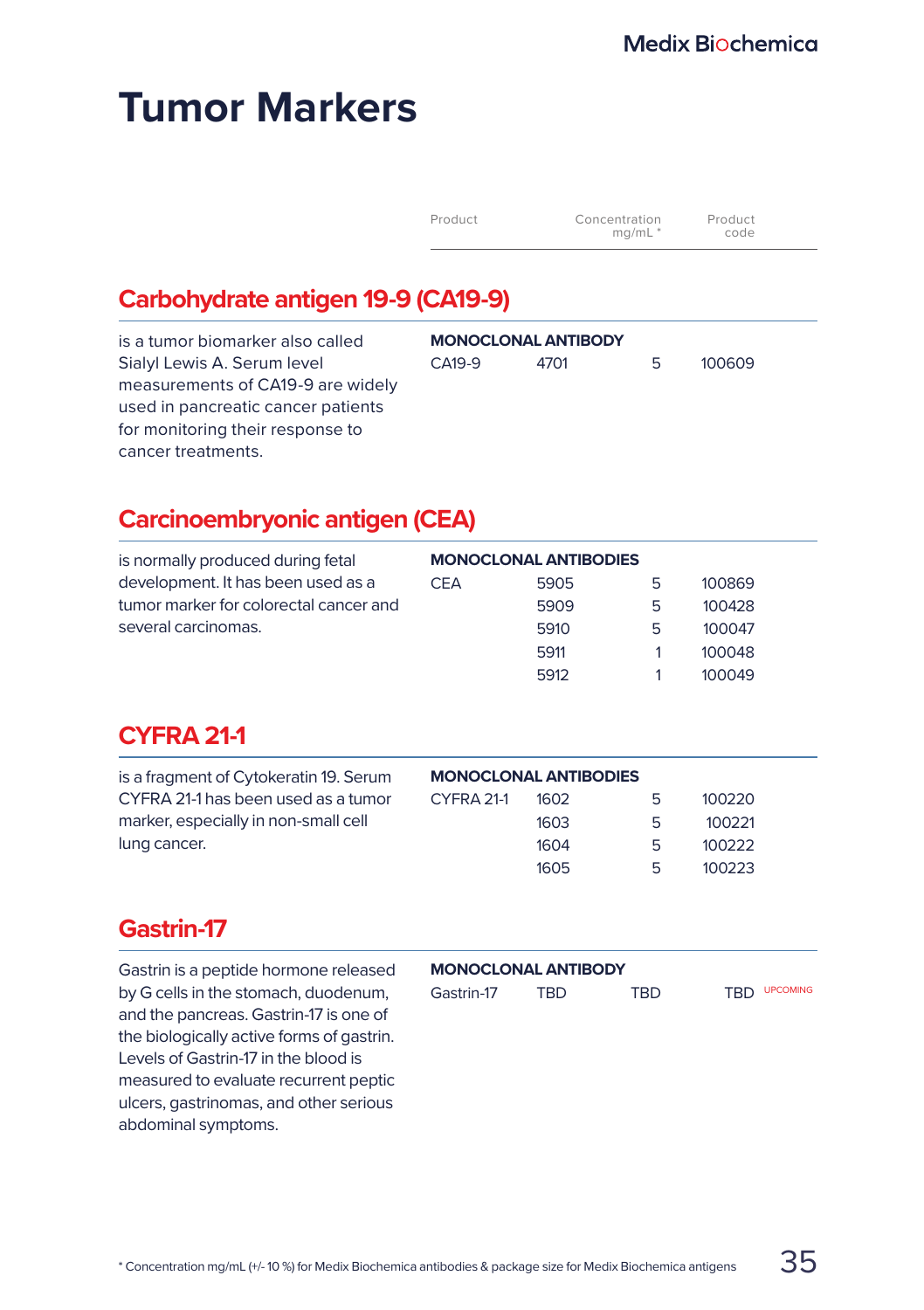# Tumor Markers

| Product | | Concentration mg/mL * | Product code |
|---|---|---|---|

## Carbohydrate antigen 19-9 (CA19-9)

is a tumor biomarker also called Sialyl Lewis A. Serum level measurements of CA19-9 are widely used in pancreatic cancer patients for monitoring their response to cancer treatments.

| **MONOCLONAL ANTIBODY** | | | |
|---|---|---|---|
| CA19-9 | 4701 | 5 | 100609 |

## Carcinoembryonic antigen (CEA)

is normally produced during fetal development. It has been used as a tumor marker for colorectal cancer and several carcinomas.

| **MONOCLONAL ANTIBODIES** | | | |
|---|---|---|---|
| CEA | 5905 | 5 | 100869 |
| | 5909 | 5 | 100428 |
| | 5910 | 5 | 100047 |
| | 5911 | 1 | 100048 |
| | 5912 | 1 | 100049 |

## CYFRA 21-1

is a fragment of Cytokeratin 19. Serum CYFRA 21-1 has been used as a tumor marker, especially in non-small cell lung cancer.

| **MONOCLONAL ANTIBODIES** | | | |
|---|---|---|---|
| CYFRA 21-1 | 1602 | 5 | 100220 |
| | 1603 | 5 | 100221 |
| | 1604 | 5 | 100222 |
| | 1605 | 5 | 100223 |

## Gastrin-17

Gastrin is a peptide hormone released by G cells in the stomach, duodenum, and the pancreas. Gastrin-17 is one of the biologically active forms of gastrin. Levels of Gastrin-17 in the blood is measured to evaluate recurrent peptic ulcers, gastrinomas, and other serious abdominal symptoms.

| **MONOCLONAL ANTIBODY** | | | |
|---|---|---|---|
| Gastrin-17 | TBD | TBD | TBD UPCOMING |

* Concentration mg/mL (+/- 10 %) for Medix Biochemica antibodies & package size for Medix Biochemica antigens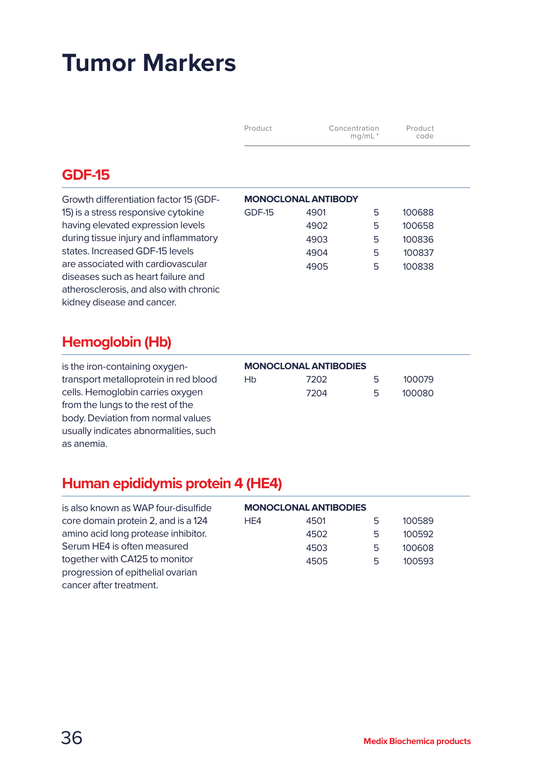# Tumor Markers

| Product | | Concentration mg/mL * | Product code |
|---|---|---|---|

## GDF-15

Growth differentiation factor 15 (GDF-15) is a stress responsive cytokine having elevated expression levels during tissue injury and inflammatory states. Increased GDF-15 levels are associated with cardiovascular diseases such as heart failure and atherosclerosis, and also with chronic kidney disease and cancer.

| Product | | Concentration mg/mL * | Product code |
|---|---|---|---|
| **MONOCLONAL ANTIBODY** | | | |
| GDF-15 | 4901 | 5 | 100688 |
| | 4902 | 5 | 100658 |
| | 4903 | 5 | 100836 |
| | 4904 | 5 | 100837 |
| | 4905 | 5 | 100838 |

## Hemoglobin (Hb)

is the iron-containing oxygen-transport metalloprotein in red blood cells. Hemoglobin carries oxygen from the lungs to the rest of the body. Deviation from normal values usually indicates abnormalities, such as anemia.

| Product | | Concentration mg/mL * | Product code |
|---|---|---|---|
| **MONOCLONAL ANTIBODIES** | | | |
| Hb | 7202 | 5 | 100079 |
| | 7204 | 5 | 100080 |

## Human epididymis protein 4 (HE4)

is also known as WAP four-disulfide core domain protein 2, and is a 124 amino acid long protease inhibitor. Serum HE4 is often measured together with CA125 to monitor progression of epithelial ovarian cancer after treatment.

| Product | | Concentration mg/mL * | Product code |
|---|---|---|---|
| **MONOCLONAL ANTIBODIES** | | | |
| HE4 | 4501 | 5 | 100589 |
| | 4502 | 5 | 100592 |
| | 4503 | 5 | 100608 |
| | 4505 | 5 | 100593 |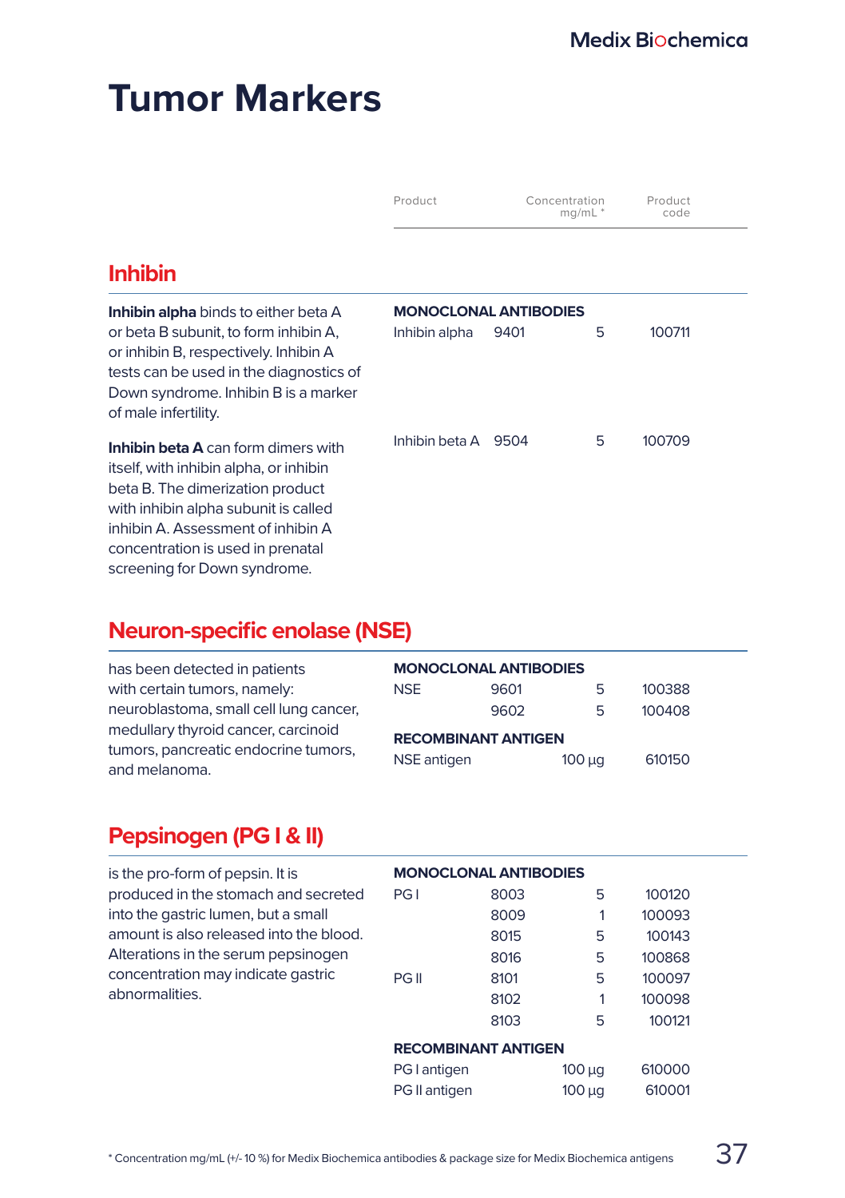# Tumor Markers

## Inhibin

**Inhibin alpha** binds to either beta A or beta B subunit, to form inhibin A, or inhibin B, respectively. Inhibin A tests can be used in the diagnostics of Down syndrome. Inhibin B is a marker of male infertility.

**Inhibin beta A** can form dimers with itself, with inhibin alpha, or inhibin beta B. The dimerization product with inhibin alpha subunit is called inhibin A. Assessment of inhibin A concentration is used in prenatal screening for Down syndrome.

| Product | | Concentration mg/mL * | Product code |
|---|---|---|---|
| **MONOCLONAL ANTIBODIES** | | | |
| Inhibin alpha | 9401 | 5 | 100711 |
| Inhibin beta A | 9504 | 5 | 100709 |

## Neuron-specific enolase (NSE)

has been detected in patients with certain tumors, namely: neuroblastoma, small cell lung cancer, medullary thyroid cancer, carcinoid tumors, pancreatic endocrine tumors, and melanoma.

| Product | | Concentration mg/mL * | Product code |
|---|---|---|---|
| **MONOCLONAL ANTIBODIES** | | | |
| NSE | 9601 | 5 | 100388 |
| | 9602 | 5 | 100408 |
| **RECOMBINANT ANTIGEN** | | | |
| NSE antigen | | 100 µg | 610150 |

## Pepsinogen (PG I & II)

is the pro-form of pepsin. It is produced in the stomach and secreted into the gastric lumen, but a small amount is also released into the blood. Alterations in the serum pepsinogen concentration may indicate gastric abnormalities.

| Product | | Concentration mg/mL * | Product code |
|---|---|---|---|
| **MONOCLONAL ANTIBODIES** | | | |
| PG I | 8003 | 5 | 100120 |
| | 8009 | 1 | 100093 |
| | 8015 | 5 | 100143 |
| | 8016 | 5 | 100868 |
| PG II | 8101 | 5 | 100097 |
| | 8102 | 1 | 100098 |
| | 8103 | 5 | 100121 |
| **RECOMBINANT ANTIGEN** | | | |
| PG I antigen | | 100 µg | 610000 |
| PG II antigen | | 100 µg | 610001 |

* Concentration mg/mL (+/- 10 %) for Medix Biochemica antibodies & package size for Medix Biochemica antigens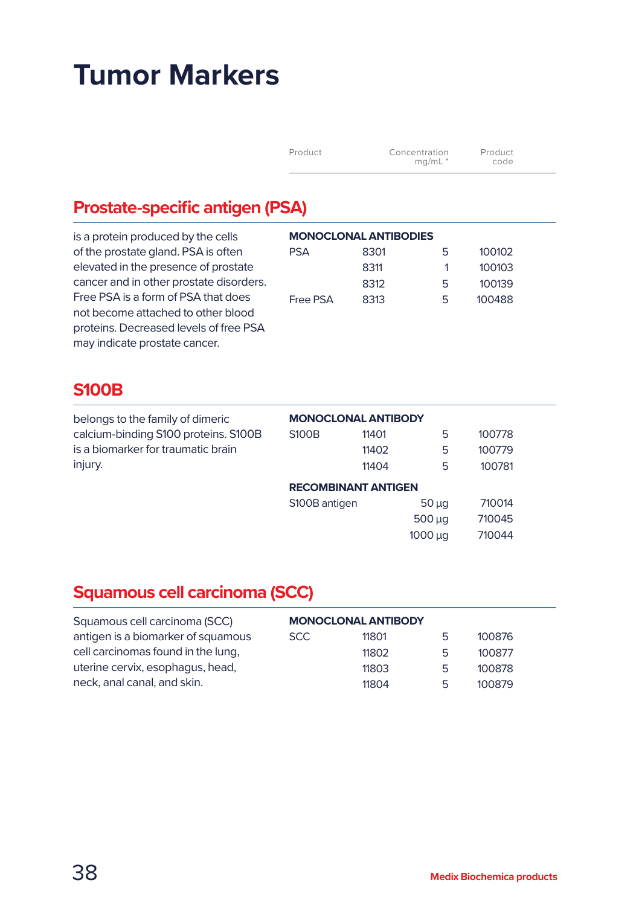# Tumor Markers

## Prostate-specific antigen (PSA)

is a protein produced by the cells of the prostate gland. PSA is often elevated in the presence of prostate cancer and in other prostate disorders. Free PSA is a form of PSA that does not become attached to other blood proteins. Decreased levels of free PSA may indicate prostate cancer.

| Product | | Concentration mg/mL * | Product code |
|---|---|---|---|
| **MONOCLONAL ANTIBODIES** | | | |
| PSA | 8301 | 5 | 100102 |
| | 8311 | 1 | 100103 |
| | 8312 | 5 | 100139 |
| Free PSA | 8313 | 5 | 100488 |

## S100B

belongs to the family of dimeric calcium-binding S100 proteins. S100B is a biomarker for traumatic brain injury.

| Product | | Concentration mg/mL * | Product code |
|---|---|---|---|
| **MONOCLONAL ANTIBODY** | | | |
| S100B | 11401 | 5 | 100778 |
| | 11402 | 5 | 100779 |
| | 11404 | 5 | 100781 |
| **RECOMBINANT ANTIGEN** | | | |
| S100B antigen | | 50 µg | 710014 |
| | | 500 µg | 710045 |
| | | 1000 µg | 710044 |

## Squamous cell carcinoma (SCC)

Squamous cell carcinoma (SCC) antigen is a biomarker of squamous cell carcinomas found in the lung, uterine cervix, esophagus, head, neck, anal canal, and skin.

| Product | | Concentration mg/mL * | Product code |
|---|---|---|---|
| **MONOCLONAL ANTIBODY** | | | |
| SCC | 11801 | 5 | 100876 |
| | 11802 | 5 | 100877 |
| | 11803 | 5 | 100878 |
| | 11804 | 5 | 100879 |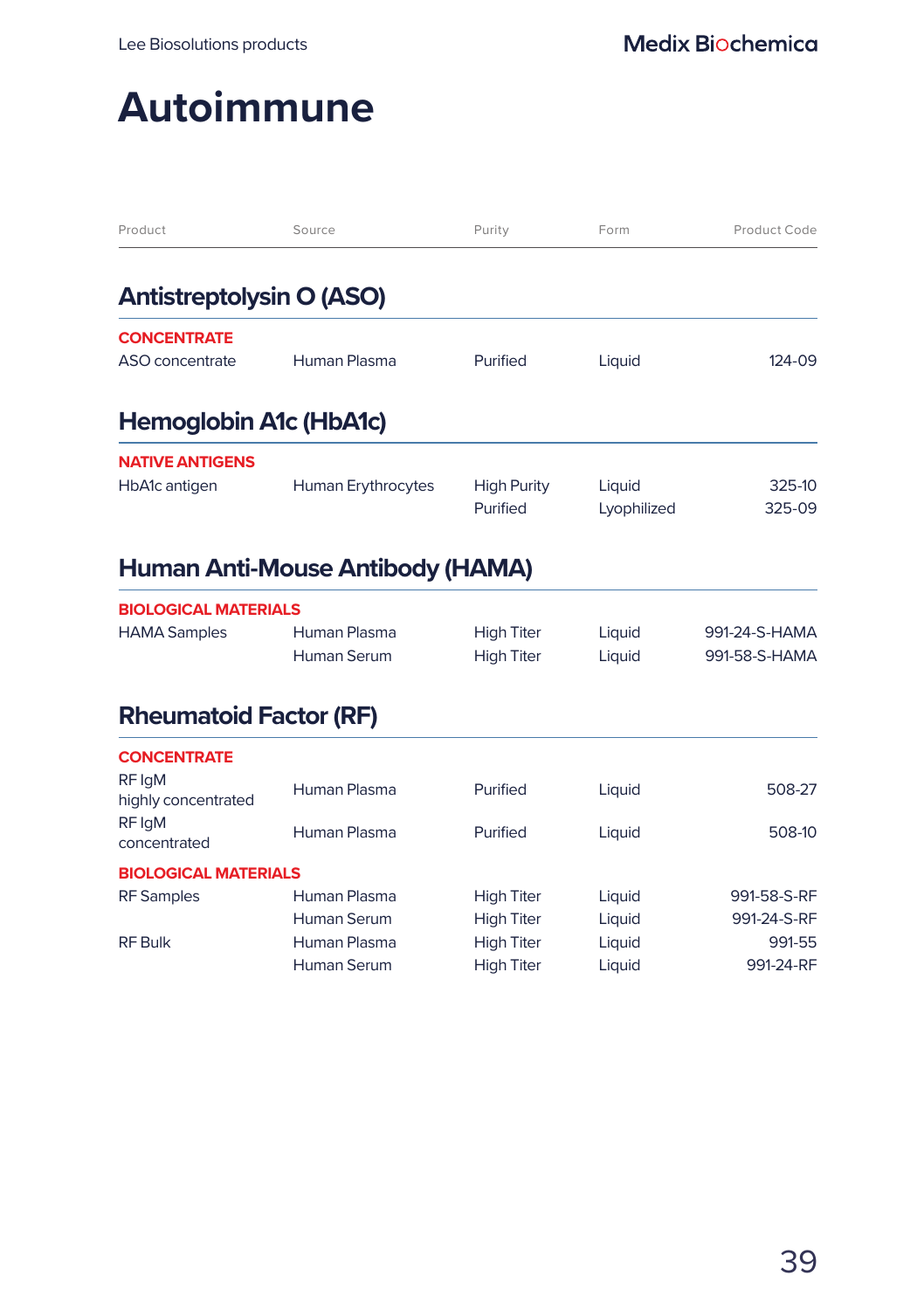# Autoimmune

| Product | Source | Purity | Form | Product Code |
|---|---|---|---|---|

## Antistreptolysin O (ASO)

| Product | Source | Purity | Form | Product Code |
|---|---|---|---|---|
| **CONCENTRATE** | | | | |
| ASO concentrate | Human Plasma | Purified | Liquid | 124-09 |

## Hemoglobin A1c (HbA1c)

| Product | Source | Purity | Form | Product Code |
|---|---|---|---|---|
| **NATIVE ANTIGENS** | | | | |
| HbA1c antigen | Human Erythrocytes | High Purity | Liquid | 325-10 |
| | | Purified | Lyophilized | 325-09 |

## Human Anti-Mouse Antibody (HAMA)

| Product | Source | Purity | Form | Product Code |
|---|---|---|---|---|
| **BIOLOGICAL MATERIALS** | | | | |
| HAMA Samples | Human Plasma | High Titer | Liquid | 991-24-S-HAMA |
| | Human Serum | High Titer | Liquid | 991-58-S-HAMA |

## Rheumatoid Factor (RF)

| Product | Source | Purity | Form | Product Code |
|---|---|---|---|---|
| **CONCENTRATE** | | | | |
| RF IgM highly concentrated | Human Plasma | Purified | Liquid | 508-27 |
| RF IgM concentrated | Human Plasma | Purified | Liquid | 508-10 |
| **BIOLOGICAL MATERIALS** | | | | |
| RF Samples | Human Plasma | High Titer | Liquid | 991-58-S-RF |
| | Human Serum | High Titer | Liquid | 991-24-S-RF |
| RF Bulk | Human Plasma | High Titer | Liquid | 991-55 |
| | Human Serum | High Titer | Liquid | 991-24-RF |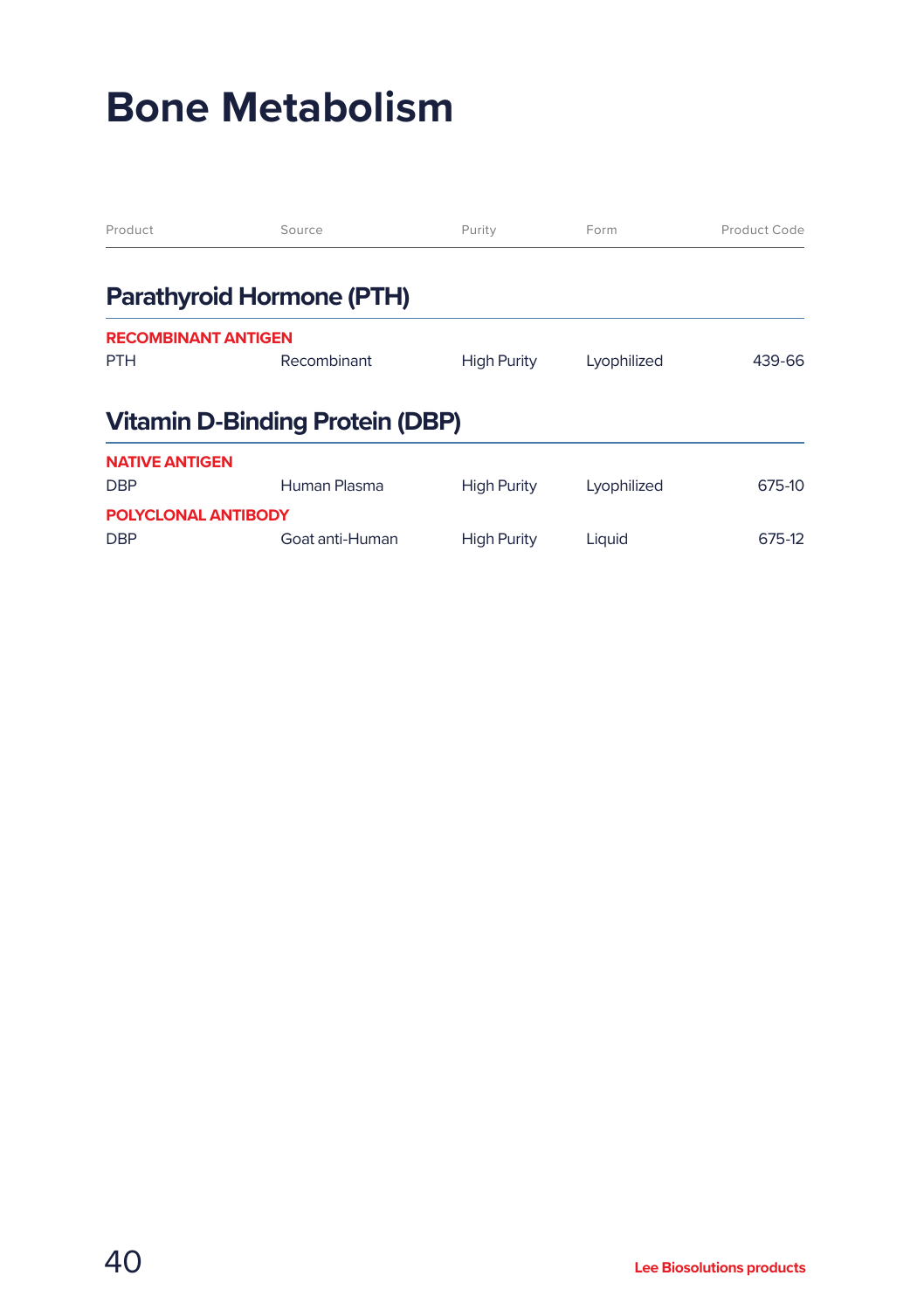# Bone Metabolism

| Product | Source | Purity | Form | Product Code |
|---|---|---|---|---|
| **Parathyroid Hormone (PTH)** | | | | |
| **RECOMBINANT ANTIGEN** | | | | |
| PTH | Recombinant | High Purity | Lyophilized | 439-66 |
| **Vitamin D-Binding Protein (DBP)** | | | | |
| **NATIVE ANTIGEN** | | | | |
| DBP | Human Plasma | High Purity | Lyophilized | 675-10 |
| **POLYCLONAL ANTIBODY** | | | | |
| DBP | Goat anti-Human | High Purity | Liquid | 675-12 |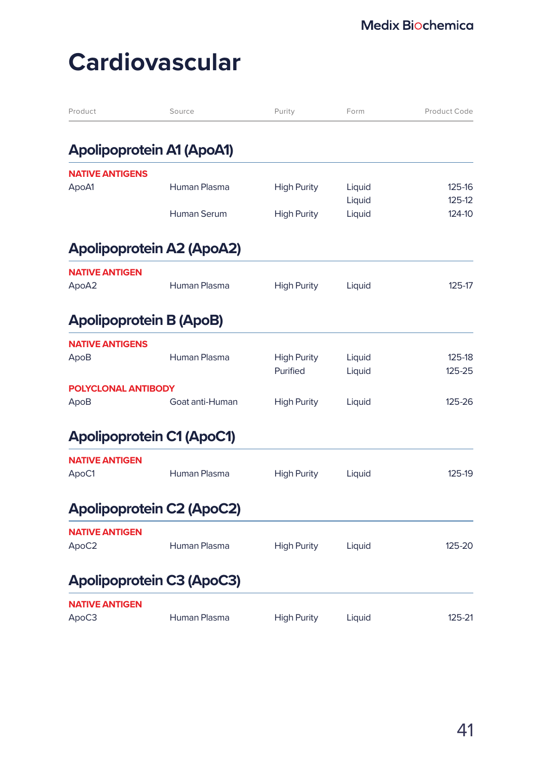# Cardiovascular

| Product | Source | Purity | Form | Product Code |
|---|---|---|---|---|

## Apolipoprotein A1 (ApoA1)

| Product | Source | Purity | Form | Product Code |
|---|---|---|---|---|
| **NATIVE ANTIGENS** | | | | |
| ApoA1 | Human Plasma | High Purity | Liquid | 125-16 |
| | | | Liquid | 125-12 |
| | Human Serum | High Purity | Liquid | 124-10 |

## Apolipoprotein A2 (ApoA2)

| Product | Source | Purity | Form | Product Code |
|---|---|---|---|---|
| **NATIVE ANTIGEN** | | | | |
| ApoA2 | Human Plasma | High Purity | Liquid | 125-17 |

## Apolipoprotein B (ApoB)

| Product | Source | Purity | Form | Product Code |
|---|---|---|---|---|
| **NATIVE ANTIGENS** | | | | |
| ApoB | Human Plasma | High Purity | Liquid | 125-18 |
| | | Purified | Liquid | 125-25 |
| **POLYCLONAL ANTIBODY** | | | | |
| ApoB | Goat anti-Human | High Purity | Liquid | 125-26 |

## Apolipoprotein C1 (ApoC1)

| Product | Source | Purity | Form | Product Code |
|---|---|---|---|---|
| **NATIVE ANTIGEN** | | | | |
| ApoC1 | Human Plasma | High Purity | Liquid | 125-19 |

## Apolipoprotein C2 (ApoC2)

| Product | Source | Purity | Form | Product Code |
|---|---|---|---|---|
| **NATIVE ANTIGEN** | | | | |
| ApoC2 | Human Plasma | High Purity | Liquid | 125-20 |

## Apolipoprotein C3 (ApoC3)

| Product | Source | Purity | Form | Product Code |
|---|---|---|---|---|
| **NATIVE ANTIGEN** | | | | |
| ApoC3 | Human Plasma | High Purity | Liquid | 125-21 |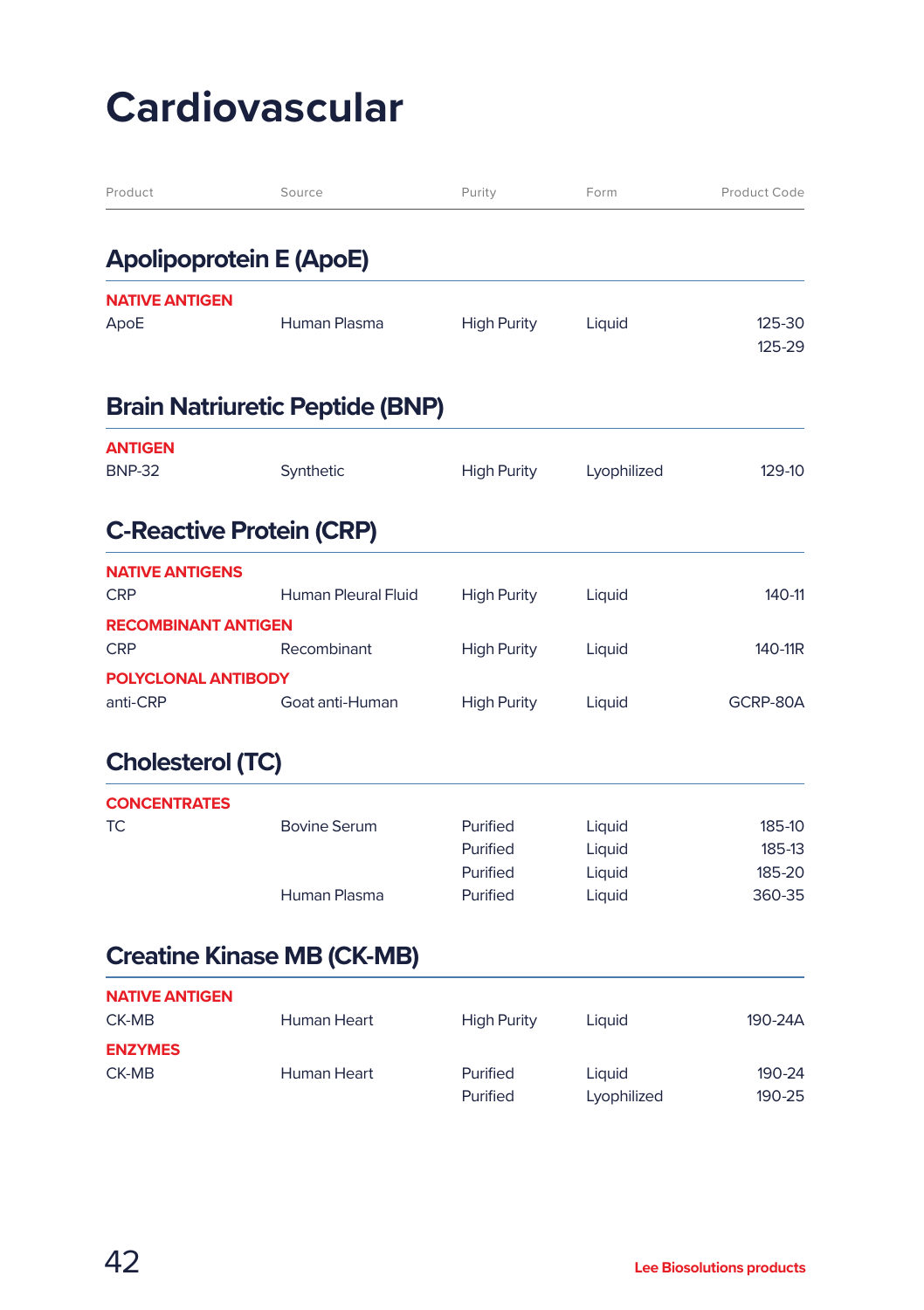# Cardiovascular

| Product | Source | Purity | Form | Product Code |
|---|---|---|---|---|

## Apolipoprotein E (ApoE)

| Product | Source | Purity | Form | Product Code |
|---|---|---|---|---|
| **NATIVE ANTIGEN** | | | | |
| ApoE | Human Plasma | High Purity | Liquid | 125-30 |
| | | | | 125-29 |

## Brain Natriuretic Peptide (BNP)

| Product | Source | Purity | Form | Product Code |
|---|---|---|---|---|
| **ANTIGEN** | | | | |
| BNP-32 | Synthetic | High Purity | Lyophilized | 129-10 |

## C-Reactive Protein (CRP)

| Product | Source | Purity | Form | Product Code |
|---|---|---|---|---|
| **NATIVE ANTIGENS** | | | | |
| CRP | Human Pleural Fluid | High Purity | Liquid | 140-11 |
| **RECOMBINANT ANTIGEN** | | | | |
| CRP | Recombinant | High Purity | Liquid | 140-11R |
| **POLYCLONAL ANTIBODY** | | | | |
| anti-CRP | Goat anti-Human | High Purity | Liquid | GCRP-80A |

## Cholesterol (TC)

| Product | Source | Purity | Form | Product Code |
|---|---|---|---|---|
| **CONCENTRATES** | | | | |
| TC | Bovine Serum | Purified | Liquid | 185-10 |
| | | Purified | Liquid | 185-13 |
| | | Purified | Liquid | 185-20 |
| | Human Plasma | Purified | Liquid | 360-35 |

## Creatine Kinase MB (CK-MB)

| Product | Source | Purity | Form | Product Code |
|---|---|---|---|---|
| **NATIVE ANTIGEN** | | | | |
| CK-MB | Human Heart | High Purity | Liquid | 190-24A |
| **ENZYMES** | | | | |
| CK-MB | Human Heart | Purified | Liquid | 190-24 |
| | | Purified | Lyophilized | 190-25 |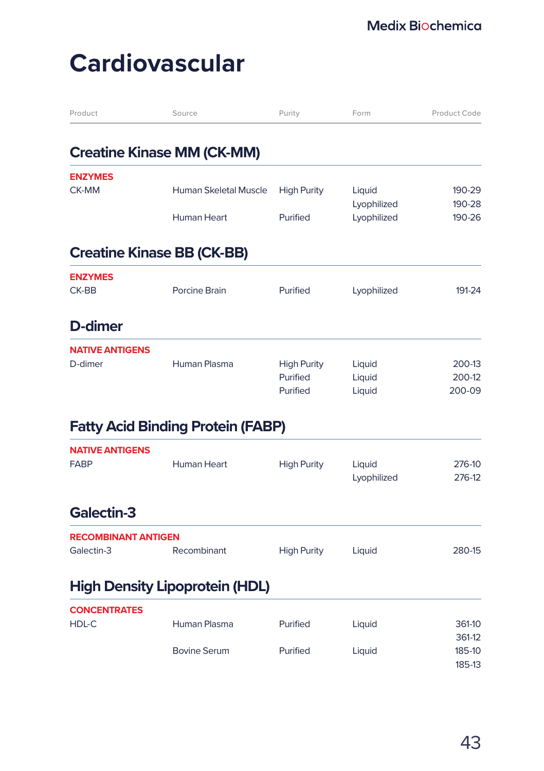# Cardiovascular

| Product | Source | Purity | Form | Product Code |
|---|---|---|---|---|

## Creatine Kinase MM (CK-MM)

| Product | Source | Purity | Form | Product Code |
|---|---|---|---|---|
| **ENZYMES** | | | | |
| CK-MM | Human Skeletal Muscle | High Purity | Liquid | 190-29 |
| | | | Lyophilized | 190-28 |
| | Human Heart | Purified | Lyophilized | 190-26 |

## Creatine Kinase BB (CK-BB)

| Product | Source | Purity | Form | Product Code |
|---|---|---|---|---|
| **ENZYMES** | | | | |
| CK-BB | Porcine Brain | Purified | Lyophilized | 191-24 |

## D-dimer

| Product | Source | Purity | Form | Product Code |
|---|---|---|---|---|
| **NATIVE ANTIGENS** | | | | |
| D-dimer | Human Plasma | High Purity | Liquid | 200-13 |
| | | Purified | Liquid | 200-12 |
| | | Purified | Liquid | 200-09 |

## Fatty Acid Binding Protein (FABP)

| Product | Source | Purity | Form | Product Code |
|---|---|---|---|---|
| **NATIVE ANTIGENS** | | | | |
| FABP | Human Heart | High Purity | Liquid | 276-10 |
| | | | Lyophilized | 276-12 |

## Galectin-3

| Product | Source | Purity | Form | Product Code |
|---|---|---|---|---|
| **RECOMBINANT ANTIGEN** | | | | |
| Galectin-3 | Recombinant | High Purity | Liquid | 280-15 |

## High Density Lipoprotein (HDL)

| Product | Source | Purity | Form | Product Code |
|---|---|---|---|---|
| **CONCENTRATES** | | | | |
| HDL-C | Human Plasma | Purified | Liquid | 361-10 |
| | | | | 361-12 |
| | Bovine Serum | Purified | Liquid | 185-10 |
| | | | | 185-13 |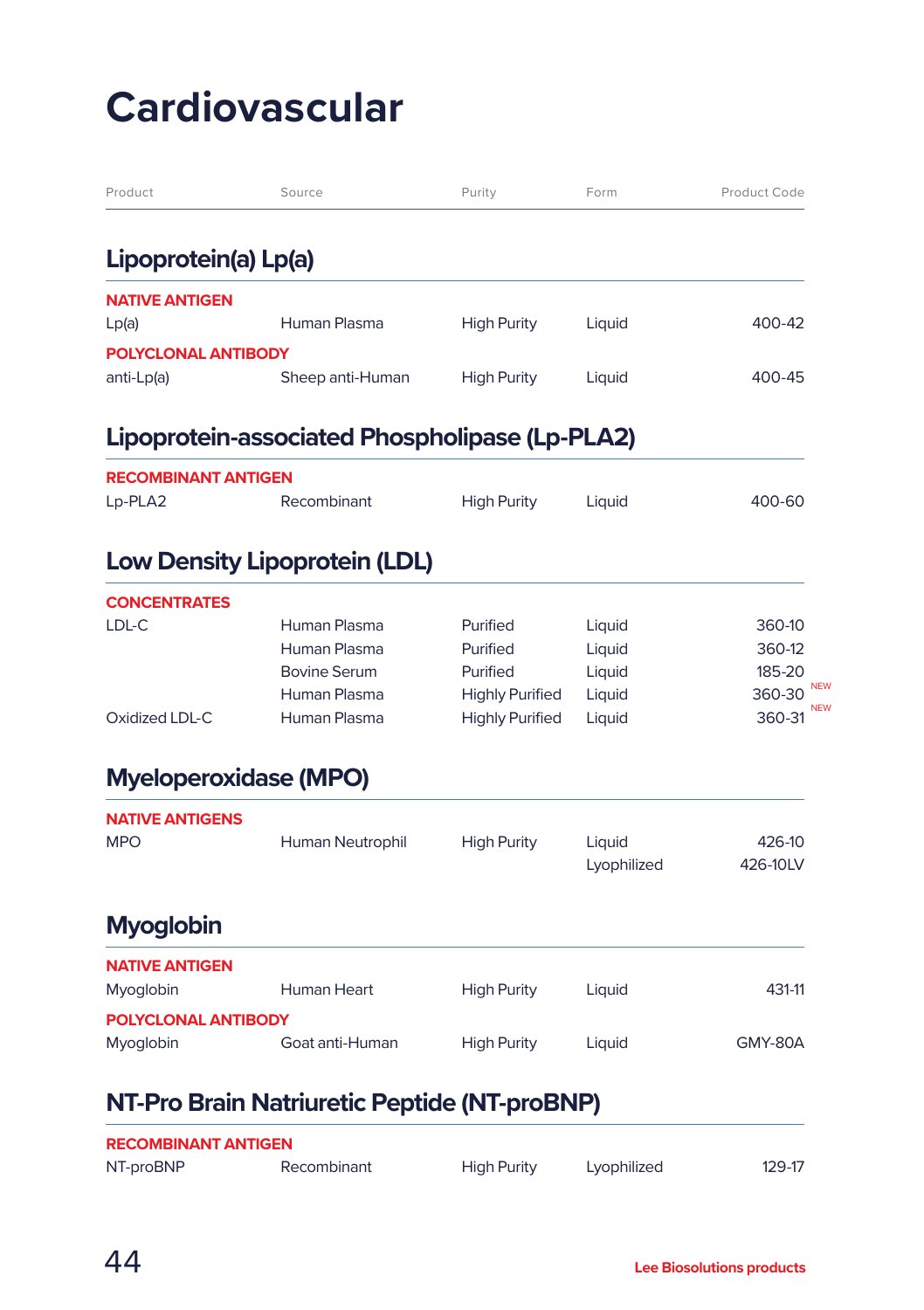# Cardiovascular

| Product | Source | Purity | Form | Product Code |
|---|---|---|---|---|
| **Lipoprotein(a) Lp(a)** | | | | |
| **NATIVE ANTIGEN** | | | | |
| Lp(a) | Human Plasma | High Purity | Liquid | 400-42 |
| **POLYCLONAL ANTIBODY** | | | | |
| anti-Lp(a) | Sheep anti-Human | High Purity | Liquid | 400-45 |
| **Lipoprotein-associated Phospholipase (Lp-PLA2)** | | | | |
| **RECOMBINANT ANTIGEN** | | | | |
| Lp-PLA2 | Recombinant | High Purity | Liquid | 400-60 |
| **Low Density Lipoprotein (LDL)** | | | | |
| **CONCENTRATES** | | | | |
| LDL-C | Human Plasma | Purified | Liquid | 360-10 |
| | Human Plasma | Purified | Liquid | 360-12 |
| | Bovine Serum | Purified | Liquid | 185-20 |
| | Human Plasma | Highly Purified | Liquid | 360-30 NEW |
| Oxidized LDL-C | Human Plasma | Highly Purified | Liquid | 360-31 NEW |
| **Myeloperoxidase (MPO)** | | | | |
| **NATIVE ANTIGENS** | | | | |
| MPO | Human Neutrophil | High Purity | Liquid | 426-10 |
| | | | Lyophilized | 426-10LV |
| **Myoglobin** | | | | |
| **NATIVE ANTIGEN** | | | | |
| Myoglobin | Human Heart | High Purity | Liquid | 431-11 |
| **POLYCLONAL ANTIBODY** | | | | |
| Myoglobin | Goat anti-Human | High Purity | Liquid | GMY-80A |
| **NT-Pro Brain Natriuretic Peptide (NT-proBNP)** | | | | |
| **RECOMBINANT ANTIGEN** | | | | |
| NT-proBNP | Recombinant | High Purity | Lyophilized | 129-17 |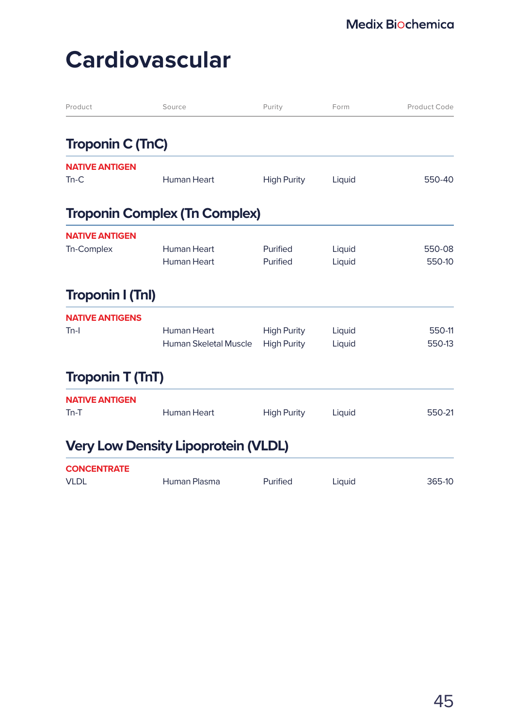# Cardiovascular

| Product | Source | Purity | Form | Product Code |
|---|---|---|---|---|

## Troponin C (TnC)

| Product | Source | Purity | Form | Product Code |
|---|---|---|---|---|
| **NATIVE ANTIGEN** | | | | |
| Tn-C | Human Heart | High Purity | Liquid | 550-40 |

## Troponin Complex (Tn Complex)

| Product | Source | Purity | Form | Product Code |
|---|---|---|---|---|
| **NATIVE ANTIGEN** | | | | |
| Tn-Complex | Human Heart | Purified | Liquid | 550-08 |
| | Human Heart | Purified | Liquid | 550-10 |

## Troponin I (TnI)

| Product | Source | Purity | Form | Product Code |
|---|---|---|---|---|
| **NATIVE ANTIGENS** | | | | |
| Tn-I | Human Heart | High Purity | Liquid | 550-11 |
| | Human Skeletal Muscle | High Purity | Liquid | 550-13 |

## Troponin T (TnT)

| Product | Source | Purity | Form | Product Code |
|---|---|---|---|---|
| **NATIVE ANTIGEN** | | | | |
| Tn-T | Human Heart | High Purity | Liquid | 550-21 |

## Very Low Density Lipoprotein (VLDL)

| Product | Source | Purity | Form | Product Code |
|---|---|---|---|---|
| **CONCENTRATE** | | | | |
| VLDL | Human Plasma | Purified | Liquid | 365-10 |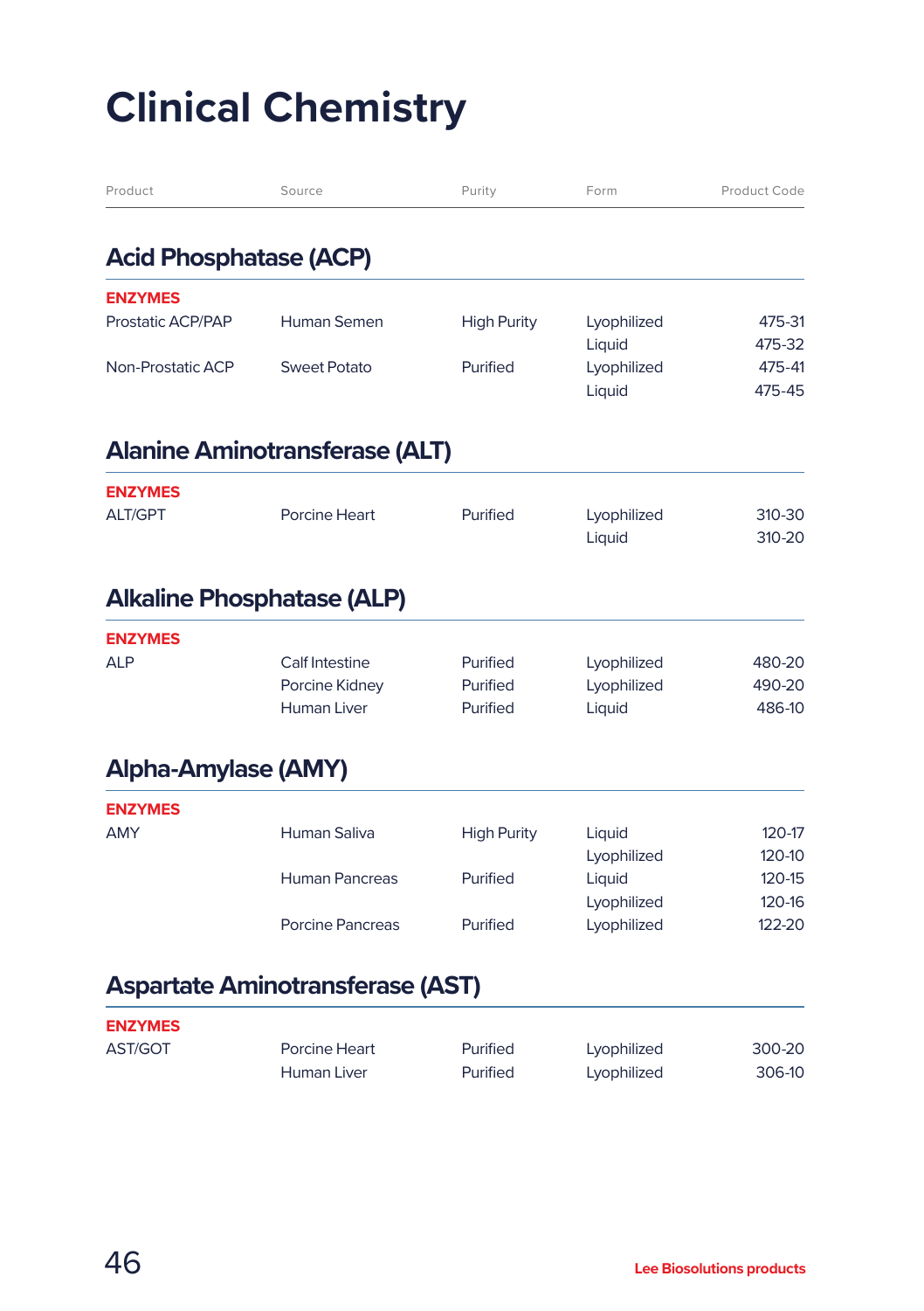# Clinical Chemistry

| Product | Source | Purity | Form | Product Code |
|---|---|---|---|---|

## Acid Phosphatase (ACP)

**ENZYMES**

| Product | Source | Purity | Form | Product Code |
|---|---|---|---|---|
| Prostatic ACP/PAP | Human Semen | High Purity | Lyophilized | 475-31 |
| | | | Liquid | 475-32 |
| Non-Prostatic ACP | Sweet Potato | Purified | Lyophilized | 475-41 |
| | | | Liquid | 475-45 |

## Alanine Aminotransferase (ALT)

**ENZYMES**

| Product | Source | Purity | Form | Product Code |
|---|---|---|---|---|
| ALT/GPT | Porcine Heart | Purified | Lyophilized | 310-30 |
| | | | Liquid | 310-20 |

## Alkaline Phosphatase (ALP)

**ENZYMES**

| Product | Source | Purity | Form | Product Code |
|---|---|---|---|---|
| ALP | Calf Intestine | Purified | Lyophilized | 480-20 |
| | Porcine Kidney | Purified | Lyophilized | 490-20 |
| | Human Liver | Purified | Liquid | 486-10 |

## Alpha-Amylase (AMY)

**ENZYMES**

| Product | Source | Purity | Form | Product Code |
|---|---|---|---|---|
| AMY | Human Saliva | High Purity | Liquid | 120-17 |
| | | | Lyophilized | 120-10 |
| | Human Pancreas | Purified | Liquid | 120-15 |
| | | | Lyophilized | 120-16 |
| | Porcine Pancreas | Purified | Lyophilized | 122-20 |

## Aspartate Aminotransferase (AST)

**ENZYMES**

| Product | Source | Purity | Form | Product Code |
|---|---|---|---|---|
| AST/GOT | Porcine Heart | Purified | Lyophilized | 300-20 |
| | Human Liver | Purified | Lyophilized | 306-10 |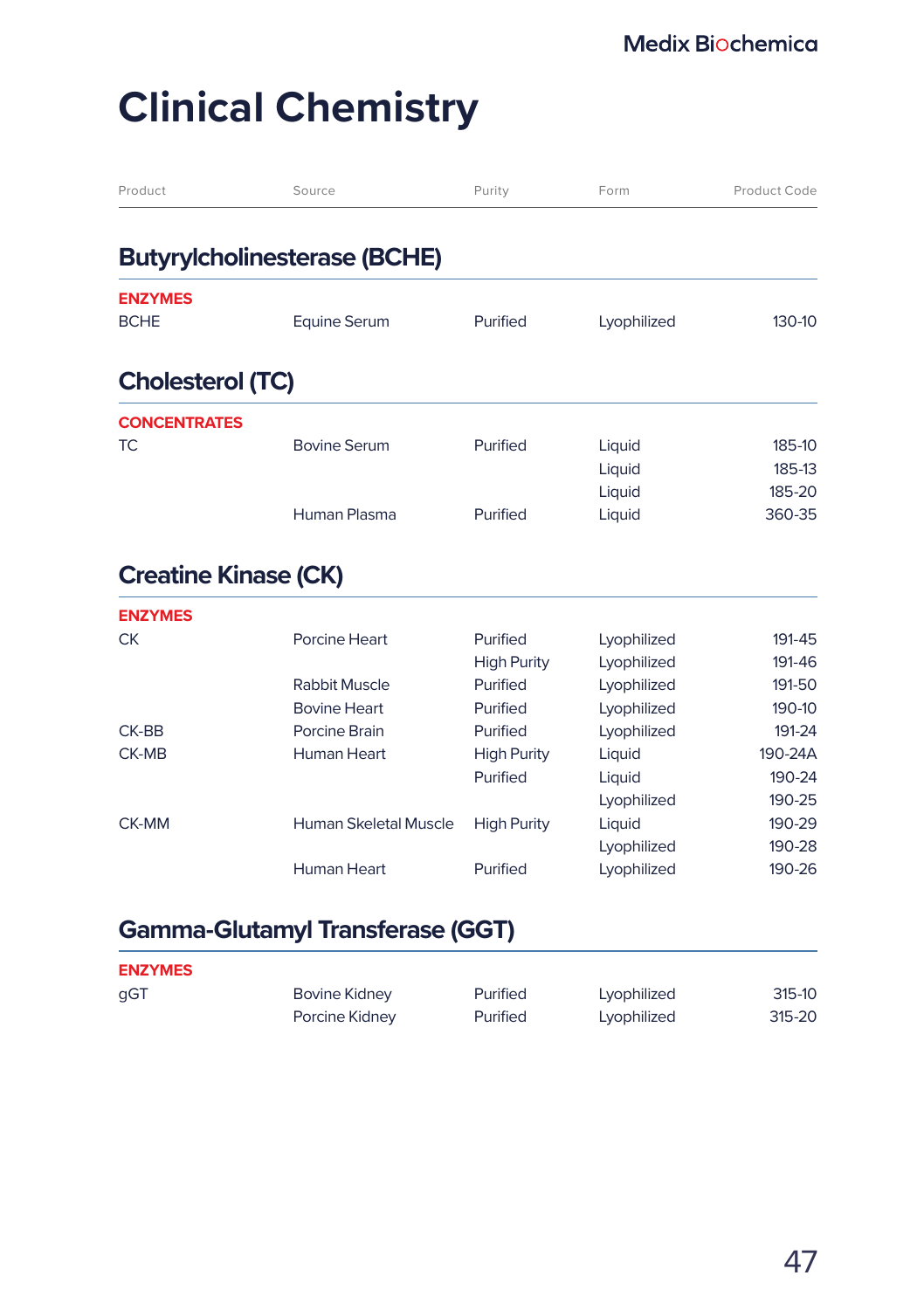# Clinical Chemistry

| Product | Source | Purity | Form | Product Code |
|---|---|---|---|---|

## Butyrylcholinesterase (BCHE)

| Product | Source | Purity | Form | Product Code |
|---|---|---|---|---|
| **ENZYMES** | | | | |
| BCHE | Equine Serum | Purified | Lyophilized | 130-10 |

## Cholesterol (TC)

| Product | Source | Purity | Form | Product Code |
|---|---|---|---|---|
| **CONCENTRATES** | | | | |
| TC | Bovine Serum | Purified | Liquid | 185-10 |
| | | | Liquid | 185-13 |
| | | | Liquid | 185-20 |
| | Human Plasma | Purified | Liquid | 360-35 |

## Creatine Kinase (CK)

| Product | Source | Purity | Form | Product Code |
|---|---|---|---|---|
| **ENZYMES** | | | | |
| CK | Porcine Heart | Purified | Lyophilized | 191-45 |
| | | High Purity | Lyophilized | 191-46 |
| | Rabbit Muscle | Purified | Lyophilized | 191-50 |
| | Bovine Heart | Purified | Lyophilized | 190-10 |
| CK-BB | Porcine Brain | Purified | Lyophilized | 191-24 |
| CK-MB | Human Heart | High Purity | Liquid | 190-24A |
| | | Purified | Liquid | 190-24 |
| | | | Lyophilized | 190-25 |
| CK-MM | Human Skeletal Muscle | High Purity | Liquid | 190-29 |
| | | | Lyophilized | 190-28 |
| | Human Heart | Purified | Lyophilized | 190-26 |

## Gamma-Glutamyl Transferase (GGT)

| Product | Source | Purity | Form | Product Code |
|---|---|---|---|---|
| **ENZYMES** | | | | |
| gGT | Bovine Kidney | Purified | Lyophilized | 315-10 |
| | Porcine Kidney | Purified | Lyophilized | 315-20 |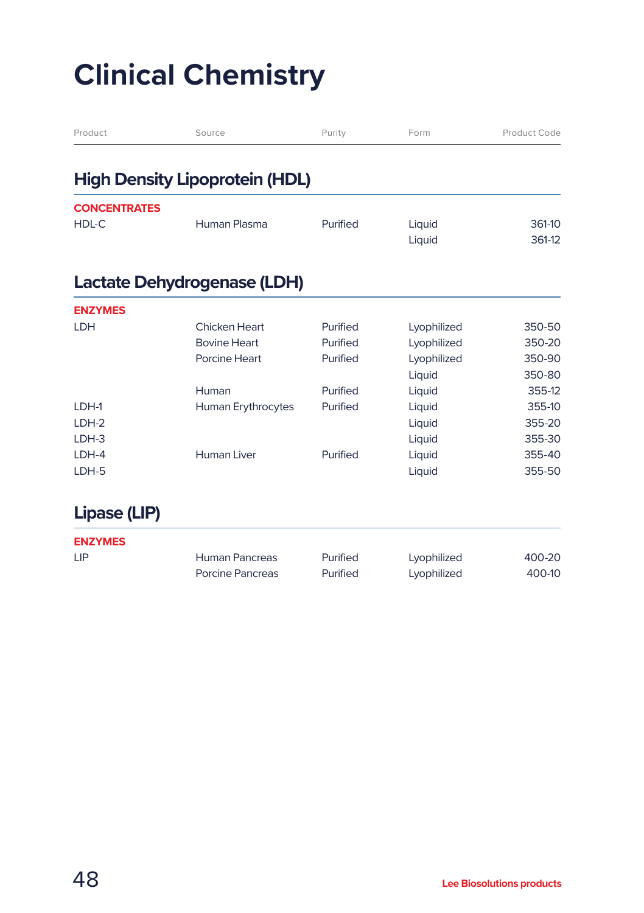# Clinical Chemistry

| Product | Source | Purity | Form | Product Code |
|---|---|---|---|---|

## High Density Lipoprotein (HDL)

**CONCENTRATES**

| Product | Source | Purity | Form | Product Code |
|---|---|---|---|---|
| HDL-C | Human Plasma | Purified | Liquid | 361-10 |
| | | | Liquid | 361-12 |

## Lactate Dehydrogenase (LDH)

**ENZYMES**

| Product | Source | Purity | Form | Product Code |
|---|---|---|---|---|
| LDH | Chicken Heart | Purified | Lyophilized | 350-50 |
| | Bovine Heart | Purified | Lyophilized | 350-20 |
| | Porcine Heart | Purified | Lyophilized | 350-90 |
| | | | Liquid | 350-80 |
| | Human | Purified | Liquid | 355-12 |
| LDH-1 | Human Erythrocytes | Purified | Liquid | 355-10 |
| LDH-2 | | | Liquid | 355-20 |
| LDH-3 | | | Liquid | 355-30 |
| LDH-4 | Human Liver | Purified | Liquid | 355-40 |
| LDH-5 | | | Liquid | 355-50 |

## Lipase (LIP)

**ENZYMES**

| Product | Source | Purity | Form | Product Code |
|---|---|---|---|---|
| LIP | Human Pancreas | Purified | Lyophilized | 400-20 |
| | Porcine Pancreas | Purified | Lyophilized | 400-10 |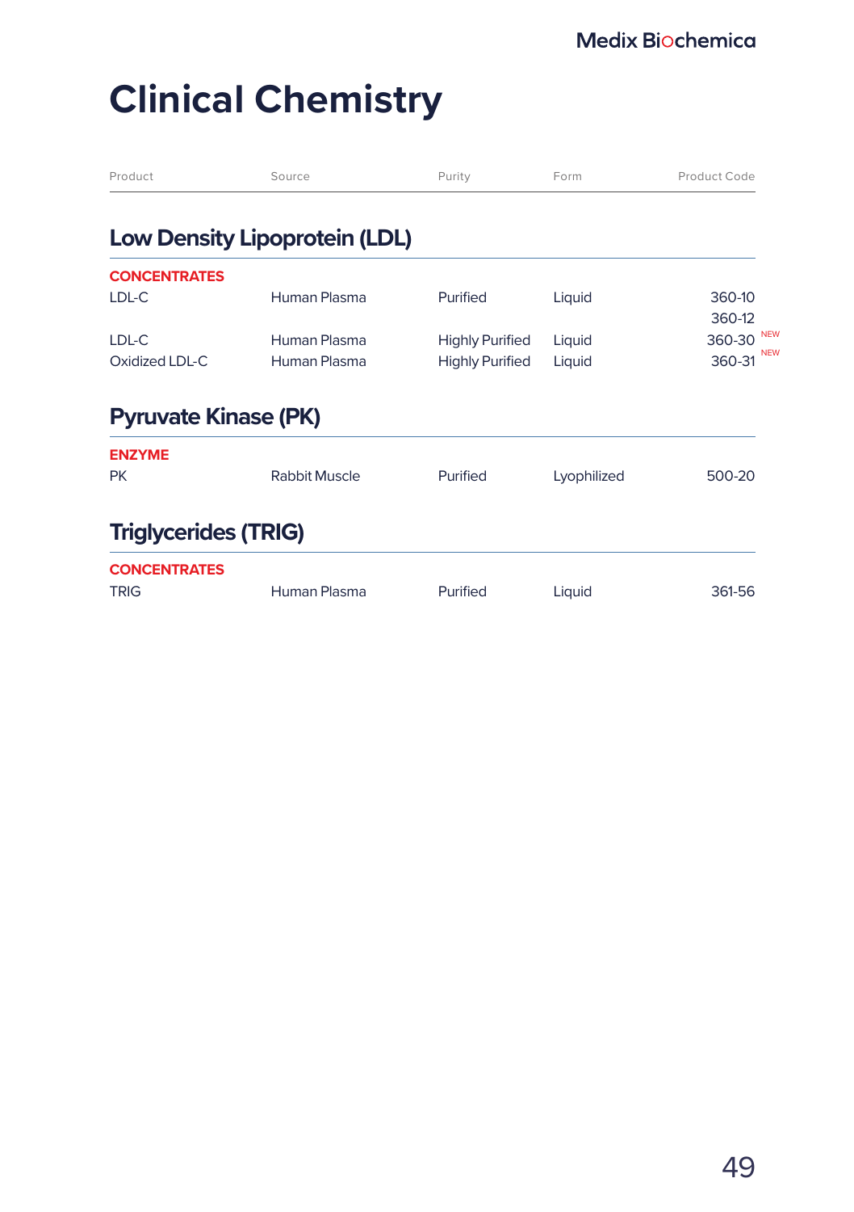# Clinical Chemistry

| Product | Source | Purity | Form | Product Code |
|---|---|---|---|---|

## Low Density Lipoprotein (LDL)

| Product | Source | Purity | Form | Product Code |
|---|---|---|---|---|
| **CONCENTRATES** | | | | |
| LDL-C | Human Plasma | Purified | Liquid | 360-10<br>360-12 |
| LDL-C | Human Plasma | Highly Purified | Liquid | 360-30 NEW |
| Oxidized LDL-C | Human Plasma | Highly Purified | Liquid | 360-31 NEW |

## Pyruvate Kinase (PK)

| Product | Source | Purity | Form | Product Code |
|---|---|---|---|---|
| **ENZYME** | | | | |
| PK | Rabbit Muscle | Purified | Lyophilized | 500-20 |

## Triglycerides (TRIG)

| Product | Source | Purity | Form | Product Code |
|---|---|---|---|---|
| **CONCENTRATES** | | | | |
| TRIG | Human Plasma | Purified | Liquid | 361-56 |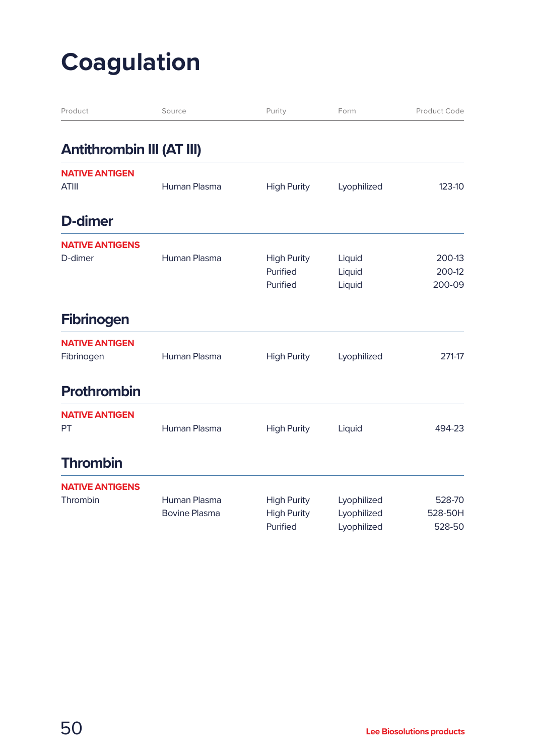# Coagulation

| Product | Source | Purity | Form | Product Code |
|---|---|---|---|---|

## Antithrombin III (AT III)

| Product | Source | Purity | Form | Product Code |
|---|---|---|---|---|
| **NATIVE ANTIGEN** | | | | |
| ATIII | Human Plasma | High Purity | Lyophilized | 123-10 |

## D-dimer

| Product | Source | Purity | Form | Product Code |
|---|---|---|---|---|
| **NATIVE ANTIGENS** | | | | |
| D-dimer | Human Plasma | High Purity | Liquid | 200-13 |
| | | Purified | Liquid | 200-12 |
| | | Purified | Liquid | 200-09 |

## Fibrinogen

| Product | Source | Purity | Form | Product Code |
|---|---|---|---|---|
| **NATIVE ANTIGEN** | | | | |
| Fibrinogen | Human Plasma | High Purity | Lyophilized | 271-17 |

## Prothrombin

| Product | Source | Purity | Form | Product Code |
|---|---|---|---|---|
| **NATIVE ANTIGEN** | | | | |
| PT | Human Plasma | High Purity | Liquid | 494-23 |

## Thrombin

| Product | Source | Purity | Form | Product Code |
|---|---|---|---|---|
| **NATIVE ANTIGENS** | | | | |
| Thrombin | Human Plasma | High Purity | Lyophilized | 528-70 |
| | Bovine Plasma | High Purity | Lyophilized | 528-50H |
| | | Purified | Lyophilized | 528-50 |

Lee Biosolutions products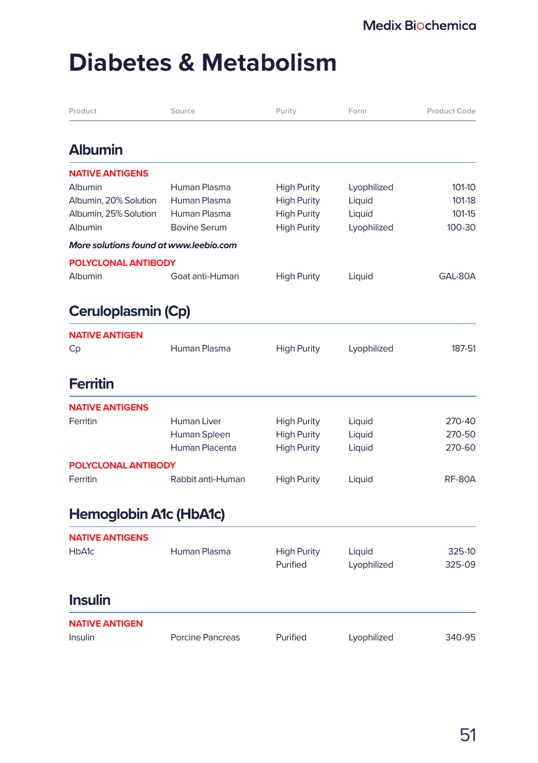# Diabetes & Metabolism

| Product | Source | Purity | Form | Product Code |
|---|---|---|---|---|

## Albumin

| Product | Source | Purity | Form | Product Code |
|---|---|---|---|---|
| **NATIVE ANTIGENS** | | | | |
| Albumin | Human Plasma | High Purity | Lyophilized | 101-10 |
| Albumin, 20% Solution | Human Plasma | High Purity | Liquid | 101-18 |
| Albumin, 25% Solution | Human Plasma | High Purity | Liquid | 101-15 |
| Albumin | Bovine Serum | High Purity | Lyophilized | 100-30 |
| ***More solutions found at www.leebio.com*** | | | | |
| **POLYCLONAL ANTIBODY** | | | | |
| Albumin | Goat anti-Human | High Purity | Liquid | GAL-80A |

## Ceruloplasmin (Cp)

| Product | Source | Purity | Form | Product Code |
|---|---|---|---|---|
| **NATIVE ANTIGEN** | | | | |
| Cp | Human Plasma | High Purity | Lyophilized | 187-51 |

## Ferritin

| Product | Source | Purity | Form | Product Code |
|---|---|---|---|---|
| **NATIVE ANTIGENS** | | | | |
| Ferritin | Human Liver | High Purity | Liquid | 270-40 |
| | Human Spleen | High Purity | Liquid | 270-50 |
| | Human Placenta | High Purity | Liquid | 270-60 |
| **POLYCLONAL ANTIBODY** | | | | |
| Ferritin | Rabbit anti-Human | High Purity | Liquid | RF-80A |

## Hemoglobin A1c (HbA1c)

| Product | Source | Purity | Form | Product Code |
|---|---|---|---|---|
| **NATIVE ANTIGENS** | | | | |
| HbA1c | Human Plasma | High Purity | Liquid | 325-10 |
| | | Purified | Lyophilized | 325-09 |

## Insulin

| Product | Source | Purity | Form | Product Code |
|---|---|---|---|---|
| **NATIVE ANTIGEN** | | | | |
| Insulin | Porcine Pancreas | Purified | Lyophilized | 340-95 |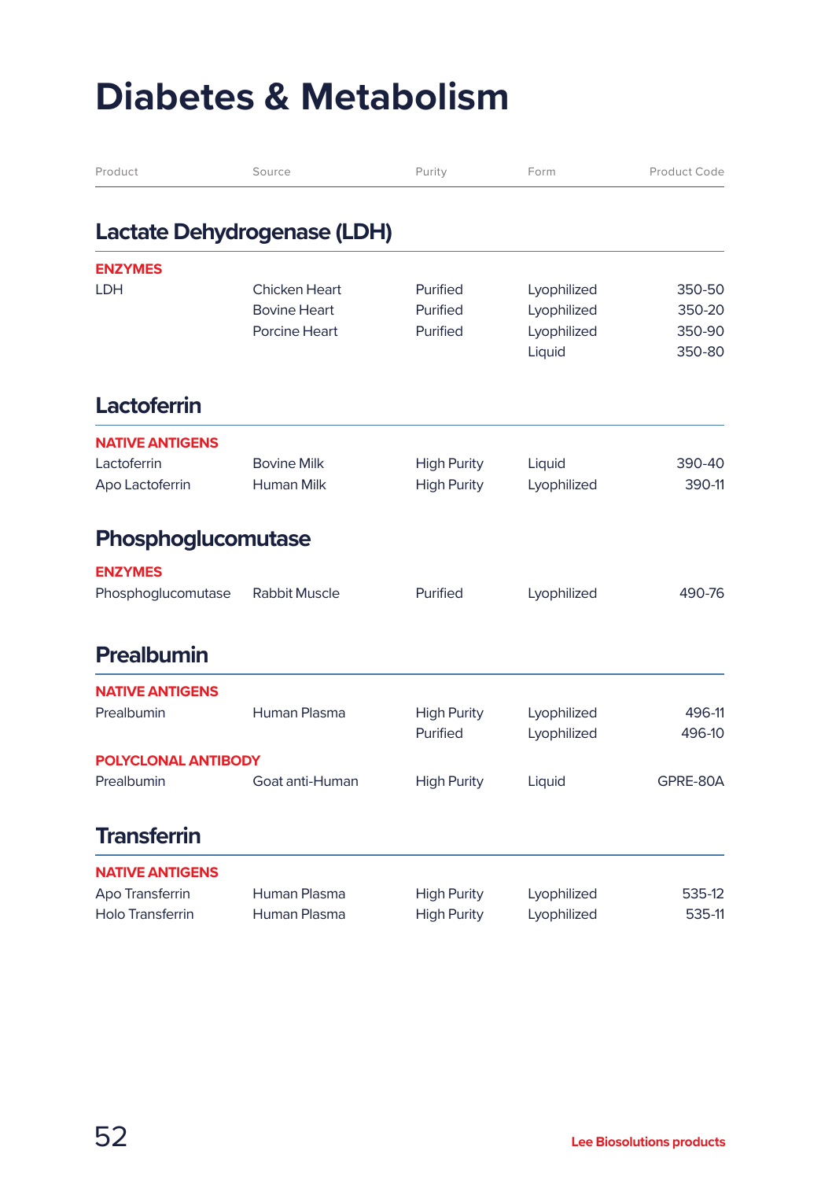# Diabetes & Metabolism

| Product | Source | Purity | Form | Product Code |
|---|---|---|---|---|

## Lactate Dehydrogenase (LDH)

| Product | Source | Purity | Form | Product Code |
|---|---|---|---|---|
| **ENZYMES** | | | | |
| LDH | Chicken Heart | Purified | Lyophilized | 350-50 |
| | Bovine Heart | Purified | Lyophilized | 350-20 |
| | Porcine Heart | Purified | Lyophilized | 350-90 |
| | | | Liquid | 350-80 |

## Lactoferrin

| Product | Source | Purity | Form | Product Code |
|---|---|---|---|---|
| **NATIVE ANTIGENS** | | | | |
| Lactoferrin | Bovine Milk | High Purity | Liquid | 390-40 |
| Apo Lactoferrin | Human Milk | High Purity | Lyophilized | 390-11 |

## Phosphoglucomutase

| Product | Source | Purity | Form | Product Code |
|---|---|---|---|---|
| **ENZYMES** | | | | |
| Phosphoglucomutase | Rabbit Muscle | Purified | Lyophilized | 490-76 |

## Prealbumin

| Product | Source | Purity | Form | Product Code |
|---|---|---|---|---|
| **NATIVE ANTIGENS** | | | | |
| Prealbumin | Human Plasma | High Purity | Lyophilized | 496-11 |
| | | Purified | Lyophilized | 496-10 |
| **POLYCLONAL ANTIBODY** | | | | |
| Prealbumin | Goat anti-Human | High Purity | Liquid | GPRE-80A |

## Transferrin

| Product | Source | Purity | Form | Product Code |
|---|---|---|---|---|
| **NATIVE ANTIGENS** | | | | |
| Apo Transferrin | Human Plasma | High Purity | Lyophilized | 535-12 |
| Holo Transferrin | Human Plasma | High Purity | Lyophilized | 535-11 |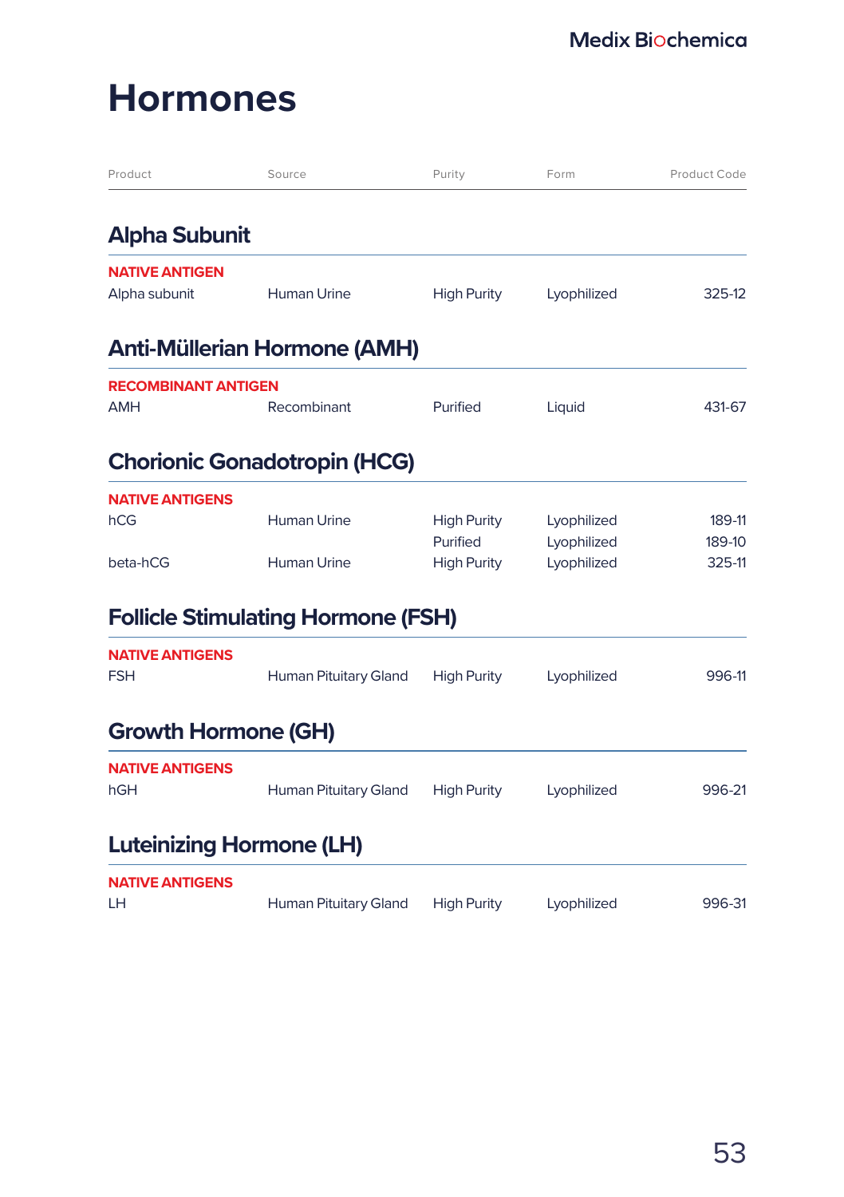# Hormones

| Product | Source | Purity | Form | Product Code |
|---|---|---|---|---|

## Alpha Subunit

| Product | Source | Purity | Form | Product Code |
|---|---|---|---|---|
| **NATIVE ANTIGEN** | | | | |
| Alpha subunit | Human Urine | High Purity | Lyophilized | 325-12 |

## Anti-Müllerian Hormone (AMH)

| Product | Source | Purity | Form | Product Code |
|---|---|---|---|---|
| **RECOMBINANT ANTIGEN** | | | | |
| AMH | Recombinant | Purified | Liquid | 431-67 |

## Chorionic Gonadotropin (HCG)

| Product | Source | Purity | Form | Product Code |
|---|---|---|---|---|
| **NATIVE ANTIGENS** | | | | |
| hCG | Human Urine | High Purity | Lyophilized | 189-11 |
| | | Purified | Lyophilized | 189-10 |
| beta-hCG | Human Urine | High Purity | Lyophilized | 325-11 |

## Follicle Stimulating Hormone (FSH)

| Product | Source | Purity | Form | Product Code |
|---|---|---|---|---|
| **NATIVE ANTIGENS** | | | | |
| FSH | Human Pituitary Gland | High Purity | Lyophilized | 996-11 |

## Growth Hormone (GH)

| Product | Source | Purity | Form | Product Code |
|---|---|---|---|---|
| **NATIVE ANTIGENS** | | | | |
| hGH | Human Pituitary Gland | High Purity | Lyophilized | 996-21 |

## Luteinizing Hormone (LH)

| Product | Source | Purity | Form | Product Code |
|---|---|---|---|---|
| **NATIVE ANTIGENS** | | | | |
| LH | Human Pituitary Gland | High Purity | Lyophilized | 996-31 |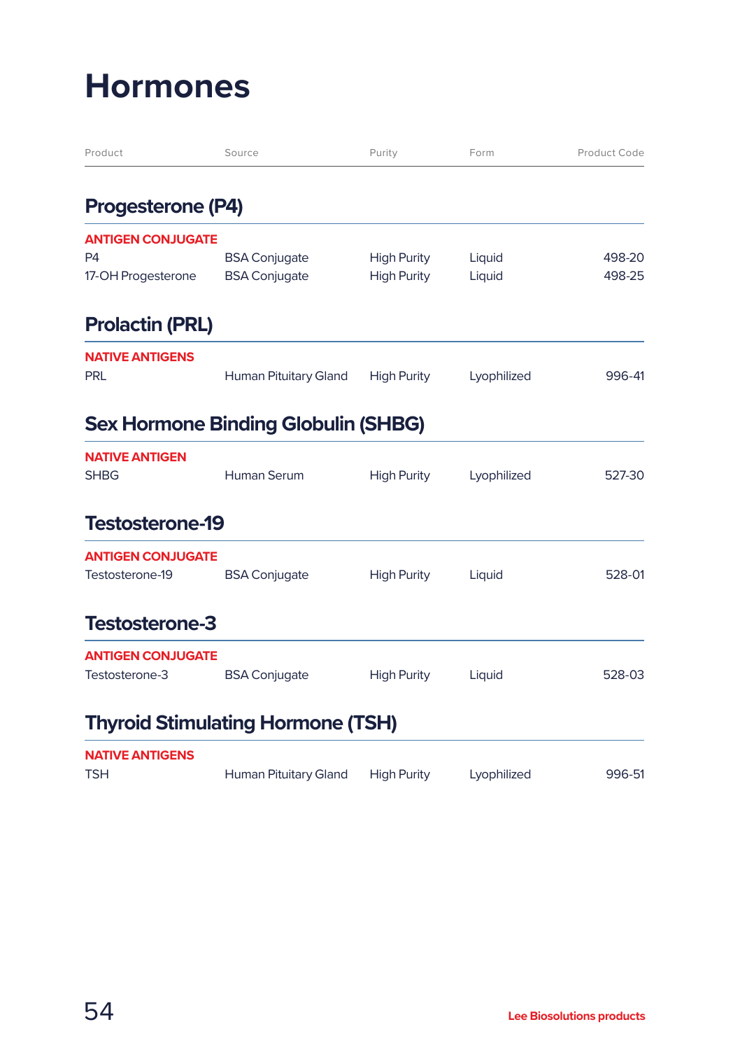# Hormones

| Product | Source | Purity | Form | Product Code |
|---|---|---|---|---|

## Progesterone (P4)

**ANTIGEN CONJUGATE**

| Product | Source | Purity | Form | Product Code |
|---|---|---|---|---|
| P4 | BSA Conjugate | High Purity | Liquid | 498-20 |
| 17-OH Progesterone | BSA Conjugate | High Purity | Liquid | 498-25 |

## Prolactin (PRL)

**NATIVE ANTIGENS**

| Product | Source | Purity | Form | Product Code |
|---|---|---|---|---|
| PRL | Human Pituitary Gland | High Purity | Lyophilized | 996-41 |

## Sex Hormone Binding Globulin (SHBG)

**NATIVE ANTIGEN**

| Product | Source | Purity | Form | Product Code |
|---|---|---|---|---|
| SHBG | Human Serum | High Purity | Lyophilized | 527-30 |

## Testosterone-19

**ANTIGEN CONJUGATE**

| Product | Source | Purity | Form | Product Code |
|---|---|---|---|---|
| Testosterone-19 | BSA Conjugate | High Purity | Liquid | 528-01 |

## Testosterone-3

**ANTIGEN CONJUGATE**

| Product | Source | Purity | Form | Product Code |
|---|---|---|---|---|
| Testosterone-3 | BSA Conjugate | High Purity | Liquid | 528-03 |

## Thyroid Stimulating Hormone (TSH)

**NATIVE ANTIGENS**

| Product | Source | Purity | Form | Product Code |
|---|---|---|---|---|
| TSH | Human Pituitary Gland | High Purity | Lyophilized | 996-51 |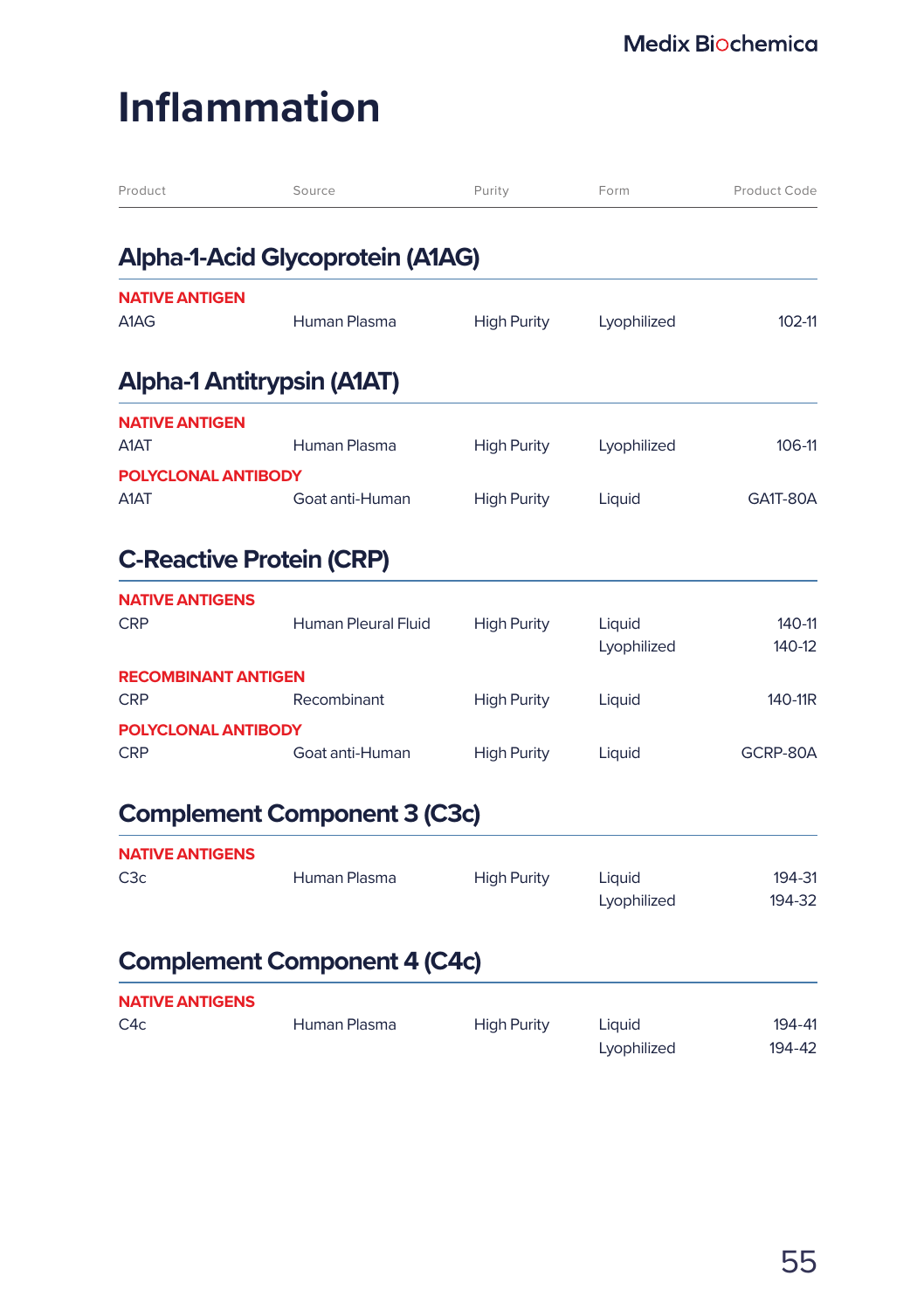# Inflammation

| Product | Source | Purity | Form | Product Code |
|---|---|---|---|---|

## Alpha-1-Acid Glycoprotein (A1AG)

**NATIVE ANTIGEN**

| Product | Source | Purity | Form | Product Code |
|---|---|---|---|---|
| A1AG | Human Plasma | High Purity | Lyophilized | 102-11 |

## Alpha-1 Antitrypsin (A1AT)

**NATIVE ANTIGEN**

| Product | Source | Purity | Form | Product Code |
|---|---|---|---|---|
| A1AT | Human Plasma | High Purity | Lyophilized | 106-11 |

**POLYCLONAL ANTIBODY**

| Product | Source | Purity | Form | Product Code |
|---|---|---|---|---|
| A1AT | Goat anti-Human | High Purity | Liquid | GA1T-80A |

## C-Reactive Protein (CRP)

**NATIVE ANTIGENS**

| Product | Source | Purity | Form | Product Code |
|---|---|---|---|---|
| CRP | Human Pleural Fluid | High Purity | Liquid | 140-11 |
| | | | Lyophilized | 140-12 |

**RECOMBINANT ANTIGEN**

| Product | Source | Purity | Form | Product Code |
|---|---|---|---|---|
| CRP | Recombinant | High Purity | Liquid | 140-11R |

**POLYCLONAL ANTIBODY**

| Product | Source | Purity | Form | Product Code |
|---|---|---|---|---|
| CRP | Goat anti-Human | High Purity | Liquid | GCRP-80A |

## Complement Component 3 (C3c)

**NATIVE ANTIGENS**

| Product | Source | Purity | Form | Product Code |
|---|---|---|---|---|
| C3c | Human Plasma | High Purity | Liquid | 194-31 |
| | | | Lyophilized | 194-32 |

## Complement Component 4 (C4c)

**NATIVE ANTIGENS**

| Product | Source | Purity | Form | Product Code |
|---|---|---|---|---|
| C4c | Human Plasma | High Purity | Liquid | 194-41 |
| | | | Lyophilized | 194-42 |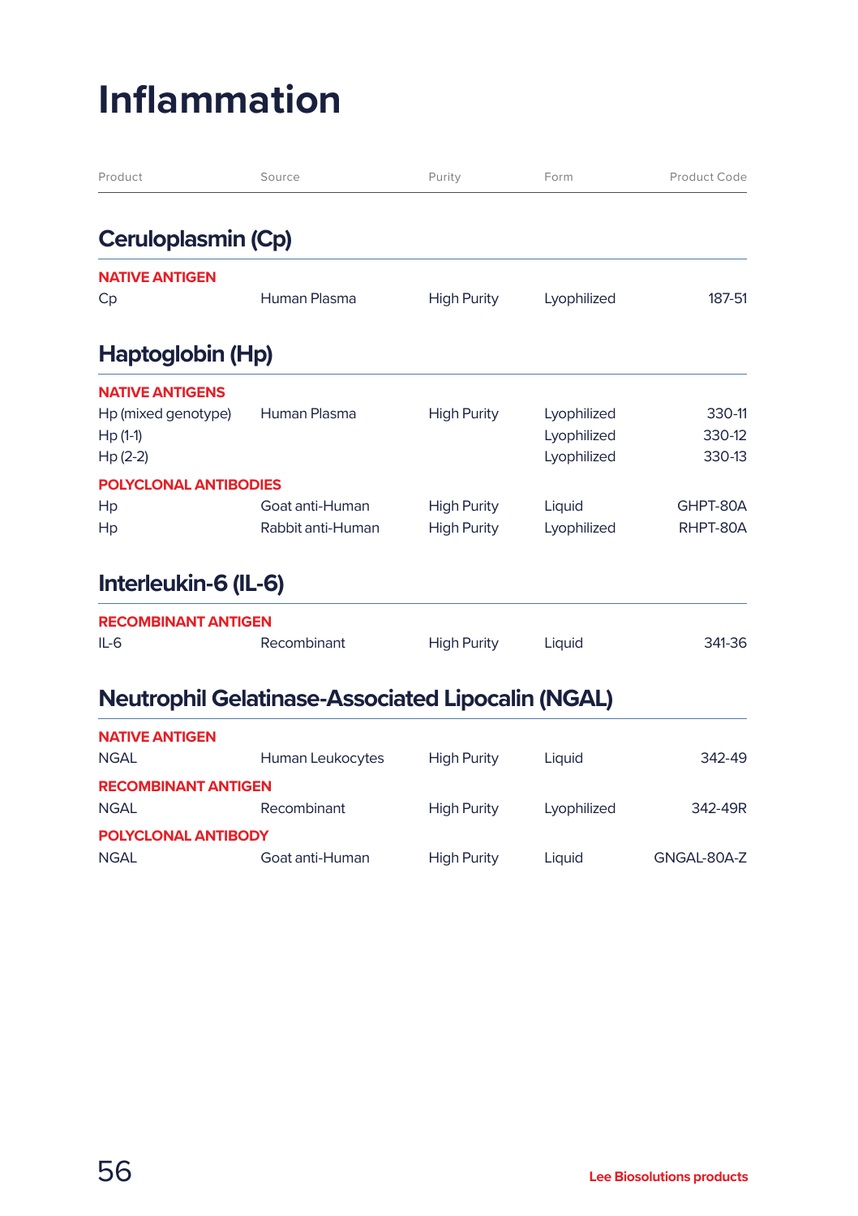# Inflammation

| Product | Source | Purity | Form | Product Code |
|---|---|---|---|---|

## Ceruloplasmin (Cp)

| Product | Source | Purity | Form | Product Code |
|---|---|---|---|---|
| **NATIVE ANTIGEN** | | | | |
| Cp | Human Plasma | High Purity | Lyophilized | 187-51 |

## Haptoglobin (Hp)

| Product | Source | Purity | Form | Product Code |
|---|---|---|---|---|
| **NATIVE ANTIGENS** | | | | |
| Hp (mixed genotype) | Human Plasma | High Purity | Lyophilized | 330-11 |
| Hp (1-1) | | | Lyophilized | 330-12 |
| Hp (2-2) | | | Lyophilized | 330-13 |
| **POLYCLONAL ANTIBODIES** | | | | |
| Hp | Goat anti-Human | High Purity | Liquid | GHPT-80A |
| Hp | Rabbit anti-Human | High Purity | Lyophilized | RHPT-80A |

## Interleukin-6 (IL-6)

| Product | Source | Purity | Form | Product Code |
|---|---|---|---|---|
| **RECOMBINANT ANTIGEN** | | | | |
| IL-6 | Recombinant | High Purity | Liquid | 341-36 |

## Neutrophil Gelatinase-Associated Lipocalin (NGAL)

| Product | Source | Purity | Form | Product Code |
|---|---|---|---|---|
| **NATIVE ANTIGEN** | | | | |
| NGAL | Human Leukocytes | High Purity | Liquid | 342-49 |
| **RECOMBINANT ANTIGEN** | | | | |
| NGAL | Recombinant | High Purity | Lyophilized | 342-49R |
| **POLYCLONAL ANTIBODY** | | | | |
| NGAL | Goat anti-Human | High Purity | Liquid | GNGAL-80A-Z |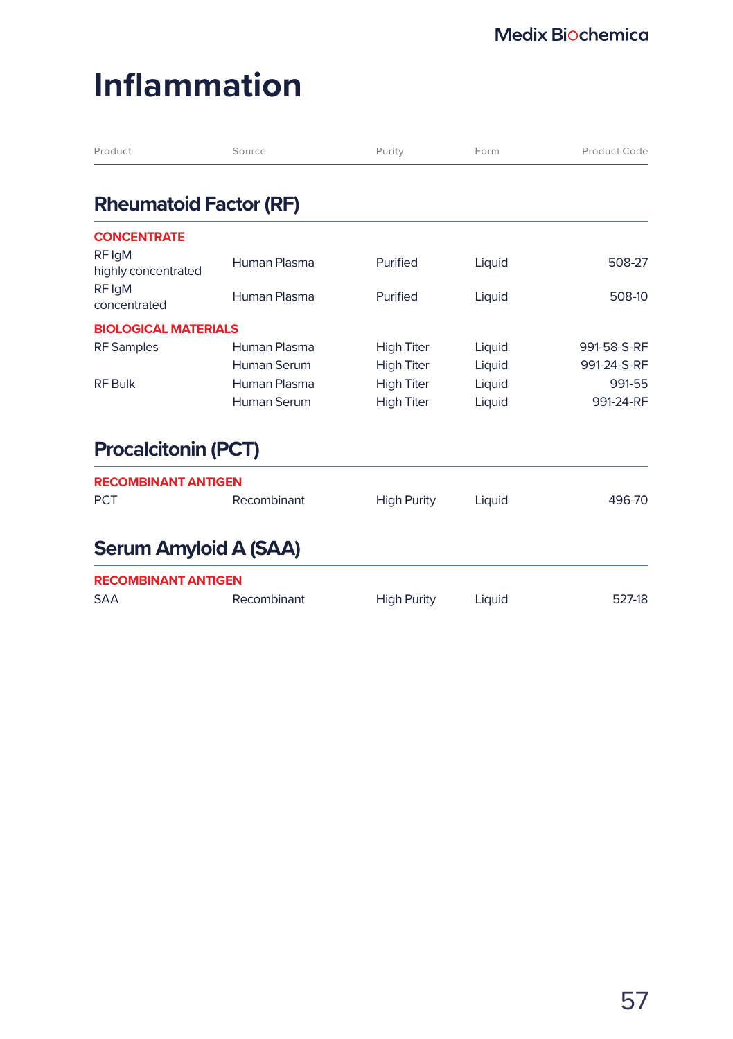# Inflammation

| Product | Source | Purity | Form | Product Code |
|---|---|---|---|---|

## Rheumatoid Factor (RF)

| Product | Source | Purity | Form | Product Code |
|---|---|---|---|---|
| **CONCENTRATE** | | | | |
| RF IgM highly concentrated | Human Plasma | Purified | Liquid | 508-27 |
| RF IgM concentrated | Human Plasma | Purified | Liquid | 508-10 |
| **BIOLOGICAL MATERIALS** | | | | |
| RF Samples | Human Plasma | High Titer | Liquid | 991-58-S-RF |
| | Human Serum | High Titer | Liquid | 991-24-S-RF |
| RF Bulk | Human Plasma | High Titer | Liquid | 991-55 |
| | Human Serum | High Titer | Liquid | 991-24-RF |

## Procalcitonin (PCT)

| Product | Source | Purity | Form | Product Code |
|---|---|---|---|---|
| **RECOMBINANT ANTIGEN** | | | | |
| PCT | Recombinant | High Purity | Liquid | 496-70 |

## Serum Amyloid A (SAA)

| Product | Source | Purity | Form | Product Code |
|---|---|---|---|---|
| **RECOMBINANT ANTIGEN** | | | | |
| SAA | Recombinant | High Purity | Liquid | 527-18 |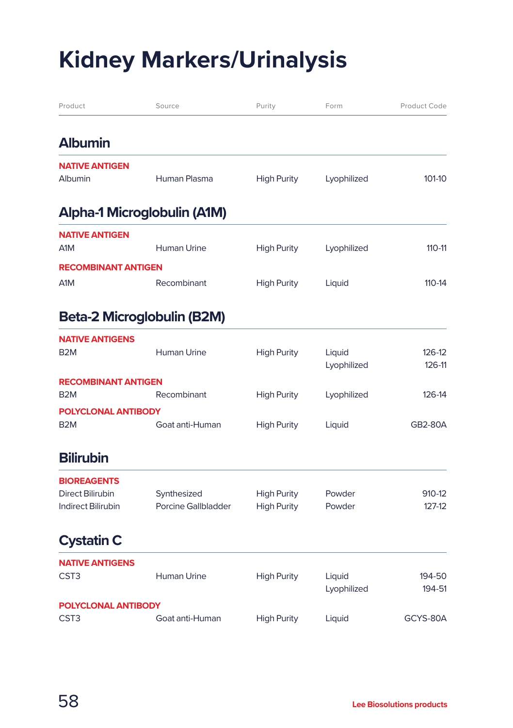# Kidney Markers/Urinalysis

| Product | Source | Purity | Form | Product Code |
|---|---|---|---|---|

## Albumin

| Product | Source | Purity | Form | Product Code |
|---|---|---|---|---|
| **NATIVE ANTIGEN** | | | | |
| Albumin | Human Plasma | High Purity | Lyophilized | 101-10 |

## Alpha-1 Microglobulin (A1M)

| Product | Source | Purity | Form | Product Code |
|---|---|---|---|---|
| **NATIVE ANTIGEN** | | | | |
| A1M | Human Urine | High Purity | Lyophilized | 110-11 |
| **RECOMBINANT ANTIGEN** | | | | |
| A1M | Recombinant | High Purity | Liquid | 110-14 |

## Beta-2 Microglobulin (B2M)

| Product | Source | Purity | Form | Product Code |
|---|---|---|---|---|
| **NATIVE ANTIGENS** | | | | |
| B2M | Human Urine | High Purity | Liquid | 126-12 |
| | | | Lyophilized | 126-11 |
| **RECOMBINANT ANTIGEN** | | | | |
| B2M | Recombinant | High Purity | Lyophilized | 126-14 |
| **POLYCLONAL ANTIBODY** | | | | |
| B2M | Goat anti-Human | High Purity | Liquid | GB2-80A |

## Bilirubin

| Product | Source | Purity | Form | Product Code |
|---|---|---|---|---|
| **BIOREAGENTS** | | | | |
| Direct Bilirubin | Synthesized | High Purity | Powder | 910-12 |
| Indirect Bilirubin | Porcine Gallbladder | High Purity | Powder | 127-12 |

## Cystatin C

| Product | Source | Purity | Form | Product Code |
|---|---|---|---|---|
| **NATIVE ANTIGENS** | | | | |
| CST3 | Human Urine | High Purity | Liquid | 194-50 |
| | | | Lyophilized | 194-51 |
| **POLYCLONAL ANTIBODY** | | | | |
| CST3 | Goat anti-Human | High Purity | Liquid | GCYS-80A |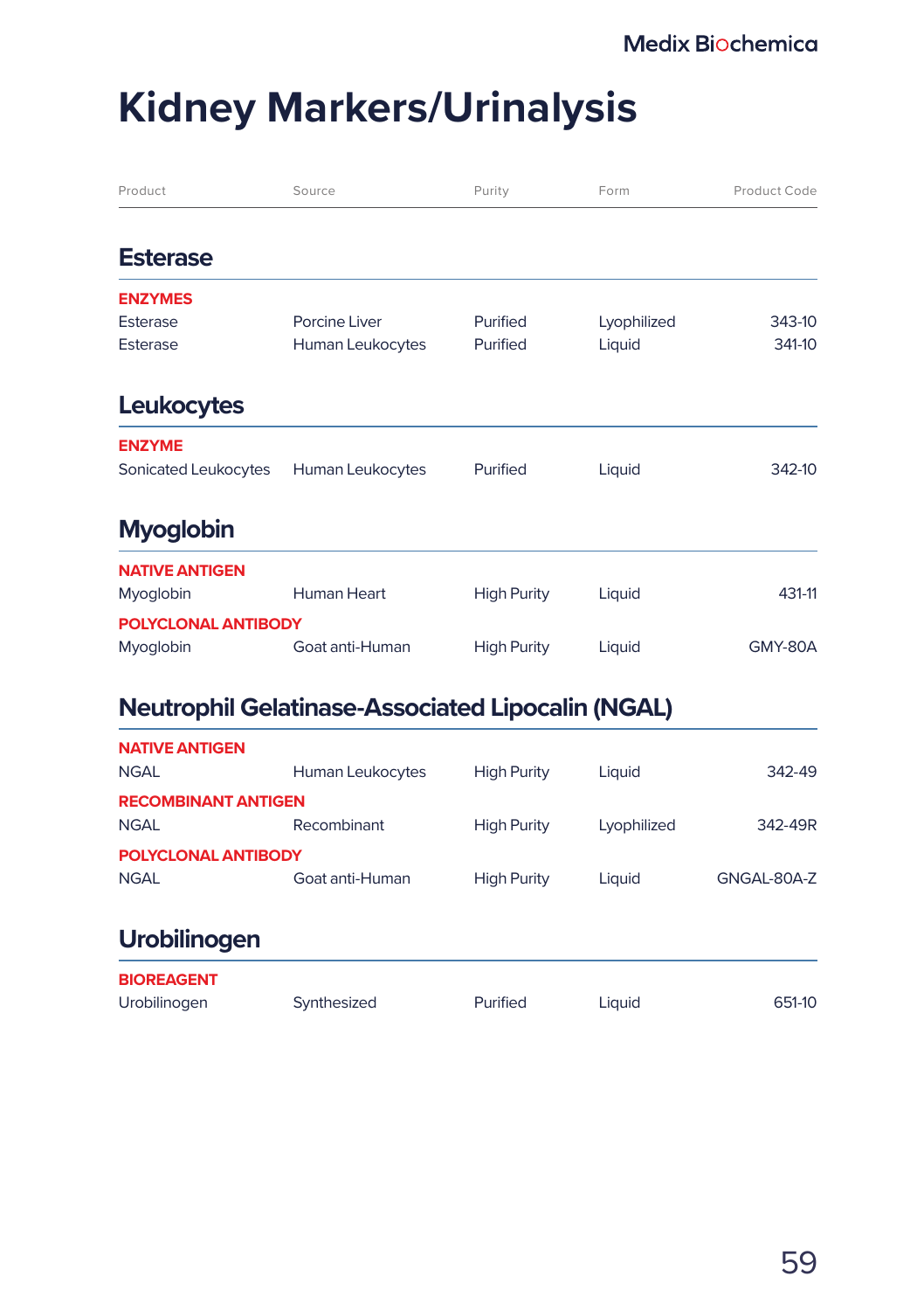# Kidney Markers/Urinalysis

| Product | Source | Purity | Form | Product Code |
|---|---|---|---|---|

## Esterase

**ENZYMES**

| Product | Source | Purity | Form | Product Code |
|---|---|---|---|---|
| Esterase | Porcine Liver | Purified | Lyophilized | 343-10 |
| Esterase | Human Leukocytes | Purified | Liquid | 341-10 |

## Leukocytes

**ENZYME**

| Product | Source | Purity | Form | Product Code |
|---|---|---|---|---|
| Sonicated Leukocytes | Human Leukocytes | Purified | Liquid | 342-10 |

## Myoglobin

**NATIVE ANTIGEN**

| Product | Source | Purity | Form | Product Code |
|---|---|---|---|---|
| Myoglobin | Human Heart | High Purity | Liquid | 431-11 |

**POLYCLONAL ANTIBODY**

| Product | Source | Purity | Form | Product Code |
|---|---|---|---|---|
| Myoglobin | Goat anti-Human | High Purity | Liquid | GMY-80A |

## Neutrophil Gelatinase-Associated Lipocalin (NGAL)

**NATIVE ANTIGEN**

| Product | Source | Purity | Form | Product Code |
|---|---|---|---|---|
| NGAL | Human Leukocytes | High Purity | Liquid | 342-49 |

**RECOMBINANT ANTIGEN**

| Product | Source | Purity | Form | Product Code |
|---|---|---|---|---|
| NGAL | Recombinant | High Purity | Lyophilized | 342-49R |

**POLYCLONAL ANTIBODY**

| Product | Source | Purity | Form | Product Code |
|---|---|---|---|---|
| NGAL | Goat anti-Human | High Purity | Liquid | GNGAL-80A-Z |

## Urobilinogen

**BIOREAGENT**

| Product | Source | Purity | Form | Product Code |
|---|---|---|---|---|
| Urobilinogen | Synthesized | Purified | Liquid | 651-10 |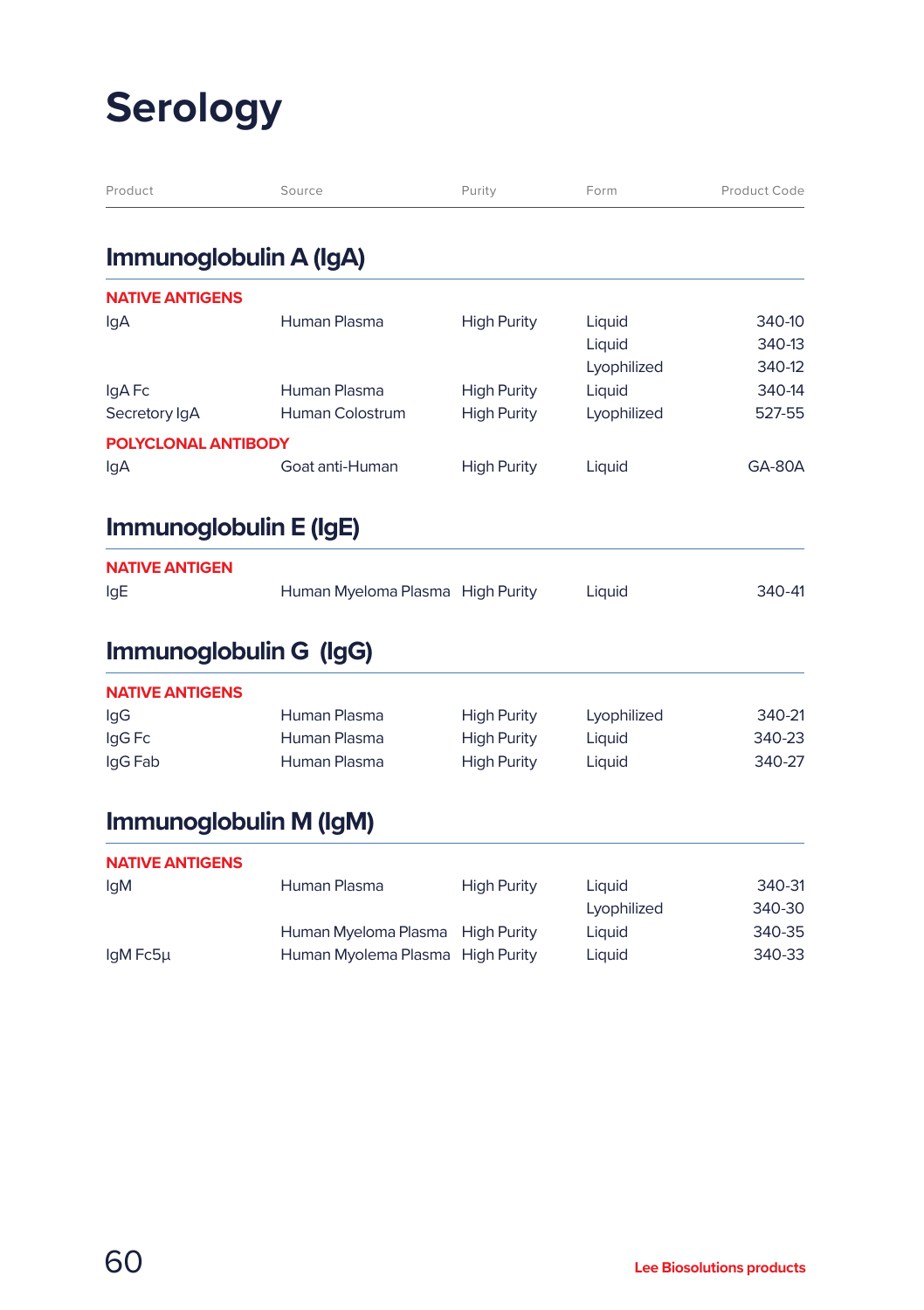# Serology

| Product | Source | Purity | Form | Product Code |
|---|---|---|---|---|

## Immunoglobulin A (IgA)

| Product | Source | Purity | Form | Product Code |
|---|---|---|---|---|
| **NATIVE ANTIGENS** | | | | |
| IgA | Human Plasma | High Purity | Liquid | 340-10 |
| | | | Liquid | 340-13 |
| | | | Lyophilized | 340-12 |
| IgA Fc | Human Plasma | High Purity | Liquid | 340-14 |
| Secretory IgA | Human Colostrum | High Purity | Lyophilized | 527-55 |
| **POLYCLONAL ANTIBODY** | | | | |
| IgA | Goat anti-Human | High Purity | Liquid | GA-80A |

## Immunoglobulin E (IgE)

| Product | Source | Purity | Form | Product Code |
|---|---|---|---|---|
| **NATIVE ANTIGEN** | | | | |
| IgE | Human Myeloma Plasma | High Purity | Liquid | 340-41 |

## Immunoglobulin G (IgG)

| Product | Source | Purity | Form | Product Code |
|---|---|---|---|---|
| **NATIVE ANTIGENS** | | | | |
| IgG | Human Plasma | High Purity | Lyophilized | 340-21 |
| IgG Fc | Human Plasma | High Purity | Liquid | 340-23 |
| IgG Fab | Human Plasma | High Purity | Liquid | 340-27 |

## Immunoglobulin M (IgM)

| Product | Source | Purity | Form | Product Code |
|---|---|---|---|---|
| **NATIVE ANTIGENS** | | | | |
| IgM | Human Plasma | High Purity | Liquid | 340-31 |
| | | | Lyophilized | 340-30 |
| | Human Myeloma Plasma | High Purity | Liquid | 340-35 |
| IgM Fc5μ | Human Myolema Plasma | High Purity | Liquid | 340-33 |

Lee Biosolutions products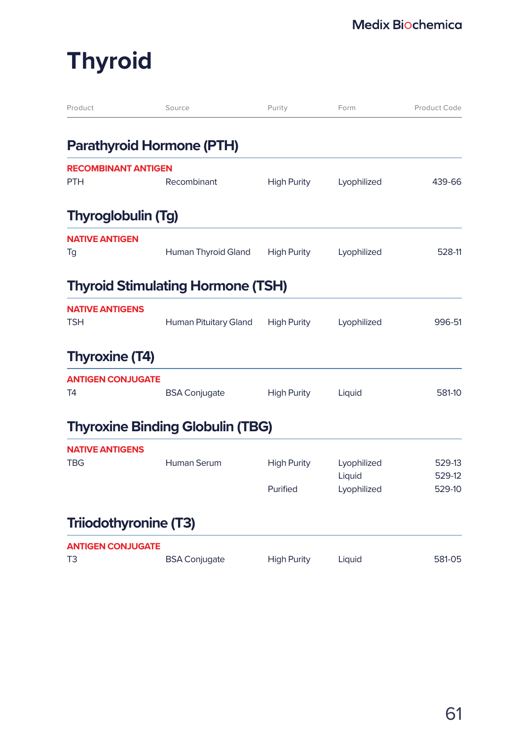# Thyroid

| Product | Source | Purity | Form | Product Code |
|---|---|---|---|---|

## Parathyroid Hormone (PTH)

**RECOMBINANT ANTIGEN**

| Product | Source | Purity | Form | Product Code |
|---|---|---|---|---|
| PTH | Recombinant | High Purity | Lyophilized | 439-66 |

## Thyroglobulin (Tg)

**NATIVE ANTIGEN**

| Product | Source | Purity | Form | Product Code |
|---|---|---|---|---|
| Tg | Human Thyroid Gland | High Purity | Lyophilized | 528-11 |

## Thyroid Stimulating Hormone (TSH)

**NATIVE ANTIGENS**

| Product | Source | Purity | Form | Product Code |
|---|---|---|---|---|
| TSH | Human Pituitary Gland | High Purity | Lyophilized | 996-51 |

## Thyroxine (T4)

**ANTIGEN CONJUGATE**

| Product | Source | Purity | Form | Product Code |
|---|---|---|---|---|
| T4 | BSA Conjugate | High Purity | Liquid | 581-10 |

## Thyroxine Binding Globulin (TBG)

**NATIVE ANTIGENS**

| Product | Source | Purity | Form | Product Code |
|---|---|---|---|---|
| TBG | Human Serum | High Purity | Lyophilized | 529-13 |
| | | | Liquid | 529-12 |
| | | Purified | Lyophilized | 529-10 |

## Triiodothyronine (T3)

**ANTIGEN CONJUGATE**

| Product | Source | Purity | Form | Product Code |
|---|---|---|---|---|
| T3 | BSA Conjugate | High Purity | Liquid | 581-05 |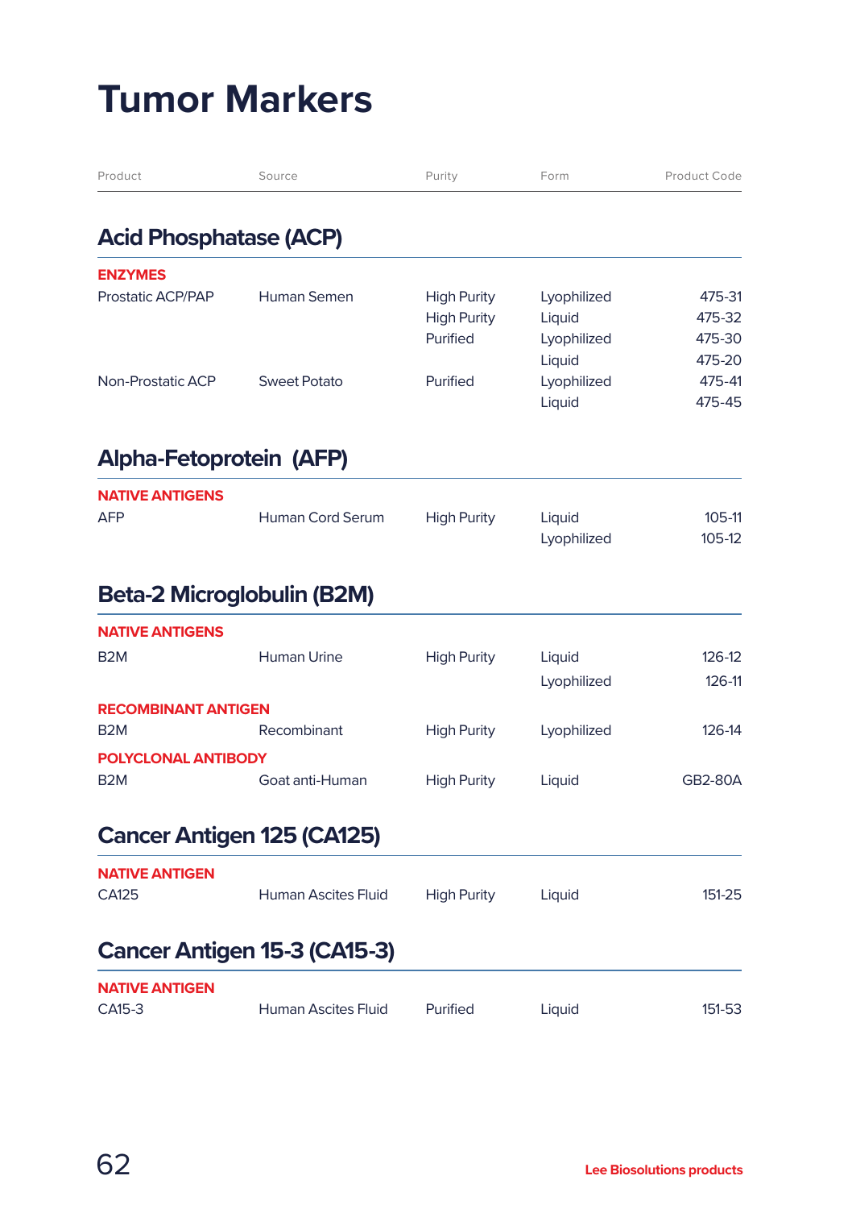# Tumor Markers

| Product | Source | Purity | Form | Product Code |
|---|---|---|---|---|

## Acid Phosphatase (ACP)

| Product | Source | Purity | Form | Product Code |
|---|---|---|---|---|
| **ENZYMES** | | | | |
| Prostatic ACP/PAP | Human Semen | High Purity | Lyophilized | 475-31 |
| | | High Purity | Liquid | 475-32 |
| | | Purified | Lyophilized | 475-30 |
| | | | Liquid | 475-20 |
| Non-Prostatic ACP | Sweet Potato | Purified | Lyophilized | 475-41 |
| | | | Liquid | 475-45 |

## Alpha-Fetoprotein (AFP)

| Product | Source | Purity | Form | Product Code |
|---|---|---|---|---|
| **NATIVE ANTIGENS** | | | | |
| AFP | Human Cord Serum | High Purity | Liquid | 105-11 |
| | | | Lyophilized | 105-12 |

## Beta-2 Microglobulin (B2M)

| Product | Source | Purity | Form | Product Code |
|---|---|---|---|---|
| **NATIVE ANTIGENS** | | | | |
| B2M | Human Urine | High Purity | Liquid | 126-12 |
| | | | Lyophilized | 126-11 |
| **RECOMBINANT ANTIGEN** | | | | |
| B2M | Recombinant | High Purity | Lyophilized | 126-14 |
| **POLYCLONAL ANTIBODY** | | | | |
| B2M | Goat anti-Human | High Purity | Liquid | GB2-80A |

## Cancer Antigen 125 (CA125)

| Product | Source | Purity | Form | Product Code |
|---|---|---|---|---|
| **NATIVE ANTIGEN** | | | | |
| CA125 | Human Ascites Fluid | High Purity | Liquid | 151-25 |

## Cancer Antigen 15-3 (CA15-3)

| Product | Source | Purity | Form | Product Code |
|---|---|---|---|---|
| **NATIVE ANTIGEN** | | | | |
| CA15-3 | Human Ascites Fluid | Purified | Liquid | 151-53 |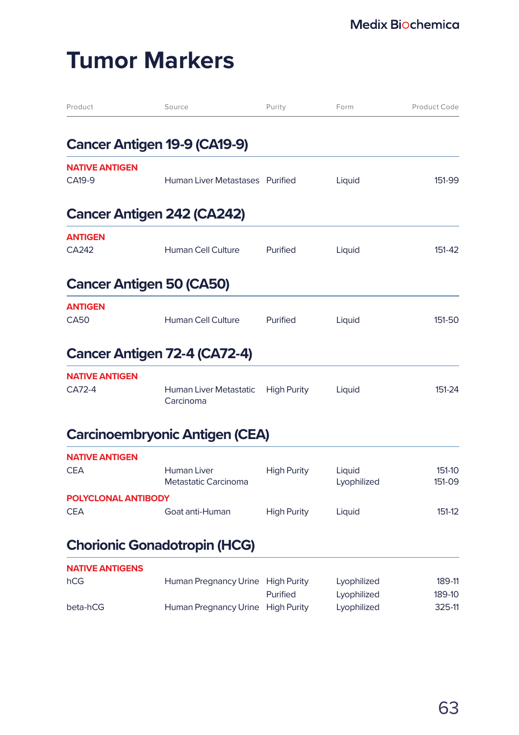# Tumor Markers

| Product | Source | Purity | Form | Product Code |
|---|---|---|---|---|

## Cancer Antigen 19-9 (CA19-9)

| Product | Source | Purity | Form | Product Code |
|---|---|---|---|---|
| **NATIVE ANTIGEN** | | | | |
| CA19-9 | Human Liver Metastases | Purified | Liquid | 151-99 |

## Cancer Antigen 242 (CA242)

| Product | Source | Purity | Form | Product Code |
|---|---|---|---|---|
| **ANTIGEN** | | | | |
| CA242 | Human Cell Culture | Purified | Liquid | 151-42 |

## Cancer Antigen 50 (CA50)

| Product | Source | Purity | Form | Product Code |
|---|---|---|---|---|
| **ANTIGEN** | | | | |
| CA50 | Human Cell Culture | Purified | Liquid | 151-50 |

## Cancer Antigen 72-4 (CA72-4)

| Product | Source | Purity | Form | Product Code |
|---|---|---|---|---|
| **NATIVE ANTIGEN** | | | | |
| CA72-4 | Human Liver Metastatic Carcinoma | High Purity | Liquid | 151-24 |

## Carcinoembryonic Antigen (CEA)

| Product | Source | Purity | Form | Product Code |
|---|---|---|---|---|
| **NATIVE ANTIGEN** | | | | |
| CEA | Human Liver Metastatic Carcinoma | High Purity | Liquid<br>Lyophilized | 151-10<br>151-09 |
| **POLYCLONAL ANTIBODY** | | | | |
| CEA | Goat anti-Human | High Purity | Liquid | 151-12 |

## Chorionic Gonadotropin (HCG)

| Product | Source | Purity | Form | Product Code |
|---|---|---|---|---|
| **NATIVE ANTIGENS** | | | | |
| hCG | Human Pregnancy Urine | High Purity | Lyophilized | 189-11 |
| | | Purified | Lyophilized | 189-10 |
| beta-hCG | Human Pregnancy Urine | High Purity | Lyophilized | 325-11 |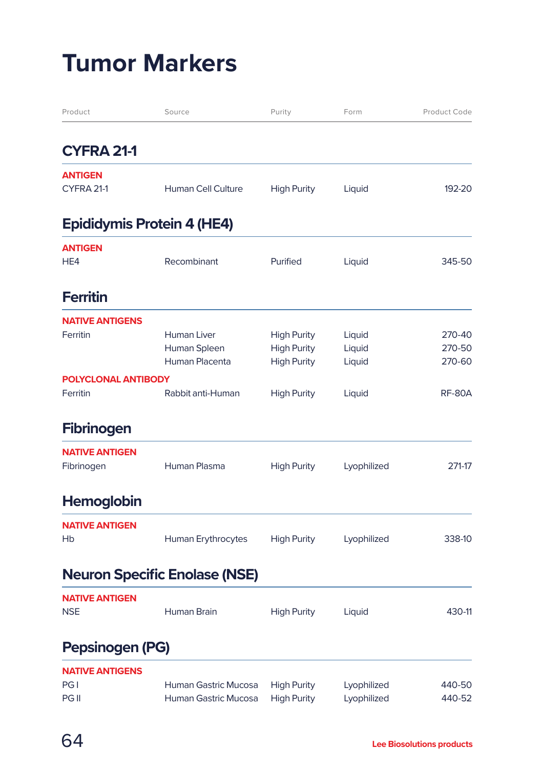# Tumor Markers

| Product | Source | Purity | Form | Product Code |
|---|---|---|---|---|

## CYFRA 21-1

| Product | Source | Purity | Form | Product Code |
|---|---|---|---|---|
| **ANTIGEN** | | | | |
| CYFRA 21-1 | Human Cell Culture | High Purity | Liquid | 192-20 |

## Epididymis Protein 4 (HE4)

| Product | Source | Purity | Form | Product Code |
|---|---|---|---|---|
| **ANTIGEN** | | | | |
| HE4 | Recombinant | Purified | Liquid | 345-50 |

## Ferritin

| Product | Source | Purity | Form | Product Code |
|---|---|---|---|---|
| **NATIVE ANTIGENS** | | | | |
| Ferritin | Human Liver | High Purity | Liquid | 270-40 |
| | Human Spleen | High Purity | Liquid | 270-50 |
| | Human Placenta | High Purity | Liquid | 270-60 |
| **POLYCLONAL ANTIBODY** | | | | |
| Ferritin | Rabbit anti-Human | High Purity | Liquid | RF-80A |

## Fibrinogen

| Product | Source | Purity | Form | Product Code |
|---|---|---|---|---|
| **NATIVE ANTIGEN** | | | | |
| Fibrinogen | Human Plasma | High Purity | Lyophilized | 271-17 |

## Hemoglobin

| Product | Source | Purity | Form | Product Code |
|---|---|---|---|---|
| **NATIVE ANTIGEN** | | | | |
| Hb | Human Erythrocytes | High Purity | Lyophilized | 338-10 |

## Neuron Specific Enolase (NSE)

| Product | Source | Purity | Form | Product Code |
|---|---|---|---|---|
| **NATIVE ANTIGEN** | | | | |
| NSE | Human Brain | High Purity | Liquid | 430-11 |

## Pepsinogen (PG)

| Product | Source | Purity | Form | Product Code |
|---|---|---|---|---|
| **NATIVE ANTIGENS** | | | | |
| PG I | Human Gastric Mucosa | High Purity | Lyophilized | 440-50 |
| PG II | Human Gastric Mucosa | High Purity | Lyophilized | 440-52 |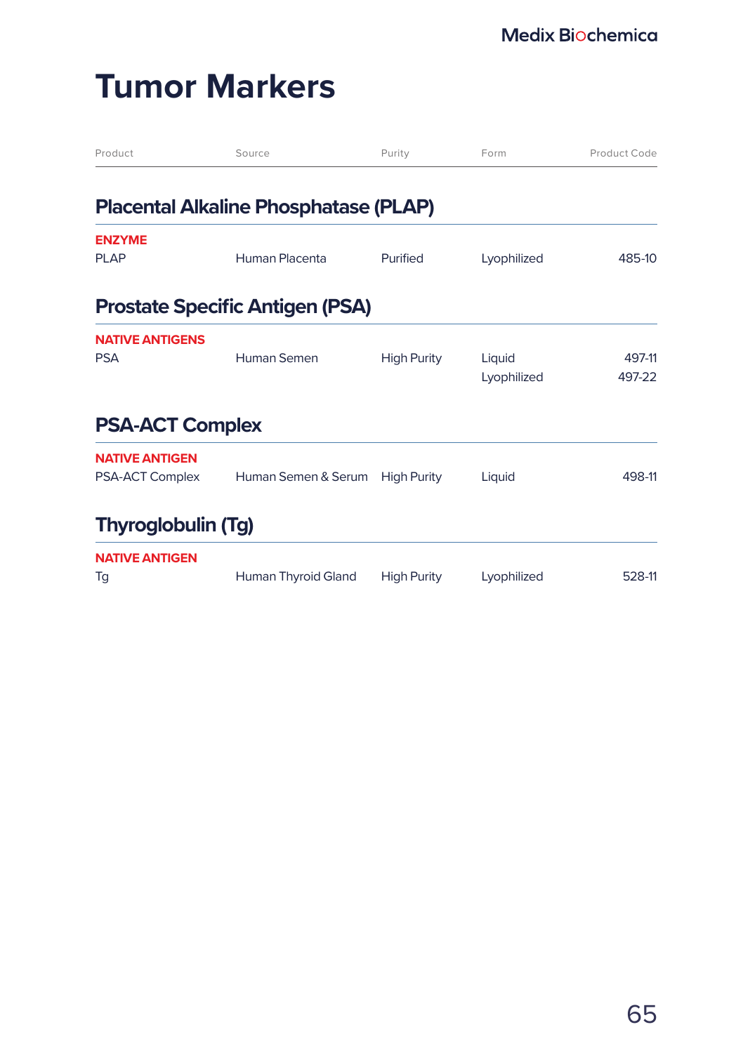# Tumor Markers

| Product | Source | Purity | Form | Product Code |
|---|---|---|---|---|

## Placental Alkaline Phosphatase (PLAP)

| Product | Source | Purity | Form | Product Code |
|---|---|---|---|---|
| **ENZYME** | | | | |
| PLAP | Human Placenta | Purified | Lyophilized | 485-10 |

## Prostate Specific Antigen (PSA)

| Product | Source | Purity | Form | Product Code |
|---|---|---|---|---|
| **NATIVE ANTIGENS** | | | | |
| PSA | Human Semen | High Purity | Liquid | 497-11 |
| | | | Lyophilized | 497-22 |

## PSA-ACT Complex

| Product | Source | Purity | Form | Product Code |
|---|---|---|---|---|
| **NATIVE ANTIGEN** | | | | |
| PSA-ACT Complex | Human Semen & Serum | High Purity | Liquid | 498-11 |

## Thyroglobulin (Tg)

| Product | Source | Purity | Form | Product Code |
|---|---|---|---|---|
| **NATIVE ANTIGEN** | | | | |
| Tg | Human Thyroid Gland | High Purity | Lyophilized | 528-11 |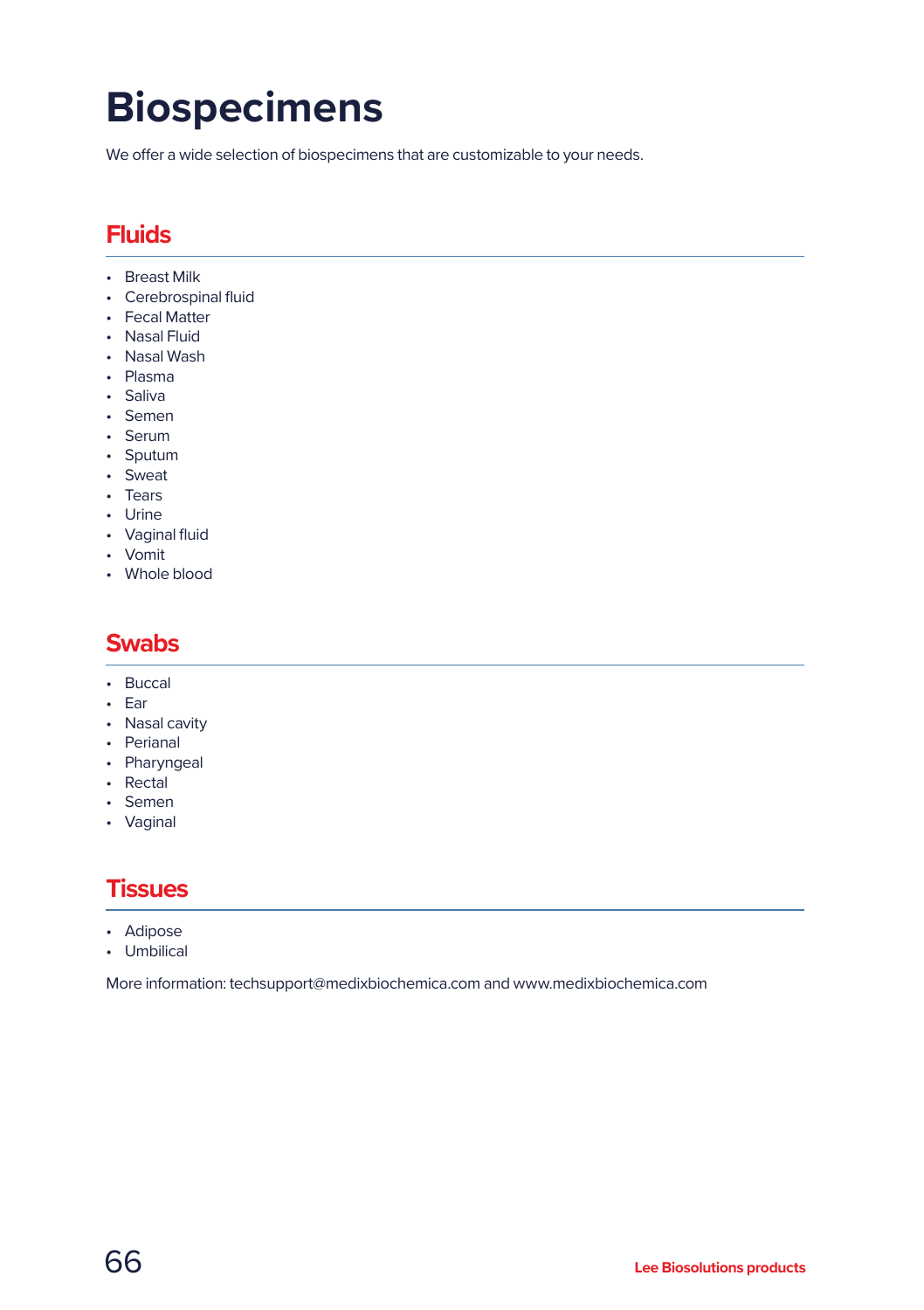# Biospecimens

We offer a wide selection of biospecimens that are customizable to your needs.

## Fluids

- Breast Milk
- Cerebrospinal fluid
- Fecal Matter
- Nasal Fluid
- Nasal Wash
- Plasma
- Saliva
- Semen
- Serum
- Sputum
- Sweat
- Tears
- Urine
- Vaginal fluid
- Vomit
- Whole blood

## Swabs

- Buccal
- Ear
- Nasal cavity
- Perianal
- Pharyngeal
- Rectal
- Semen
- Vaginal

## Tissues

- Adipose
- Umbilical

More information: techsupport@medixbiochemica.com and www.medixbiochemica.com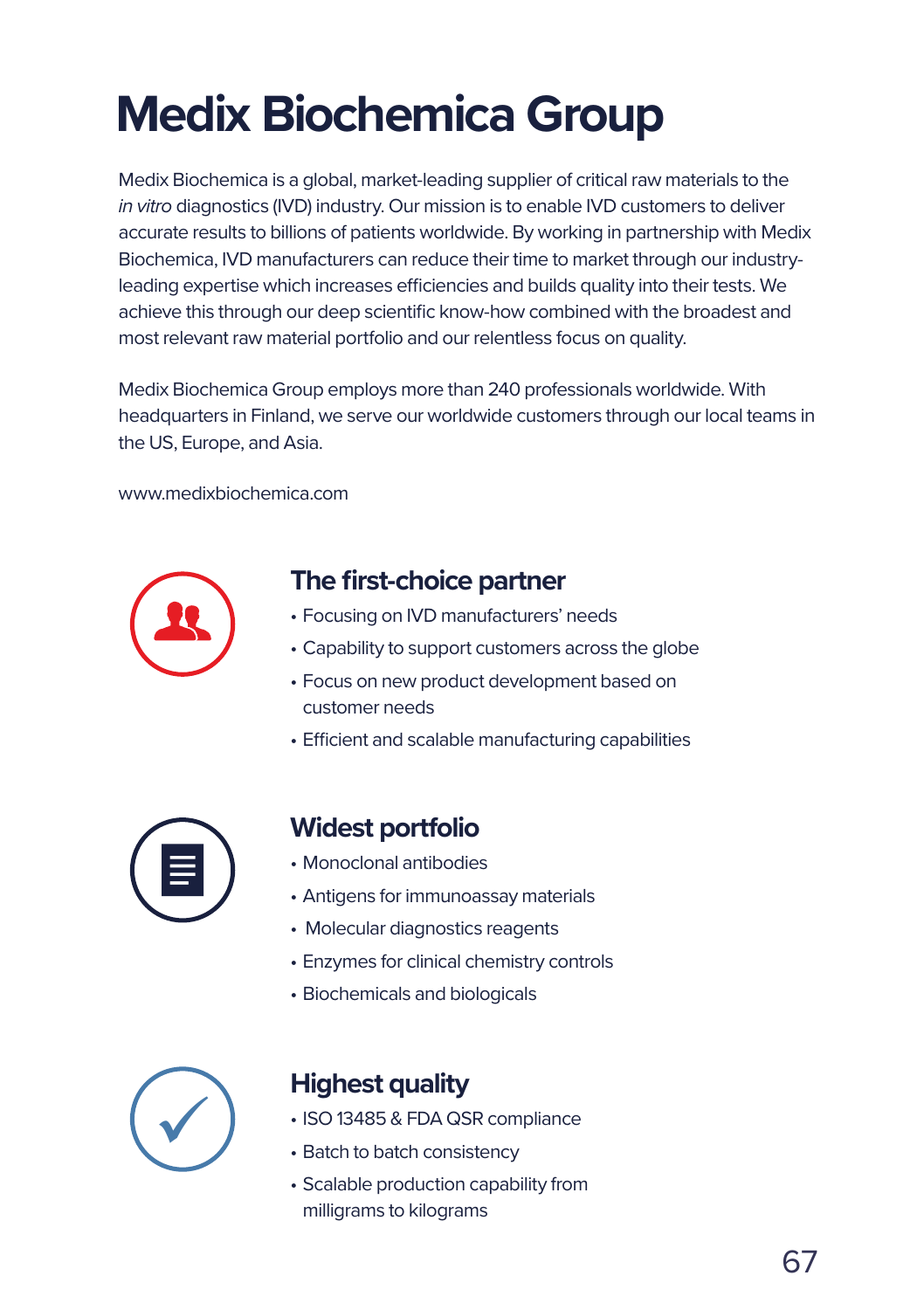# Medix Biochemica Group

Medix Biochemica is a global, market-leading supplier of critical raw materials to the *in vitro* diagnostics (IVD) industry. Our mission is to enable IVD customers to deliver accurate results to billions of patients worldwide. By working in partnership with Medix Biochemica, IVD manufacturers can reduce their time to market through our industry-leading expertise which increases efficiencies and builds quality into their tests. We achieve this through our deep scientific know-how combined with the broadest and most relevant raw material portfolio and our relentless focus on quality.

Medix Biochemica Group employs more than 240 professionals worldwide. With headquarters in Finland, we serve our worldwide customers through our local teams in the US, Europe, and Asia.

www.medixbiochemica.com

## The first-choice partner

- Focusing on IVD manufacturers' needs
- Capability to support customers across the globe
- Focus on new product development based on customer needs
- Efficient and scalable manufacturing capabilities

## Widest portfolio

- Monoclonal antibodies
- Antigens for immunoassay materials
- Molecular diagnostics reagents
- Enzymes for clinical chemistry controls
- Biochemicals and biologicals

## Highest quality

- ISO 13485 & FDA QSR compliance
- Batch to batch consistency
- Scalable production capability from milligrams to kilograms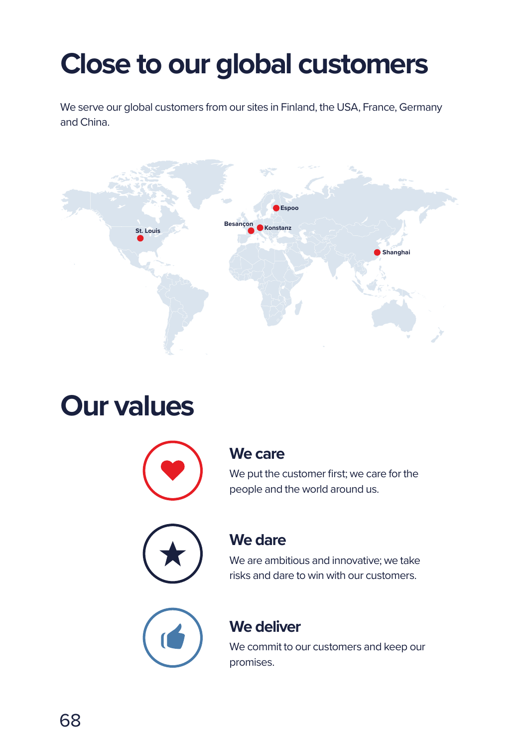# Close to our global customers

We serve our global customers from our sites in Finland, the USA, France, Germany and China.

St. Louis

Besançon

Konstanz

Espoo

Shanghai

# Our values

## We care

We put the customer first; we care for the people and the world around us.

## We dare

We are ambitious and innovative; we take risks and dare to win with our customers.

## We deliver

We commit to our customers and keep our promises.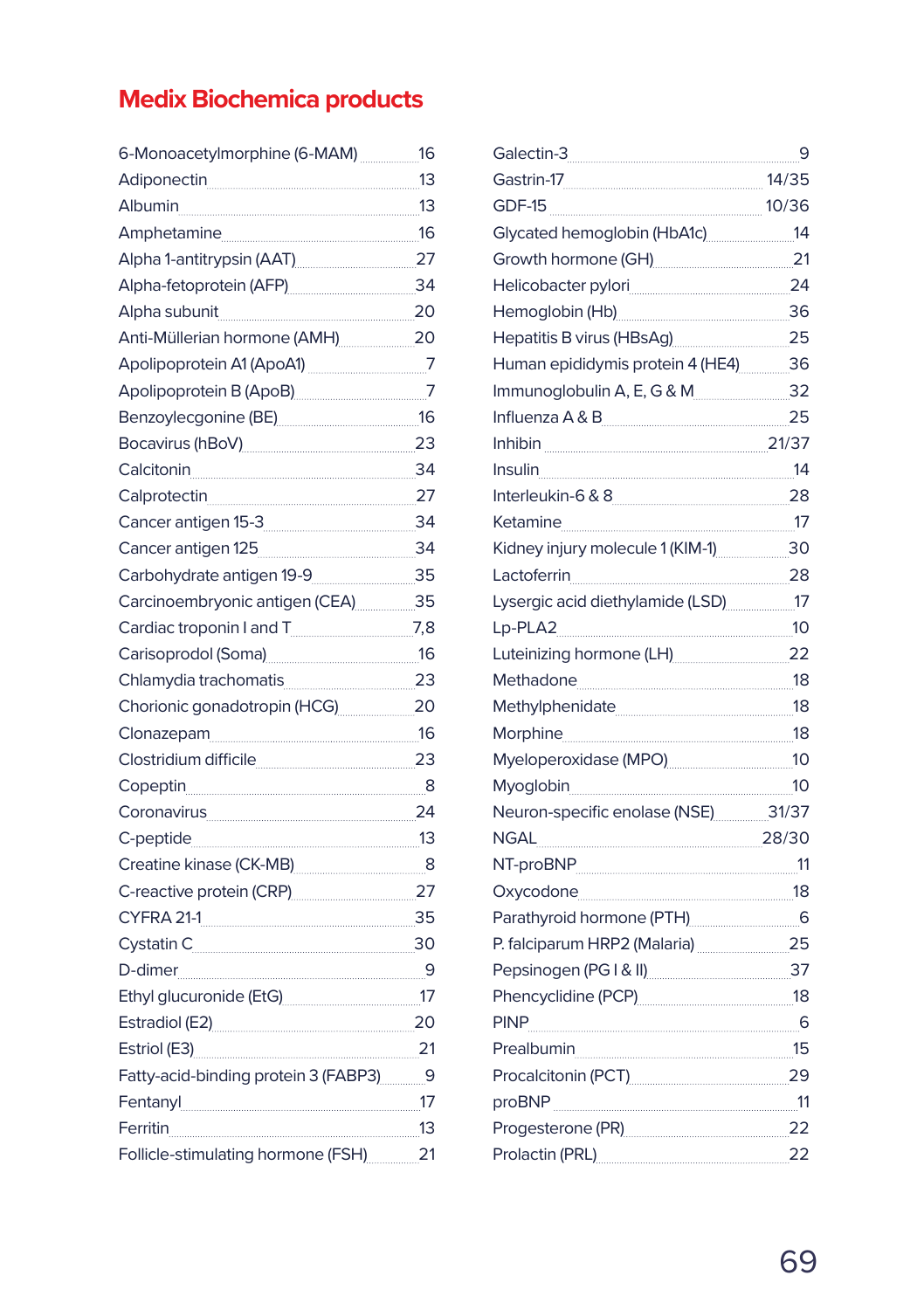# Medix Biochemica products

| Product | Page |
|---|---|
| 6-Monoacetylmorphine (6-MAM) | 16 |
| Adiponectin | 13 |
| Albumin | 13 |
| Amphetamine | 16 |
| Alpha 1-antitrypsin (AAT) | 27 |
| Alpha-fetoprotein (AFP) | 34 |
| Alpha subunit | 20 |
| Anti-Müllerian hormone (AMH) | 20 |
| Apolipoprotein A1 (ApoA1) | 7 |
| Apolipoprotein B (ApoB) | 7 |
| Benzoylecgonine (BE) | 16 |
| Bocavirus (hBoV) | 23 |
| Calcitonin | 34 |
| Calprotectin | 27 |
| Cancer antigen 15-3 | 34 |
| Cancer antigen 125 | 34 |
| Carbohydrate antigen 19-9 | 35 |
| Carcinoembryonic antigen (CEA) | 35 |
| Cardiac troponin I and T | 7,8 |
| Carisoprodol (Soma) | 16 |
| Chlamydia trachomatis | 23 |
| Chorionic gonadotropin (HCG) | 20 |
| Clonazepam | 16 |
| Clostridium difficile | 23 |
| Copeptin | 8 |
| Coronavirus | 24 |
| C-peptide | 13 |
| Creatine kinase (CK-MB) | 8 |
| C-reactive protein (CRP) | 27 |
| CYFRA 21-1 | 35 |
| Cystatin C | 30 |
| D-dimer | 9 |
| Ethyl glucuronide (EtG) | 17 |
| Estradiol (E2) | 20 |
| Estriol (E3) | 21 |
| Fatty-acid-binding protein 3 (FABP3) | 9 |
| Fentanyl | 17 |
| Ferritin | 13 |
| Follicle-stimulating hormone (FSH) | 21 |
| Galectin-3 | 9 |
| Gastrin-17 | 14/35 |
| GDF-15 | 10/36 |
| Glycated hemoglobin (HbA1c) | 14 |
| Growth hormone (GH) | 21 |
| Helicobacter pylori | 24 |
| Hemoglobin (Hb) | 36 |
| Hepatitis B virus (HBsAg) | 25 |
| Human epididymis protein 4 (HE4) | 36 |
| Immunoglobulin A, E, G & M | 32 |
| Influenza A & B | 25 |
| Inhibin | 21/37 |
| Insulin | 14 |
| Interleukin-6 & 8 | 28 |
| Ketamine | 17 |
| Kidney injury molecule 1 (KIM-1) | 30 |
| Lactoferrin | 28 |
| Lysergic acid diethylamide (LSD) | 17 |
| Lp-PLA2 | 10 |
| Luteinizing hormone (LH) | 22 |
| Methadone | 18 |
| Methylphenidate | 18 |
| Morphine | 18 |
| Myeloperoxidase (MPO) | 10 |
| Myoglobin | 10 |
| Neuron-specific enolase (NSE) | 31/37 |
| NGAL | 28/30 |
| NT-proBNP | 11 |
| Oxycodone | 18 |
| Parathyroid hormone (PTH) | 6 |
| P. falciparum HRP2 (Malaria) | 25 |
| Pepsinogen (PG I & II) | 37 |
| Phencyclidine (PCP) | 18 |
| PINP | 6 |
| Prealbumin | 15 |
| Procalcitonin (PCT) | 29 |
| proBNP | 11 |
| Progesterone (PR) | 22 |
| Prolactin (PRL) | 22 |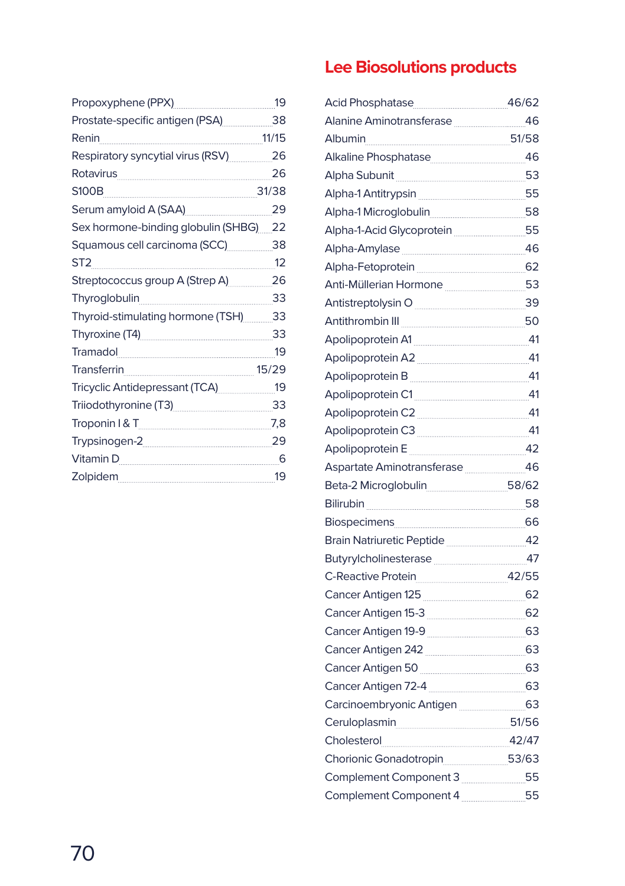Propoxyphene (PPX) ........ 19
Prostate-specific antigen (PSA) ........ 38
Renin ........ 11/15
Respiratory syncytial virus (RSV) ........ 26
Rotavirus ........ 26
S100B ........ 31/38
Serum amyloid A (SAA) ........ 29
Sex hormone-binding globulin (SHBG) ........ 22
Squamous cell carcinoma (SCC) ........ 38
ST2 ........ 12
Streptococcus group A (Strep A) ........ 26
Thyroglobulin ........ 33
Thyroid-stimulating hormone (TSH) ........ 33
Thyroxine (T4) ........ 33
Tramadol ........ 19
Transferrin ........ 15/29
Tricyclic Antidepressant (TCA) ........ 19
Triiodothyronine (T3) ........ 33
Troponin I & T ........ 7,8
Trypsinogen-2 ........ 29
Vitamin D ........ 6
Zolpidem ........ 19

## Lee Biosolutions products

Acid Phosphatase ........ 46/62
Alanine Aminotransferase ........ 46
Albumin ........ 51/58
Alkaline Phosphatase ........ 46
Alpha Subunit ........ 53
Alpha-1 Antitrypsin ........ 55
Alpha-1 Microglobulin ........ 58
Alpha-1-Acid Glycoprotein ........ 55
Alpha-Amylase ........ 46
Alpha-Fetoprotein ........ 62
Anti-Müllerian Hormone ........ 53
Antistreptolysin O ........ 39
Antithrombin III ........ 50
Apolipoprotein A1 ........ 41
Apolipoprotein A2 ........ 41
Apolipoprotein B ........ 41
Apolipoprotein C1 ........ 41
Apolipoprotein C2 ........ 41
Apolipoprotein C3 ........ 41
Apolipoprotein E ........ 42
Aspartate Aminotransferase ........ 46
Beta-2 Microglobulin ........ 58/62
Bilirubin ........ 58
Biospecimens ........ 66
Brain Natriuretic Peptide ........ 42
Butyrylcholinesterase ........ 47
C-Reactive Protein ........ 42/55
Cancer Antigen 125 ........ 62
Cancer Antigen 15-3 ........ 62
Cancer Antigen 19-9 ........ 63
Cancer Antigen 242 ........ 63
Cancer Antigen 50 ........ 63
Cancer Antigen 72-4 ........ 63
Carcinoembryonic Antigen ........ 63
Ceruloplasmin ........ 51/56
Cholesterol ........ 42/47
Chorionic Gonadotropin ........ 53/63
Complement Component 3 ........ 55
Complement Component 4 ........ 55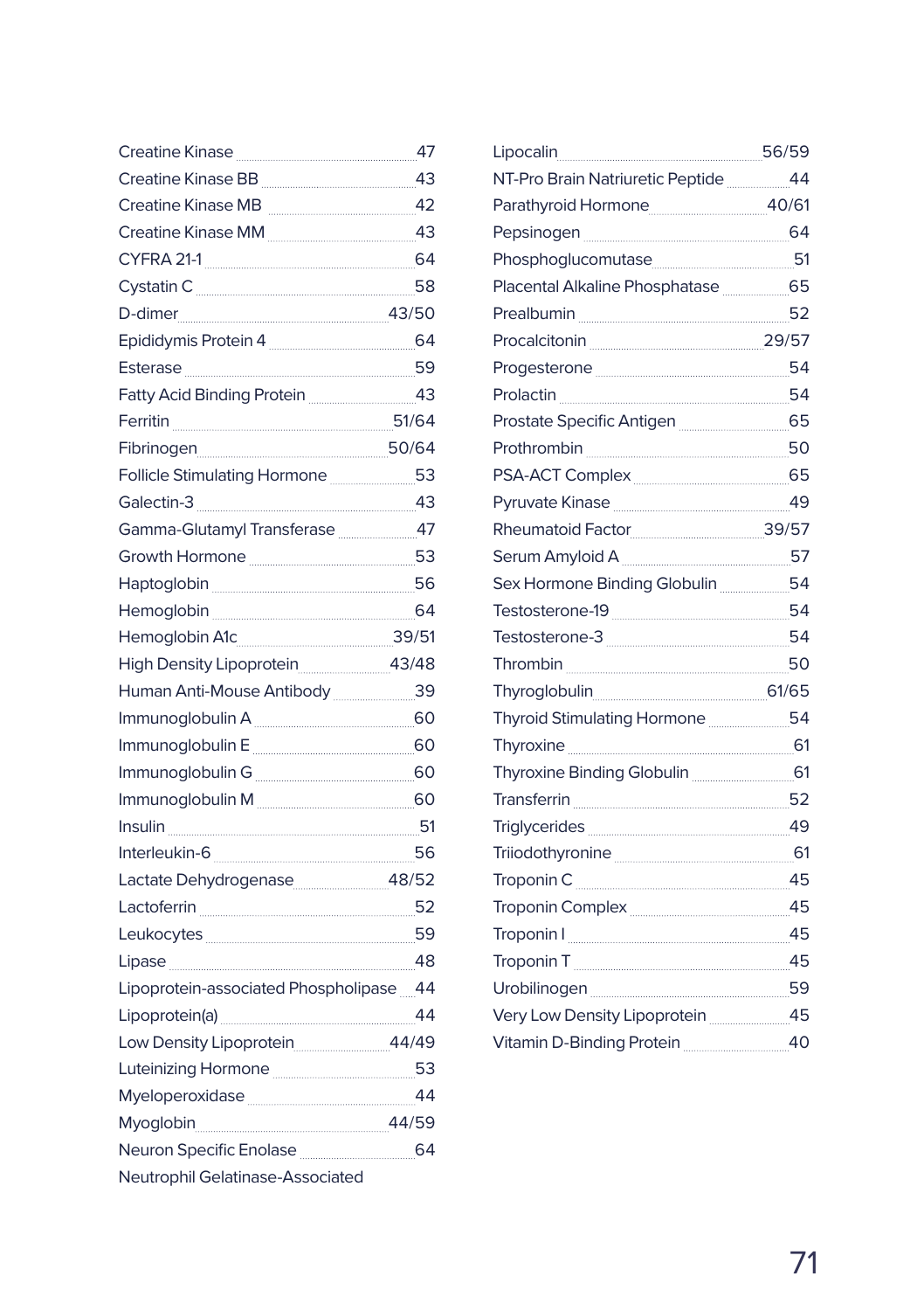Creatine Kinase 47
Creatine Kinase BB 43
Creatine Kinase MB 42
Creatine Kinase MM 43
CYFRA 21-1 64
Cystatin C 58
D-dimer 43/50
Epididymis Protein 4 64
Esterase 59
Fatty Acid Binding Protein 43
Ferritin 51/64
Fibrinogen 50/64
Follicle Stimulating Hormone 53
Galectin-3 43
Gamma-Glutamyl Transferase 47
Growth Hormone 53
Haptoglobin 56
Hemoglobin 64
Hemoglobin A1c 39/51
High Density Lipoprotein 43/48
Human Anti-Mouse Antibody 39
Immunoglobulin A 60
Immunoglobulin E 60
Immunoglobulin G 60
Immunoglobulin M 60
Insulin 51
Interleukin-6 56
Lactate Dehydrogenase 48/52
Lactoferrin 52
Leukocytes 59
Lipase 48
Lipoprotein-associated Phospholipase 44
Lipoprotein(a) 44
Low Density Lipoprotein 44/49
Luteinizing Hormone 53
Myeloperoxidase 44
Myoglobin 44/59
Neuron Specific Enolase 64
Neutrophil Gelatinase-Associated
Lipocalin 56/59
NT-Pro Brain Natriuretic Peptide 44
Parathyroid Hormone 40/61
Pepsinogen 64
Phosphoglucomutase 51
Placental Alkaline Phosphatase 65
Prealbumin 52
Procalcitonin 29/57
Progesterone 54
Prolactin 54
Prostate Specific Antigen 65
Prothrombin 50
PSA-ACT Complex 65
Pyruvate Kinase 49
Rheumatoid Factor 39/57
Serum Amyloid A 57
Sex Hormone Binding Globulin 54
Testosterone-19 54
Testosterone-3 54
Thrombin 50
Thyroglobulin 61/65
Thyroid Stimulating Hormone 54
Thyroxine 61
Thyroxine Binding Globulin 61
Transferrin 52
Triglycerides 49
Triiodothyronine 61
Troponin C 45
Troponin Complex 45
Troponin I 45
Troponin T 45
Urobilinogen 59
Very Low Density Lipoprotein 45
Vitamin D-Binding Protein 40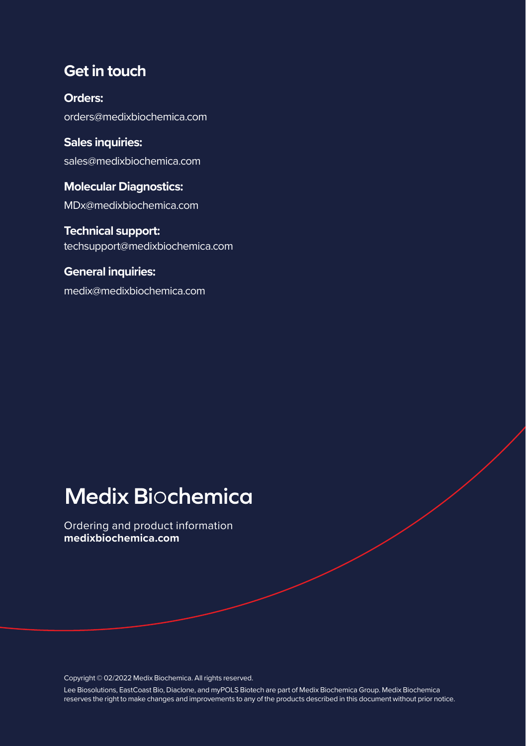## Get in touch

**Orders:**

orders@medixbiochemica.com

**Sales inquiries:**

sales@medixbiochemica.com

**Molecular Diagnostics:**

MDx@medixbiochemica.com

**Technical support:**

techsupport@medixbiochemica.com

**General inquiries:**

medix@medixbiochemica.com

# Medix Biochemica

Ordering and product information
**medixbiochemica.com**

Copyright © 02/2022 Medix Biochemica. All rights reserved.

Lee Biosolutions, EastCoast Bio, Diaclone, and myPOLS Biotech are part of Medix Biochemica Group. Medix Biochemica reserves the right to make changes and improvements to any of the products described in this document without prior notice.